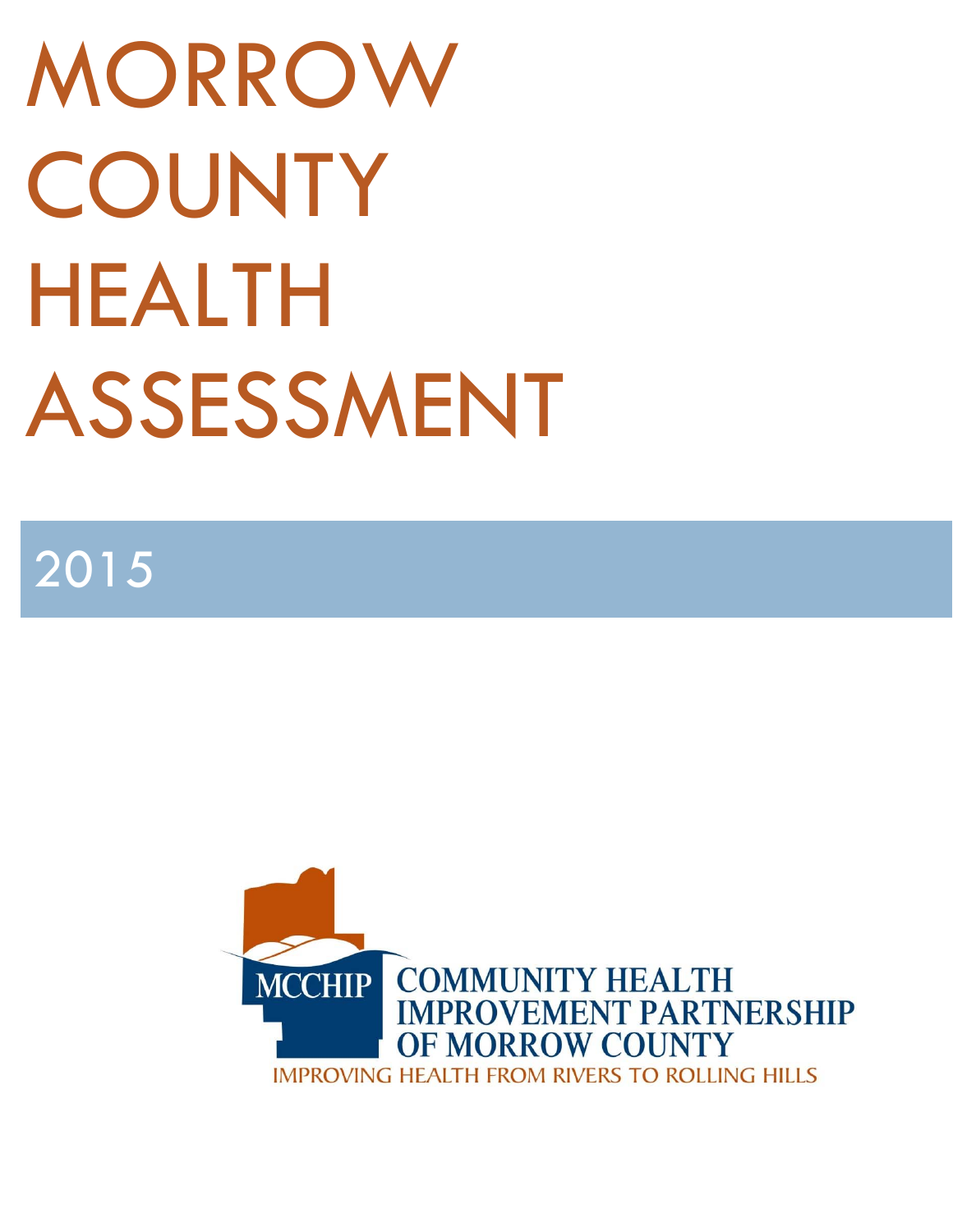# MORROW COUNTY HEALTH ASSESSMENT

## 2015

MCCHIP COMMUNITY HEALTH IMPROVEMENT PARTNERSHIP OF MORROW COUNTY

IMPROVING HEALTH FROM RIVERS TO ROLLING HILLS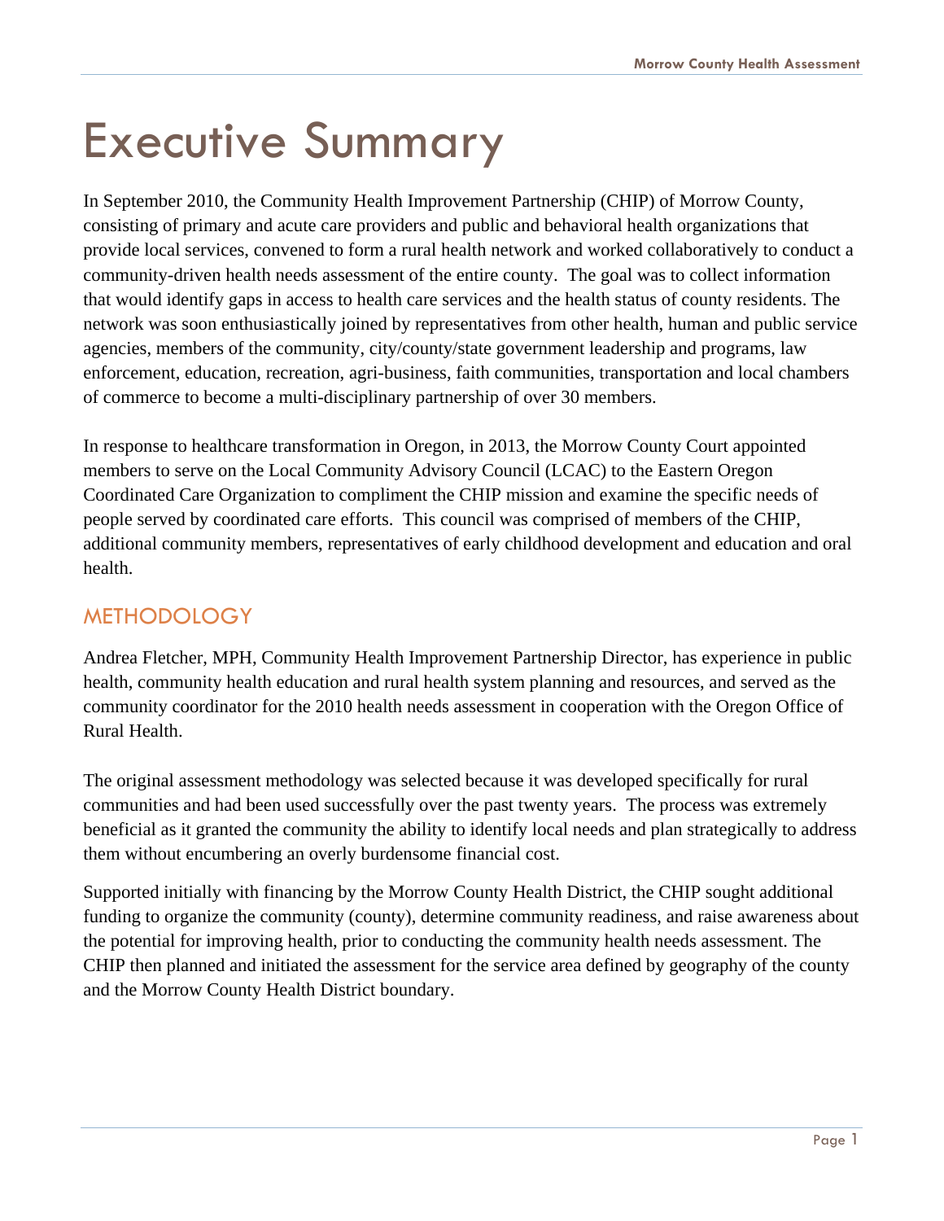# Executive Summary

In September 2010, the Community Health Improvement Partnership (CHIP) of Morrow County, consisting of primary and acute care providers and public and behavioral health organizations that provide local services, convened to form a rural health network and worked collaboratively to conduct a community-driven health needs assessment of the entire county. The goal was to collect information that would identify gaps in access to health care services and the health status of county residents. The network was soon enthusiastically joined by representatives from other health, human and public service agencies, members of the community, city/county/state government leadership and programs, law enforcement, education, recreation, agri-business, faith communities, transportation and local chambers of commerce to become a multi-disciplinary partnership of over 30 members.

In response to healthcare transformation in Oregon, in 2013, the Morrow County Court appointed members to serve on the Local Community Advisory Council (LCAC) to the Eastern Oregon Coordinated Care Organization to compliment the CHIP mission and examine the specific needs of people served by coordinated care efforts. This council was comprised of members of the CHIP, additional community members, representatives of early childhood development and education and oral health.

## METHODOLOGY

Andrea Fletcher, MPH, Community Health Improvement Partnership Director, has experience in public health, community health education and rural health system planning and resources, and served as the community coordinator for the 2010 health needs assessment in cooperation with the Oregon Office of Rural Health.

The original assessment methodology was selected because it was developed specifically for rural communities and had been used successfully over the past twenty years. The process was extremely beneficial as it granted the community the ability to identify local needs and plan strategically to address them without encumbering an overly burdensome financial cost.

Supported initially with financing by the Morrow County Health District, the CHIP sought additional funding to organize the community (county), determine community readiness, and raise awareness about the potential for improving health, prior to conducting the community health needs assessment. The CHIP then planned and initiated the assessment for the service area defined by geography of the county and the Morrow County Health District boundary.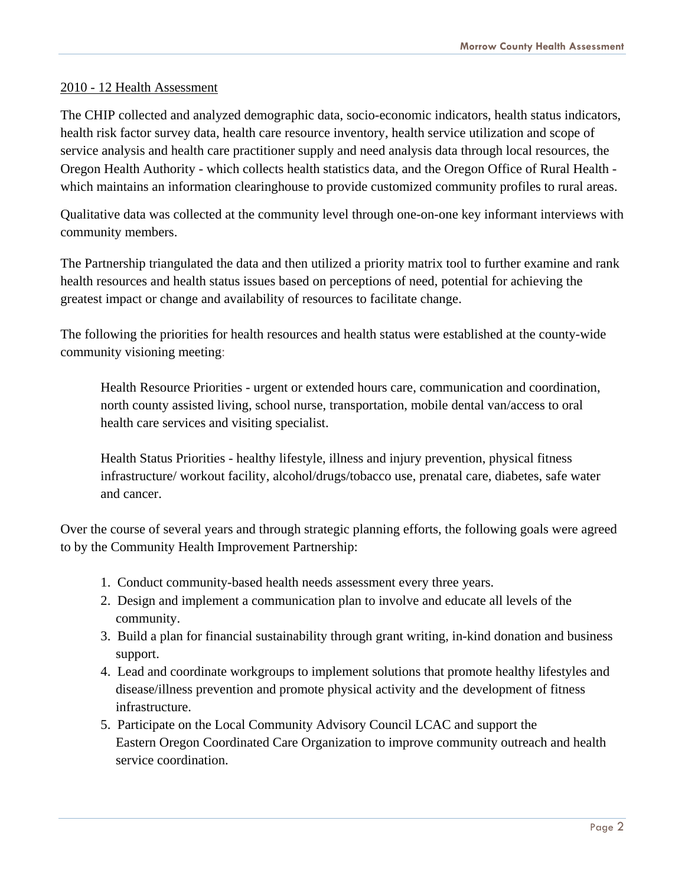2010 - 12 Health Assessment

The CHIP collected and analyzed demographic data, socio-economic indicators, health status indicators, health risk factor survey data, health care resource inventory, health service utilization and scope of service analysis and health care practitioner supply and need analysis data through local resources, the Oregon Health Authority - which collects health statistics data, and the Oregon Office of Rural Health - which maintains an information clearinghouse to provide customized community profiles to rural areas.

Qualitative data was collected at the community level through one-on-one key informant interviews with community members.

The Partnership triangulated the data and then utilized a priority matrix tool to further examine and rank health resources and health status issues based on perceptions of need, potential for achieving the greatest impact or change and availability of resources to facilitate change.

The following the priorities for health resources and health status were established at the county-wide community visioning meeting:

> Health Resource Priorities - urgent or extended hours care, communication and coordination, north county assisted living, school nurse, transportation, mobile dental van/access to oral health care services and visiting specialist.
>
> Health Status Priorities - healthy lifestyle, illness and injury prevention, physical fitness infrastructure/ workout facility, alcohol/drugs/tobacco use, prenatal care, diabetes, safe water and cancer.

Over the course of several years and through strategic planning efforts, the following goals were agreed to by the Community Health Improvement Partnership:

1. Conduct community-based health needs assessment every three years.
2. Design and implement a communication plan to involve and educate all levels of the community.
3. Build a plan for financial sustainability through grant writing, in-kind donation and business support.
4. Lead and coordinate workgroups to implement solutions that promote healthy lifestyles and disease/illness prevention and promote physical activity and the development of fitness infrastructure.
5. Participate on the Local Community Advisory Council LCAC and support the Eastern Oregon Coordinated Care Organization to improve community outreach and health service coordination.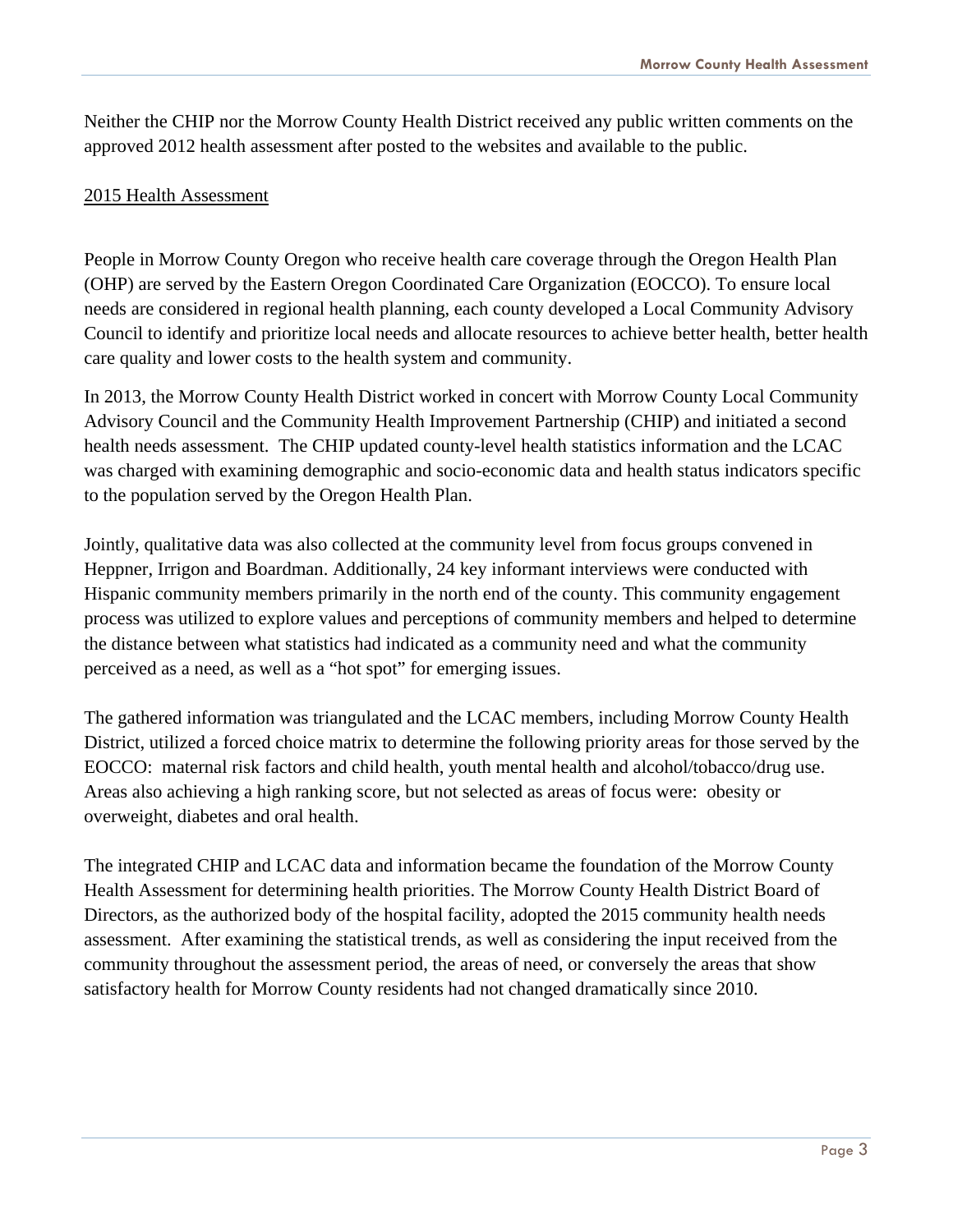Neither the CHIP nor the Morrow County Health District received any public written comments on the approved 2012 health assessment after posted to the websites and available to the public.

2015 Health Assessment

People in Morrow County Oregon who receive health care coverage through the Oregon Health Plan (OHP) are served by the Eastern Oregon Coordinated Care Organization (EOCCO). To ensure local needs are considered in regional health planning, each county developed a Local Community Advisory Council to identify and prioritize local needs and allocate resources to achieve better health, better health care quality and lower costs to the health system and community.

In 2013, the Morrow County Health District worked in concert with Morrow County Local Community Advisory Council and the Community Health Improvement Partnership (CHIP) and initiated a second health needs assessment. The CHIP updated county-level health statistics information and the LCAC was charged with examining demographic and socio-economic data and health status indicators specific to the population served by the Oregon Health Plan.

Jointly, qualitative data was also collected at the community level from focus groups convened in Heppner, Irrigon and Boardman. Additionally, 24 key informant interviews were conducted with Hispanic community members primarily in the north end of the county. This community engagement process was utilized to explore values and perceptions of community members and helped to determine the distance between what statistics had indicated as a community need and what the community perceived as a need, as well as a "hot spot" for emerging issues.

The gathered information was triangulated and the LCAC members, including Morrow County Health District, utilized a forced choice matrix to determine the following priority areas for those served by the EOCCO: maternal risk factors and child health, youth mental health and alcohol/tobacco/drug use. Areas also achieving a high ranking score, but not selected as areas of focus were: obesity or overweight, diabetes and oral health.

The integrated CHIP and LCAC data and information became the foundation of the Morrow County Health Assessment for determining health priorities. The Morrow County Health District Board of Directors, as the authorized body of the hospital facility, adopted the 2015 community health needs assessment. After examining the statistical trends, as well as considering the input received from the community throughout the assessment period, the areas of need, or conversely the areas that show satisfactory health for Morrow County residents had not changed dramatically since 2010.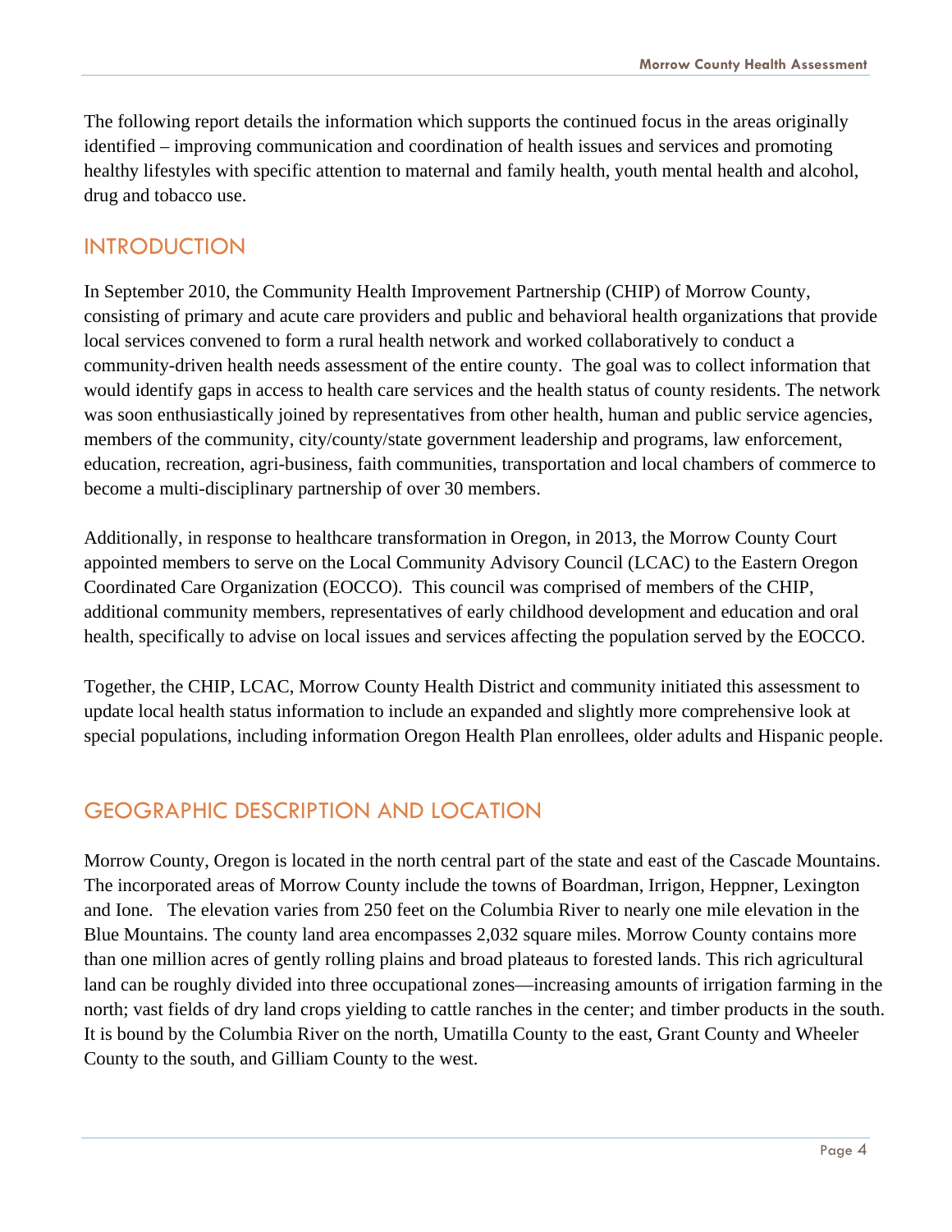The following report details the information which supports the continued focus in the areas originally identified – improving communication and coordination of health issues and services and promoting healthy lifestyles with specific attention to maternal and family health, youth mental health and alcohol, drug and tobacco use.

## INTRODUCTION

In September 2010, the Community Health Improvement Partnership (CHIP) of Morrow County, consisting of primary and acute care providers and public and behavioral health organizations that provide local services convened to form a rural health network and worked collaboratively to conduct a community-driven health needs assessment of the entire county. The goal was to collect information that would identify gaps in access to health care services and the health status of county residents. The network was soon enthusiastically joined by representatives from other health, human and public service agencies, members of the community, city/county/state government leadership and programs, law enforcement, education, recreation, agri-business, faith communities, transportation and local chambers of commerce to become a multi-disciplinary partnership of over 30 members.

Additionally, in response to healthcare transformation in Oregon, in 2013, the Morrow County Court appointed members to serve on the Local Community Advisory Council (LCAC) to the Eastern Oregon Coordinated Care Organization (EOCCO). This council was comprised of members of the CHIP, additional community members, representatives of early childhood development and education and oral health, specifically to advise on local issues and services affecting the population served by the EOCCO.

Together, the CHIP, LCAC, Morrow County Health District and community initiated this assessment to update local health status information to include an expanded and slightly more comprehensive look at special populations, including information Oregon Health Plan enrollees, older adults and Hispanic people.

## GEOGRAPHIC DESCRIPTION AND LOCATION

Morrow County, Oregon is located in the north central part of the state and east of the Cascade Mountains. The incorporated areas of Morrow County include the towns of Boardman, Irrigon, Heppner, Lexington and Ione. The elevation varies from 250 feet on the Columbia River to nearly one mile elevation in the Blue Mountains. The county land area encompasses 2,032 square miles. Morrow County contains more than one million acres of gently rolling plains and broad plateaus to forested lands. This rich agricultural land can be roughly divided into three occupational zones—increasing amounts of irrigation farming in the north; vast fields of dry land crops yielding to cattle ranches in the center; and timber products in the south. It is bound by the Columbia River on the north, Umatilla County to the east, Grant County and Wheeler County to the south, and Gilliam County to the west.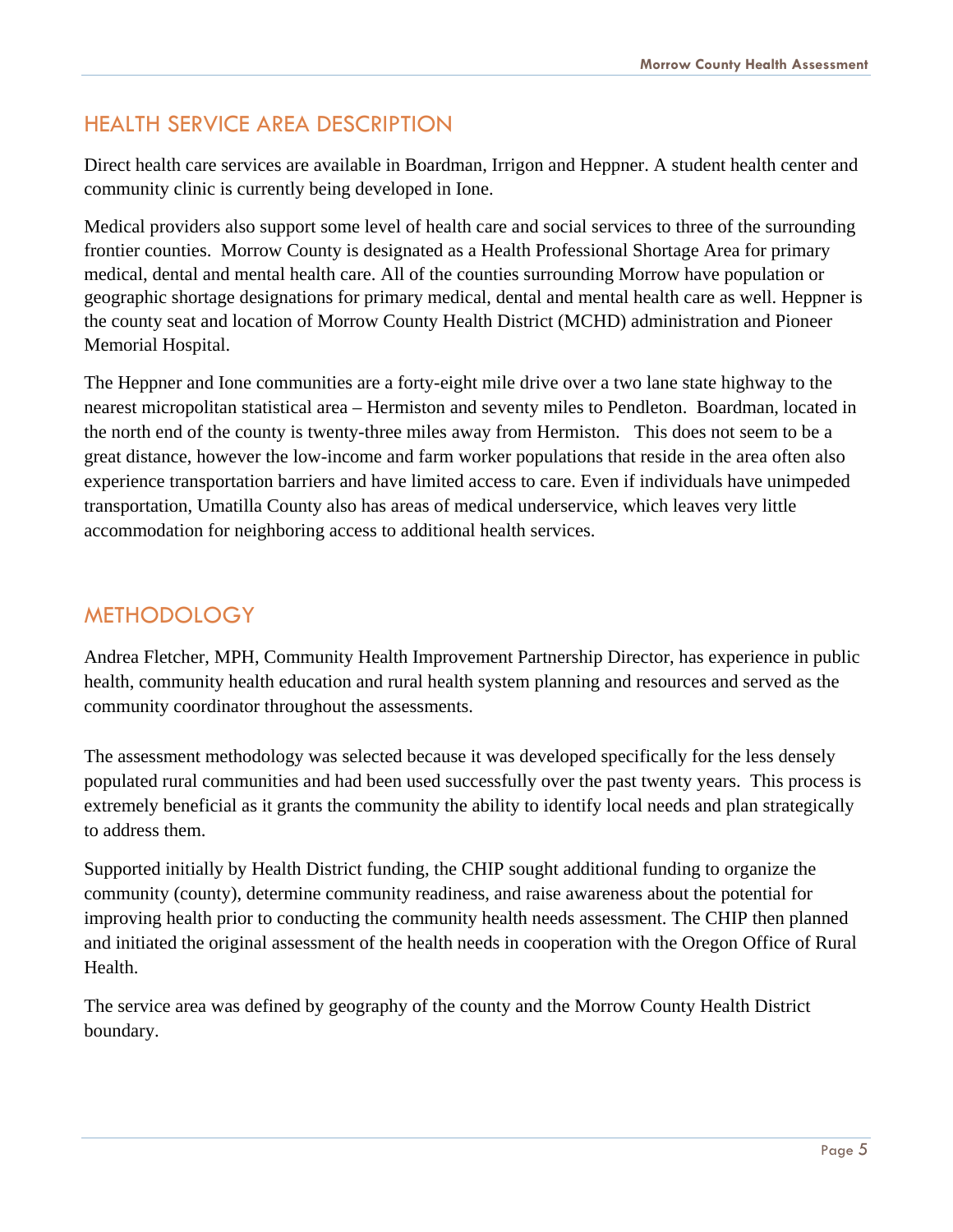## HEALTH SERVICE AREA DESCRIPTION

Direct health care services are available in Boardman, Irrigon and Heppner. A student health center and community clinic is currently being developed in Ione.

Medical providers also support some level of health care and social services to three of the surrounding frontier counties. Morrow County is designated as a Health Professional Shortage Area for primary medical, dental and mental health care. All of the counties surrounding Morrow have population or geographic shortage designations for primary medical, dental and mental health care as well. Heppner is the county seat and location of Morrow County Health District (MCHD) administration and Pioneer Memorial Hospital.

The Heppner and Ione communities are a forty-eight mile drive over a two lane state highway to the nearest micropolitan statistical area – Hermiston and seventy miles to Pendleton. Boardman, located in the north end of the county is twenty-three miles away from Hermiston. This does not seem to be a great distance, however the low-income and farm worker populations that reside in the area often also experience transportation barriers and have limited access to care. Even if individuals have unimpeded transportation, Umatilla County also has areas of medical underservice, which leaves very little accommodation for neighboring access to additional health services.

## METHODOLOGY

Andrea Fletcher, MPH, Community Health Improvement Partnership Director, has experience in public health, community health education and rural health system planning and resources and served as the community coordinator throughout the assessments.

The assessment methodology was selected because it was developed specifically for the less densely populated rural communities and had been used successfully over the past twenty years. This process is extremely beneficial as it grants the community the ability to identify local needs and plan strategically to address them.

Supported initially by Health District funding, the CHIP sought additional funding to organize the community (county), determine community readiness, and raise awareness about the potential for improving health prior to conducting the community health needs assessment. The CHIP then planned and initiated the original assessment of the health needs in cooperation with the Oregon Office of Rural Health.

The service area was defined by geography of the county and the Morrow County Health District boundary.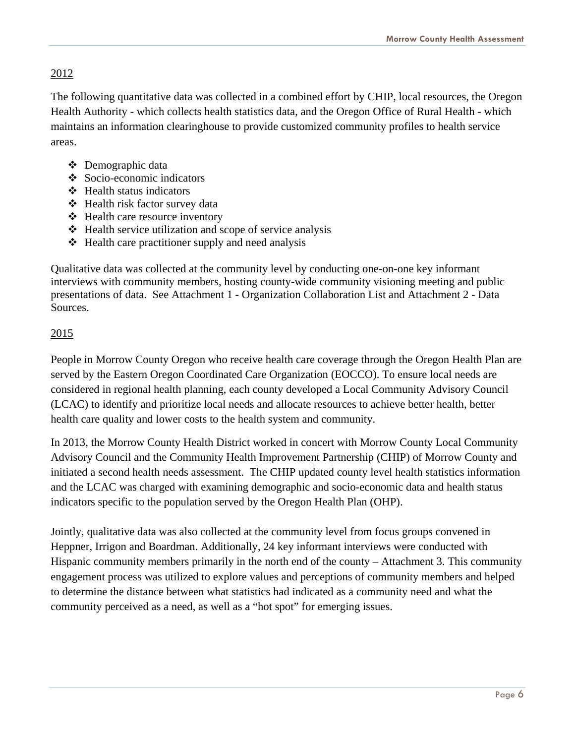<u>2012</u>

The following quantitative data was collected in a combined effort by CHIP, local resources, the Oregon Health Authority - which collects health statistics data, and the Oregon Office of Rural Health - which maintains an information clearinghouse to provide customized community profiles to health service areas.

- Demographic data
- Socio-economic indicators
- Health status indicators
- Health risk factor survey data
- Health care resource inventory
- Health service utilization and scope of service analysis
- Health care practitioner supply and need analysis

Qualitative data was collected at the community level by conducting one-on-one key informant interviews with community members, hosting county-wide community visioning meeting and public presentations of data. See Attachment 1 - Organization Collaboration List and Attachment 2 - Data Sources.

<u>2015</u>

People in Morrow County Oregon who receive health care coverage through the Oregon Health Plan are served by the Eastern Oregon Coordinated Care Organization (EOCCO). To ensure local needs are considered in regional health planning, each county developed a Local Community Advisory Council (LCAC) to identify and prioritize local needs and allocate resources to achieve better health, better health care quality and lower costs to the health system and community.

In 2013, the Morrow County Health District worked in concert with Morrow County Local Community Advisory Council and the Community Health Improvement Partnership (CHIP) of Morrow County and initiated a second health needs assessment. The CHIP updated county level health statistics information and the LCAC was charged with examining demographic and socio-economic data and health status indicators specific to the population served by the Oregon Health Plan (OHP).

Jointly, qualitative data was also collected at the community level from focus groups convened in Heppner, Irrigon and Boardman. Additionally, 24 key informant interviews were conducted with Hispanic community members primarily in the north end of the county – Attachment 3. This community engagement process was utilized to explore values and perceptions of community members and helped to determine the distance between what statistics had indicated as a community need and what the community perceived as a need, as well as a "hot spot" for emerging issues.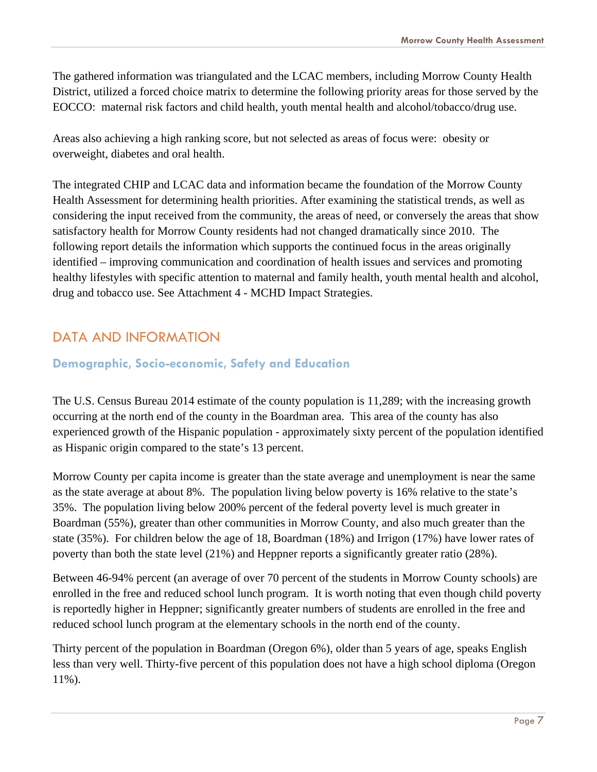The gathered information was triangulated and the LCAC members, including Morrow County Health District, utilized a forced choice matrix to determine the following priority areas for those served by the EOCCO: maternal risk factors and child health, youth mental health and alcohol/tobacco/drug use.

Areas also achieving a high ranking score, but not selected as areas of focus were: obesity or overweight, diabetes and oral health.

The integrated CHIP and LCAC data and information became the foundation of the Morrow County Health Assessment for determining health priorities. After examining the statistical trends, as well as considering the input received from the community, the areas of need, or conversely the areas that show satisfactory health for Morrow County residents had not changed dramatically since 2010. The following report details the information which supports the continued focus in the areas originally identified – improving communication and coordination of health issues and services and promoting healthy lifestyles with specific attention to maternal and family health, youth mental health and alcohol, drug and tobacco use. See Attachment 4 - MCHD Impact Strategies.

## DATA AND INFORMATION

### Demographic, Socio-economic, Safety and Education

The U.S. Census Bureau 2014 estimate of the county population is 11,289; with the increasing growth occurring at the north end of the county in the Boardman area. This area of the county has also experienced growth of the Hispanic population - approximately sixty percent of the population identified as Hispanic origin compared to the state's 13 percent.

Morrow County per capita income is greater than the state average and unemployment is near the same as the state average at about 8%. The population living below poverty is 16% relative to the state's 35%. The population living below 200% percent of the federal poverty level is much greater in Boardman (55%), greater than other communities in Morrow County, and also much greater than the state (35%). For children below the age of 18, Boardman (18%) and Irrigon (17%) have lower rates of poverty than both the state level (21%) and Heppner reports a significantly greater ratio (28%).

Between 46-94% percent (an average of over 70 percent of the students in Morrow County schools) are enrolled in the free and reduced school lunch program. It is worth noting that even though child poverty is reportedly higher in Heppner; significantly greater numbers of students are enrolled in the free and reduced school lunch program at the elementary schools in the north end of the county.

Thirty percent of the population in Boardman (Oregon 6%), older than 5 years of age, speaks English less than very well. Thirty-five percent of this population does not have a high school diploma (Oregon 11%).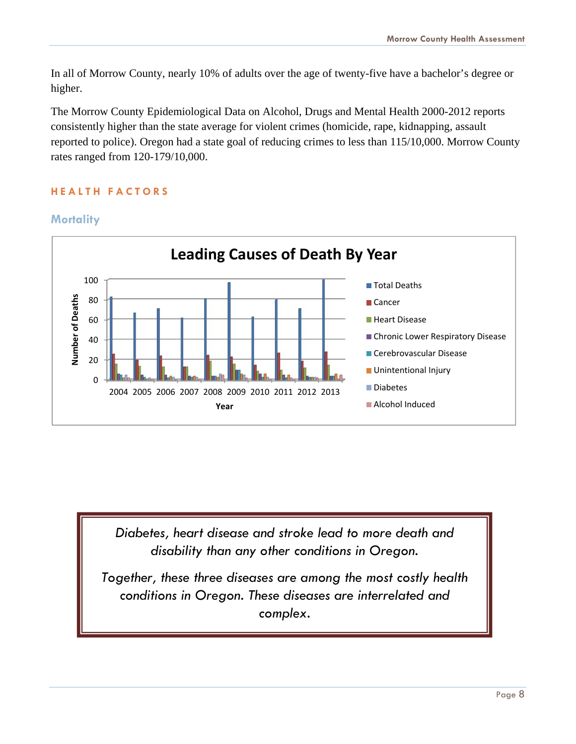In all of Morrow County, nearly 10% of adults over the age of twenty-five have a bachelor's degree or higher.

The Morrow County Epidemiological Data on Alcohol, Drugs and Mental Health 2000-2012 reports consistently higher than the state average for violent crimes (homicide, rape, kidnapping, assault reported to police). Oregon had a state goal of reducing crimes to less than 115/10,000. Morrow County rates ranged from 120-179/10,000.

## HEALTH FACTORS

### Mortality

**Leading Causes of Death By Year**

*Diabetes, heart disease and stroke lead to more death and disability than any other conditions in Oregon.*

*Together, these three diseases are among the most costly health conditions in Oregon. These diseases are interrelated and complex.*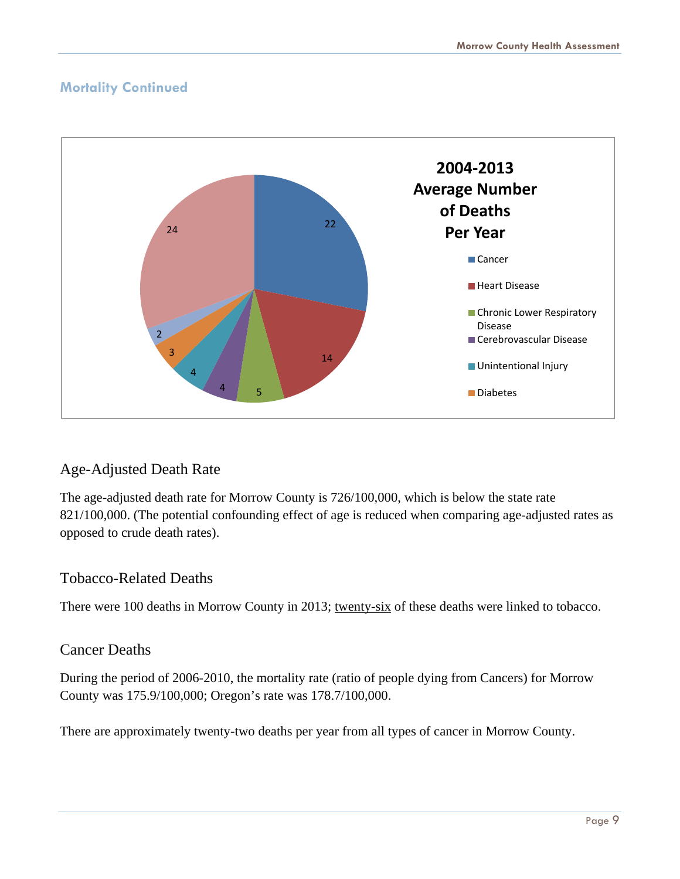## Mortality Continued

**2004-2013 Average Number of Deaths Per Year**

| Cause | Average Number of Deaths Per Year |
|---|---|
| Cancer | 22 |
| Heart Disease | 14 |
| Chronic Lower Respiratory Disease | 5 |
| Cerebrovascular Disease | 4 |
| Unintentional Injury | 4 |
| Diabetes | 3 |
| (unlabeled) | 2 |
| (unlabeled) | 24 |

### Age-Adjusted Death Rate

The age-adjusted death rate for Morrow County is 726/100,000, which is below the state rate 821/100,000. (The potential confounding effect of age is reduced when comparing age-adjusted rates as opposed to crude death rates).

### Tobacco-Related Deaths

There were 100 deaths in Morrow County in 2013; twenty-six of these deaths were linked to tobacco.

### Cancer Deaths

During the period of 2006-2010, the mortality rate (ratio of people dying from Cancers) for Morrow County was 175.9/100,000; Oregon's rate was 178.7/100,000.

There are approximately twenty-two deaths per year from all types of cancer in Morrow County.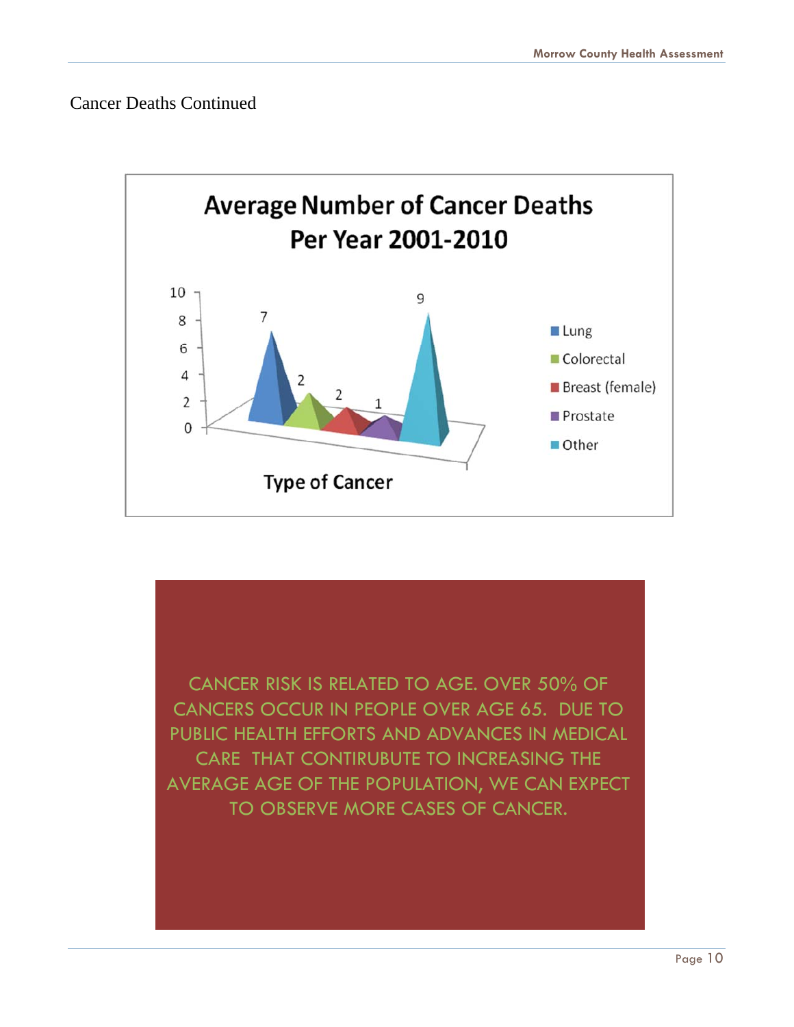Cancer Deaths Continued

**Average Number of Cancer Deaths Per Year 2001-2010**

| Type of Cancer | Average Number of Deaths |
|---|---|
| Lung | 7 |
| Colorectal | 2 |
| Breast (female) | 2 |
| Prostate | 1 |
| Other | 9 |

CANCER RISK IS RELATED TO AGE. OVER 50% OF CANCERS OCCUR IN PEOPLE OVER AGE 65. DUE TO PUBLIC HEALTH EFFORTS AND ADVANCES IN MEDICAL CARE THAT CONTIRUBUTE TO INCREASING THE AVERAGE AGE OF THE POPULATION, WE CAN EXPECT TO OBSERVE MORE CASES OF CANCER.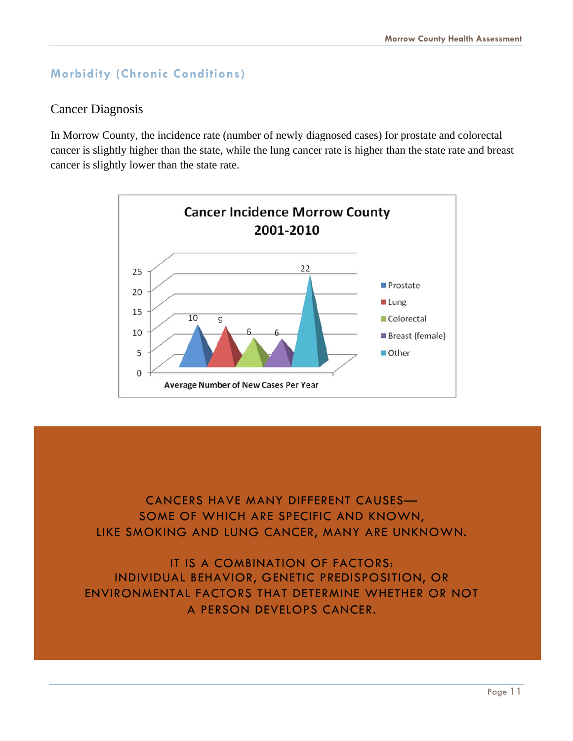## Morbidity (Chronic Conditions)

### Cancer Diagnosis

In Morrow County, the incidence rate (number of newly diagnosed cases) for prostate and colorectal cancer is slightly higher than the state, while the lung cancer rate is higher than the state rate and breast cancer is slightly lower than the state rate.

**Cancer Incidence Morrow County 2001-2010**

| Cancer Type | Average Number of New Cases Per Year |
|---|---|
| Prostate | 10 |
| Lung | 9 |
| Colorectal | 6 |
| Breast (female) | 6 |
| Other | 22 |

CANCERS HAVE MANY DIFFERENT CAUSES— SOME OF WHICH ARE SPECIFIC AND KNOWN, LIKE SMOKING AND LUNG CANCER, MANY ARE UNKNOWN.

IT IS A COMBINATION OF FACTORS: INDIVIDUAL BEHAVIOR, GENETIC PREDISPOSITION, OR ENVIRONMENTAL FACTORS THAT DETERMINE WHETHER OR NOT A PERSON DEVELOPS CANCER.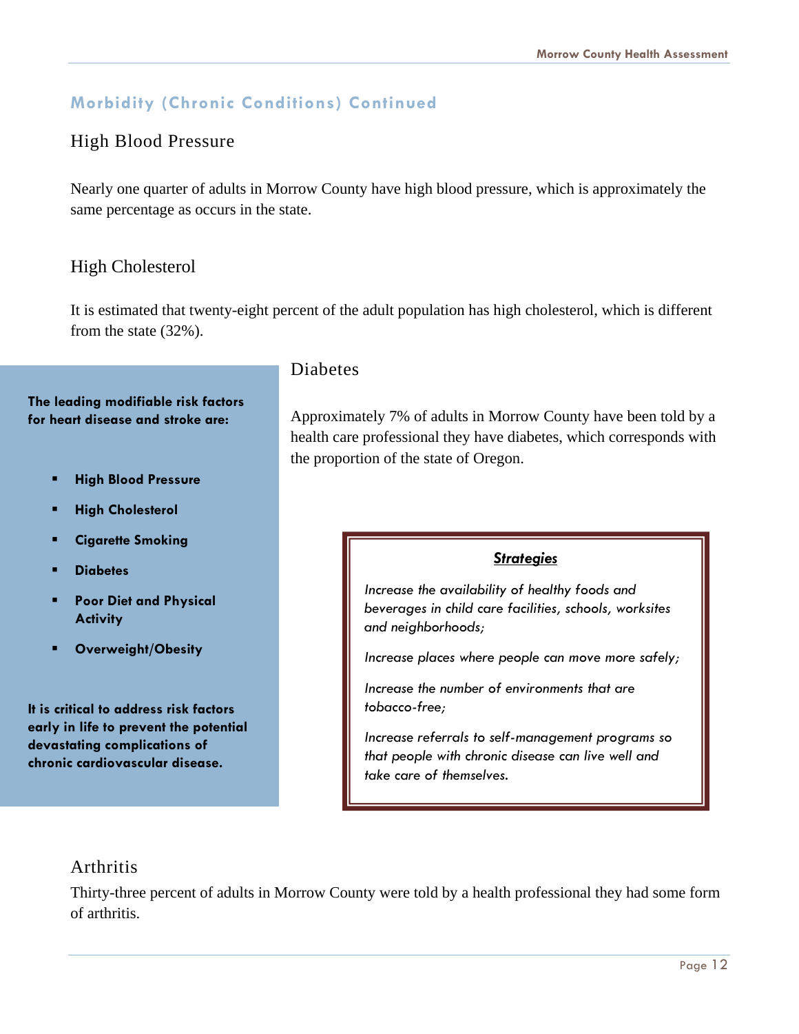## Morbidity (Chronic Conditions) Continued

### High Blood Pressure

Nearly one quarter of adults in Morrow County have high blood pressure, which is approximately the same percentage as occurs in the state.

### High Cholesterol

It is estimated that twenty-eight percent of the adult population has high cholesterol, which is different from the state (32%).

### Diabetes

Approximately 7% of adults in Morrow County have been told by a health care professional they have diabetes, which corresponds with the proportion of the state of Oregon.

**The leading modifiable risk factors for heart disease and stroke are:**

- **High Blood Pressure**
- **High Cholesterol**
- **Cigarette Smoking**
- **Diabetes**
- **Poor Diet and Physical Activity**
- **Overweight/Obesity**

**It is critical to address risk factors early in life to prevent the potential devastating complications of chronic cardiovascular disease.**

***Strategies***

*Increase the availability of healthy foods and beverages in child care facilities, schools, worksites and neighborhoods;*

*Increase places where people can move more safely;*

*Increase the number of environments that are tobacco-free;*

*Increase referrals to self-management programs so that people with chronic disease can live well and take care of themselves.*

### Arthritis

Thirty-three percent of adults in Morrow County were told by a health professional they had some form of arthritis.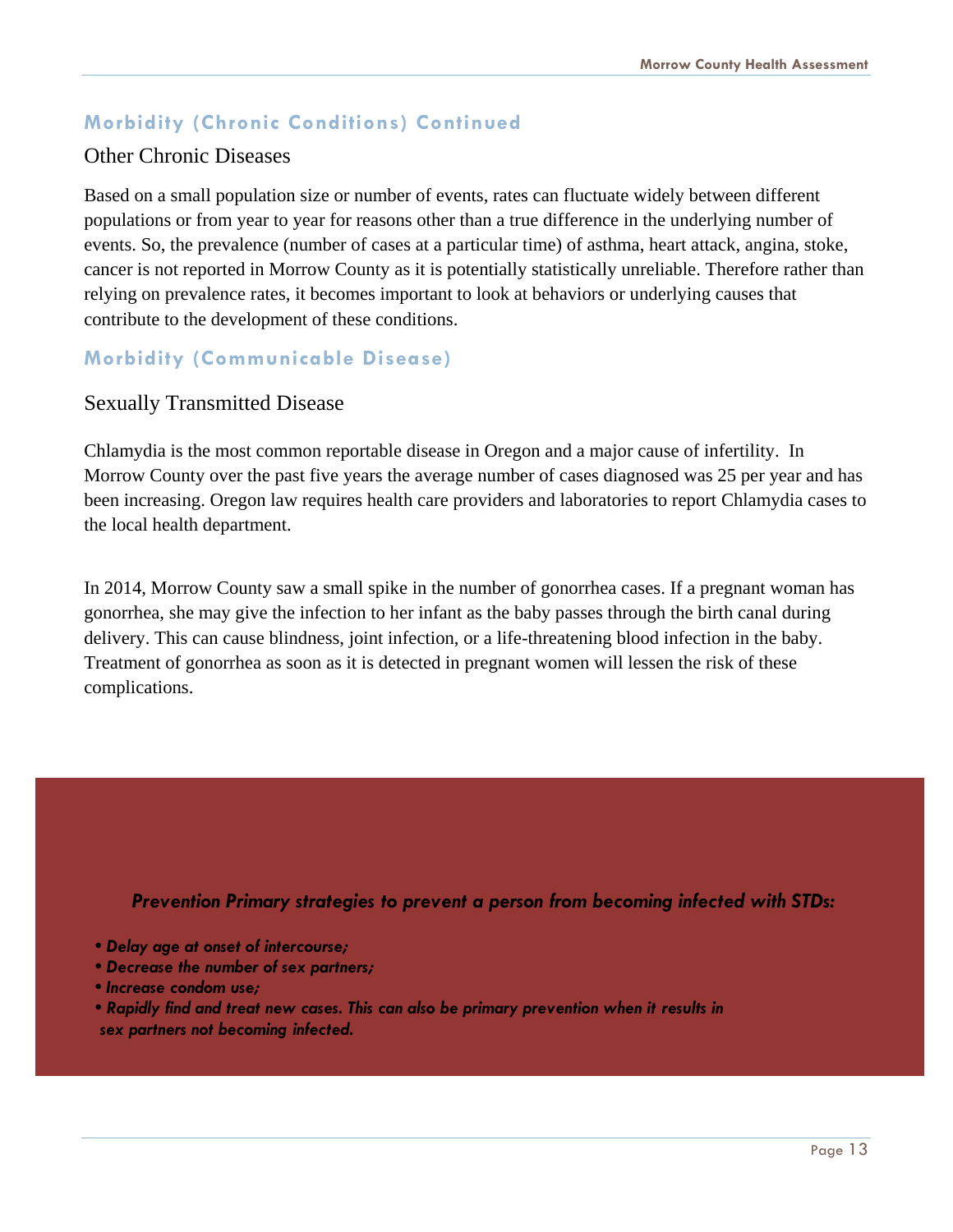## Morbidity (Chronic Conditions) Continued

### Other Chronic Diseases

Based on a small population size or number of events, rates can fluctuate widely between different populations or from year to year for reasons other than a true difference in the underlying number of events. So, the prevalence (number of cases at a particular time) of asthma, heart attack, angina, stoke, cancer is not reported in Morrow County as it is potentially statistically unreliable. Therefore rather than relying on prevalence rates, it becomes important to look at behaviors or underlying causes that contribute to the development of these conditions.

## Morbidity (Communicable Disease)

### Sexually Transmitted Disease

Chlamydia is the most common reportable disease in Oregon and a major cause of infertility. In Morrow County over the past five years the average number of cases diagnosed was 25 per year and has been increasing. Oregon law requires health care providers and laboratories to report Chlamydia cases to the local health department.

In 2014, Morrow County saw a small spike in the number of gonorrhea cases. If a pregnant woman has gonorrhea, she may give the infection to her infant as the baby passes through the birth canal during delivery. This can cause blindness, joint infection, or a life-threatening blood infection in the baby. Treatment of gonorrhea as soon as it is detected in pregnant women will lessen the risk of these complications.

***Prevention Primary strategies to prevent a person from becoming infected with STDs:***

- ***Delay age at onset of intercourse;***
- ***Decrease the number of sex partners;***
- ***Increase condom use;***
- ***Rapidly find and treat new cases. This can also be primary prevention when it results in sex partners not becoming infected.***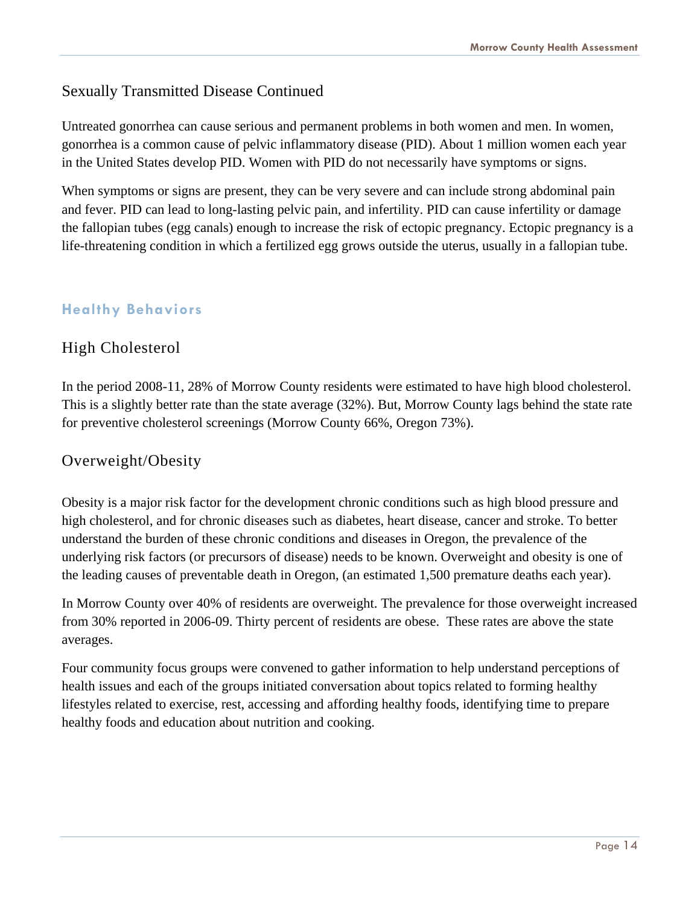## Sexually Transmitted Disease Continued

Untreated gonorrhea can cause serious and permanent problems in both women and men. In women, gonorrhea is a common cause of pelvic inflammatory disease (PID). About 1 million women each year in the United States develop PID. Women with PID do not necessarily have symptoms or signs.

When symptoms or signs are present, they can be very severe and can include strong abdominal pain and fever. PID can lead to long-lasting pelvic pain, and infertility. PID can cause infertility or damage the fallopian tubes (egg canals) enough to increase the risk of ectopic pregnancy. Ectopic pregnancy is a life-threatening condition in which a fertilized egg grows outside the uterus, usually in a fallopian tube.

# Healthy Behaviors

## High Cholesterol

In the period 2008-11, 28% of Morrow County residents were estimated to have high blood cholesterol. This is a slightly better rate than the state average (32%). But, Morrow County lags behind the state rate for preventive cholesterol screenings (Morrow County 66%, Oregon 73%).

## Overweight/Obesity

Obesity is a major risk factor for the development chronic conditions such as high blood pressure and high cholesterol, and for chronic diseases such as diabetes, heart disease, cancer and stroke. To better understand the burden of these chronic conditions and diseases in Oregon, the prevalence of the underlying risk factors (or precursors of disease) needs to be known. Overweight and obesity is one of the leading causes of preventable death in Oregon, (an estimated 1,500 premature deaths each year).

In Morrow County over 40% of residents are overweight. The prevalence for those overweight increased from 30% reported in 2006-09. Thirty percent of residents are obese. These rates are above the state averages.

Four community focus groups were convened to gather information to help understand perceptions of health issues and each of the groups initiated conversation about topics related to forming healthy lifestyles related to exercise, rest, accessing and affording healthy foods, identifying time to prepare healthy foods and education about nutrition and cooking.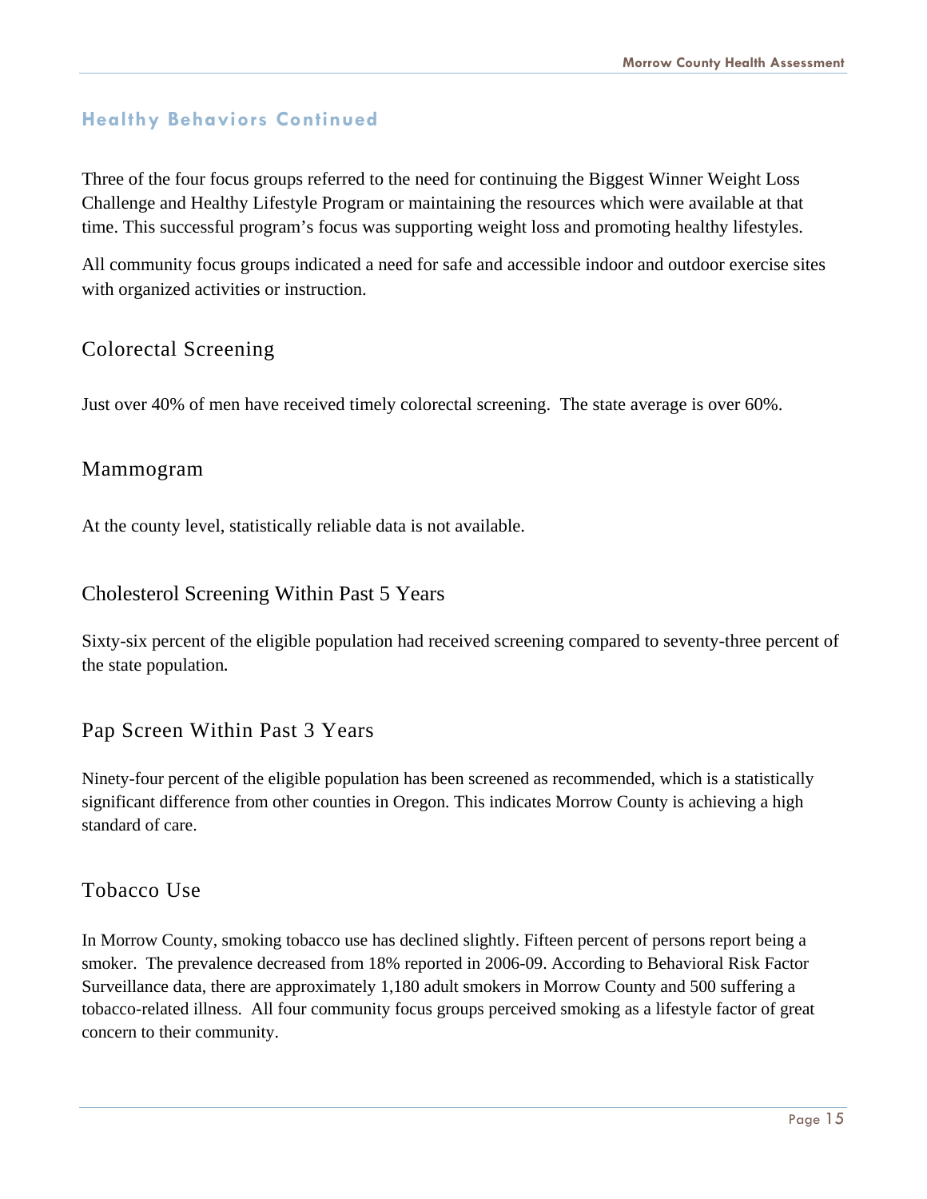## Healthy Behaviors Continued

Three of the four focus groups referred to the need for continuing the Biggest Winner Weight Loss Challenge and Healthy Lifestyle Program or maintaining the resources which were available at that time. This successful program's focus was supporting weight loss and promoting healthy lifestyles.

All community focus groups indicated a need for safe and accessible indoor and outdoor exercise sites with organized activities or instruction.

### Colorectal Screening

Just over 40% of men have received timely colorectal screening. The state average is over 60%.

### Mammogram

At the county level, statistically reliable data is not available.

### Cholesterol Screening Within Past 5 Years

Sixty-six percent of the eligible population had received screening compared to seventy-three percent of the state population.

### Pap Screen Within Past 3 Years

Ninety-four percent of the eligible population has been screened as recommended, which is a statistically significant difference from other counties in Oregon. This indicates Morrow County is achieving a high standard of care.

### Tobacco Use

In Morrow County, smoking tobacco use has declined slightly. Fifteen percent of persons report being a smoker. The prevalence decreased from 18% reported in 2006-09. According to Behavioral Risk Factor Surveillance data, there are approximately 1,180 adult smokers in Morrow County and 500 suffering a tobacco-related illness. All four community focus groups perceived smoking as a lifestyle factor of great concern to their community.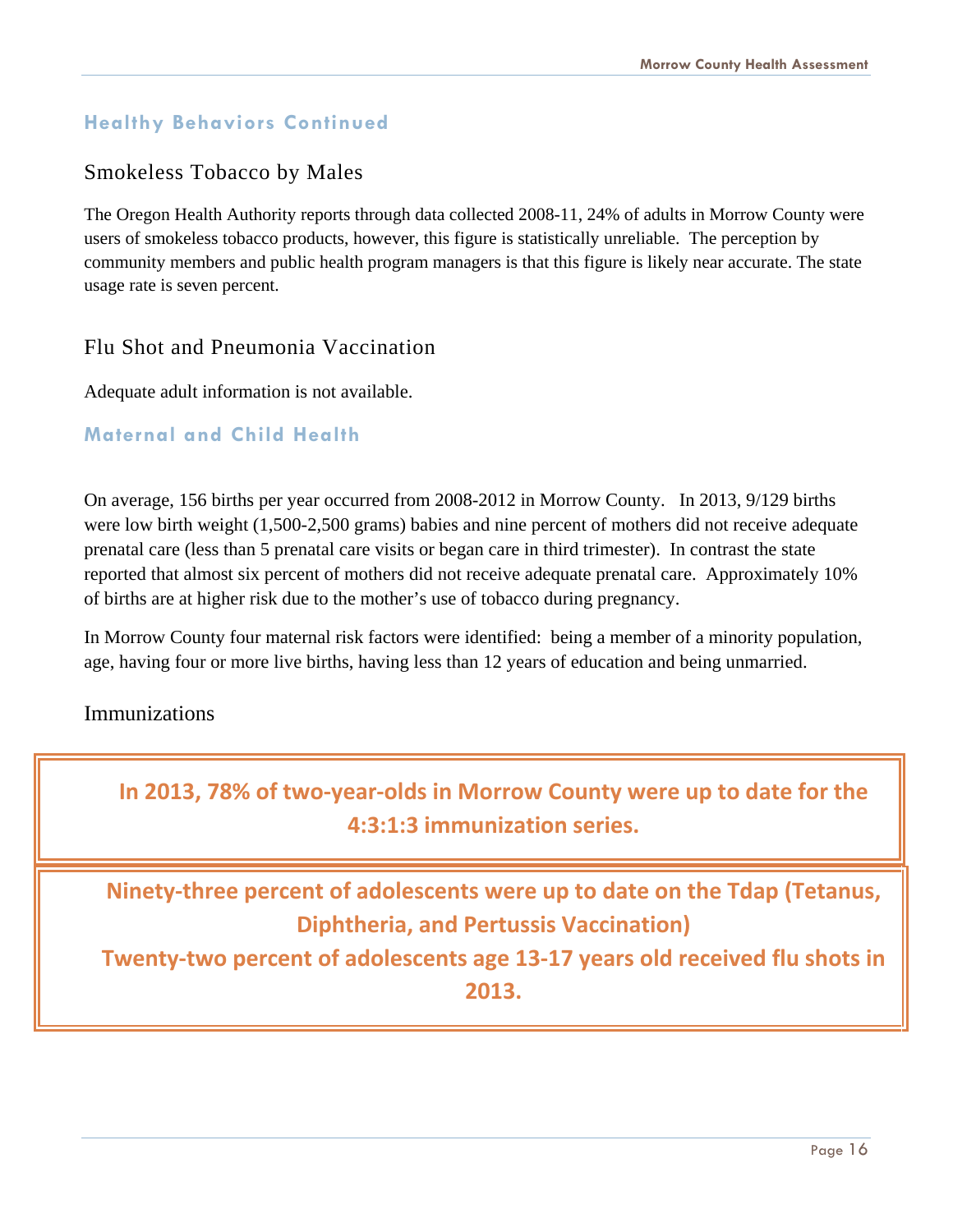## Healthy Behaviors Continued

### Smokeless Tobacco by Males

The Oregon Health Authority reports through data collected 2008-11, 24% of adults in Morrow County were users of smokeless tobacco products, however, this figure is statistically unreliable. The perception by community members and public health program managers is that this figure is likely near accurate. The state usage rate is seven percent.

### Flu Shot and Pneumonia Vaccination

Adequate adult information is not available.

## Maternal and Child Health

On average, 156 births per year occurred from 2008-2012 in Morrow County. In 2013, 9/129 births were low birth weight (1,500-2,500 grams) babies and nine percent of mothers did not receive adequate prenatal care (less than 5 prenatal care visits or began care in third trimester). In contrast the state reported that almost six percent of mothers did not receive adequate prenatal care. Approximately 10% of births are at higher risk due to the mother's use of tobacco during pregnancy.

In Morrow County four maternal risk factors were identified: being a member of a minority population, age, having four or more live births, having less than 12 years of education and being unmarried.

### Immunizations

**In 2013, 78% of two-year-olds in Morrow County were up to date for the 4:3:1:3 immunization series.**

**Ninety-three percent of adolescents were up to date on the Tdap (Tetanus, Diphtheria, and Pertussis Vaccination)**

**Twenty-two percent of adolescents age 13-17 years old received flu shots in 2013.**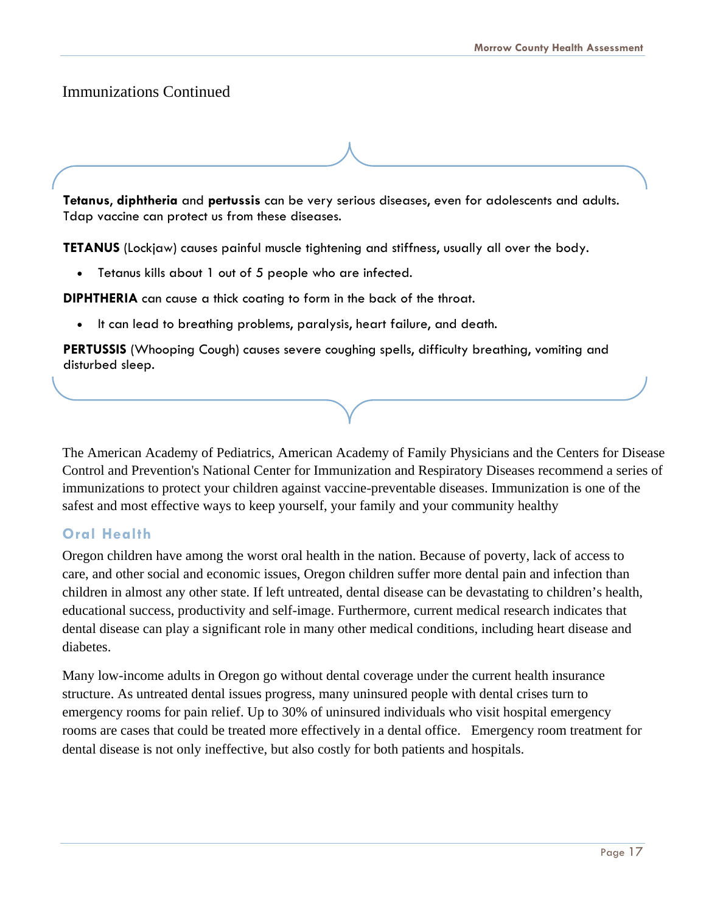## Immunizations Continued

**Tetanus, diphtheria** and **pertussis** can be very serious diseases, even for adolescents and adults. Tdap vaccine can protect us from these diseases.

**TETANUS** (Lockjaw) causes painful muscle tightening and stiffness, usually all over the body.

- Tetanus kills about 1 out of 5 people who are infected.

**DIPHTHERIA** can cause a thick coating to form in the back of the throat.

- It can lead to breathing problems, paralysis, heart failure, and death.

**PERTUSSIS** (Whooping Cough) causes severe coughing spells, difficulty breathing, vomiting and disturbed sleep.

The American Academy of Pediatrics, American Academy of Family Physicians and the Centers for Disease Control and Prevention's National Center for Immunization and Respiratory Diseases recommend a series of immunizations to protect your children against vaccine-preventable diseases. Immunization is one of the safest and most effective ways to keep yourself, your family and your community healthy

### Oral Health

Oregon children have among the worst oral health in the nation. Because of poverty, lack of access to care, and other social and economic issues, Oregon children suffer more dental pain and infection than children in almost any other state. If left untreated, dental disease can be devastating to children's health, educational success, productivity and self-image. Furthermore, current medical research indicates that dental disease can play a significant role in many other medical conditions, including heart disease and diabetes.

Many low-income adults in Oregon go without dental coverage under the current health insurance structure. As untreated dental issues progress, many uninsured people with dental crises turn to emergency rooms for pain relief. Up to 30% of uninsured individuals who visit hospital emergency rooms are cases that could be treated more effectively in a dental office. Emergency room treatment for dental disease is not only ineffective, but also costly for both patients and hospitals.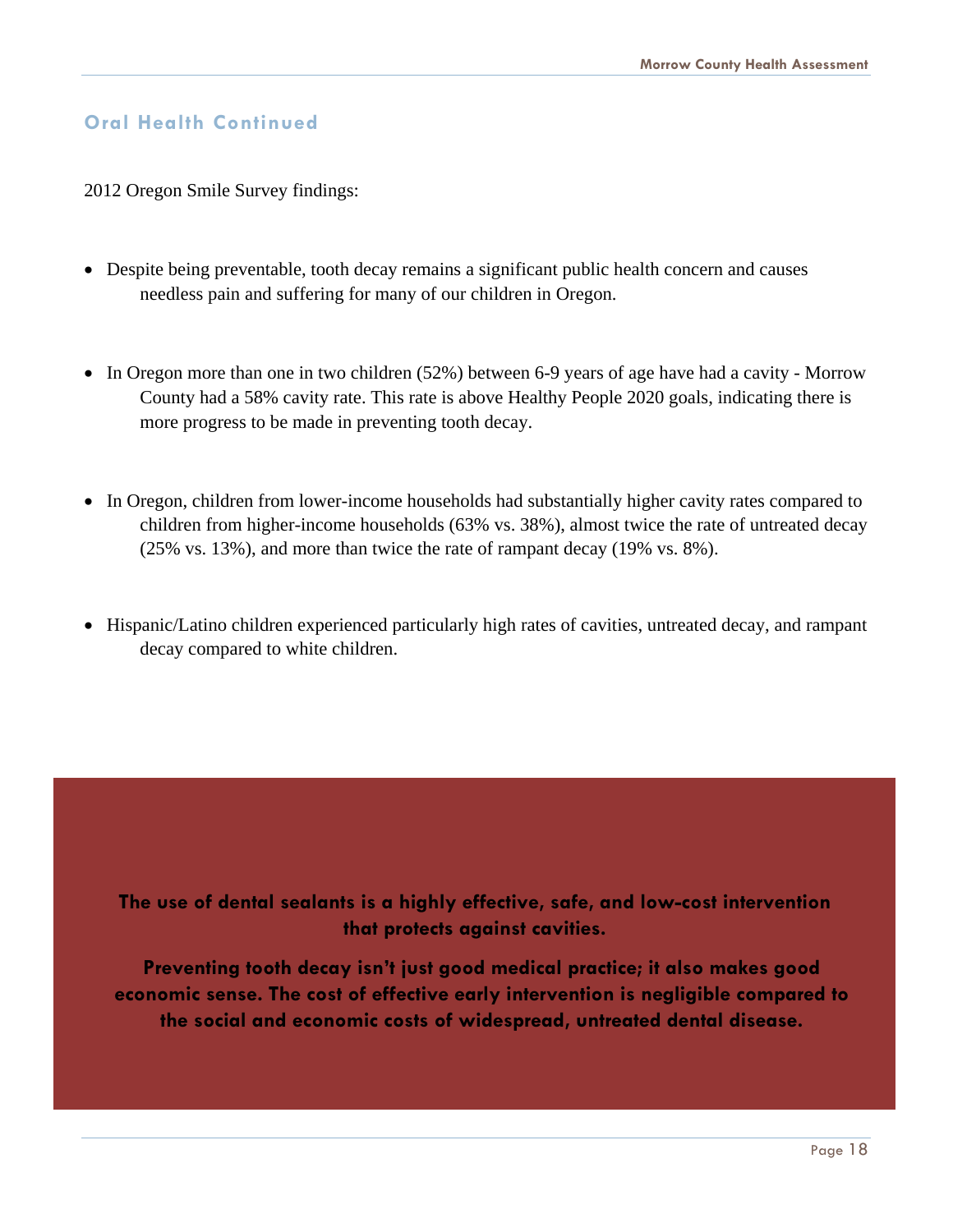## Oral Health Continued

2012 Oregon Smile Survey findings:

- Despite being preventable, tooth decay remains a significant public health concern and causes needless pain and suffering for many of our children in Oregon.
- In Oregon more than one in two children (52%) between 6-9 years of age have had a cavity - Morrow County had a 58% cavity rate. This rate is above Healthy People 2020 goals, indicating there is more progress to be made in preventing tooth decay.
- In Oregon, children from lower-income households had substantially higher cavity rates compared to children from higher-income households (63% vs. 38%), almost twice the rate of untreated decay (25% vs. 13%), and more than twice the rate of rampant decay (19% vs. 8%).
- Hispanic/Latino children experienced particularly high rates of cavities, untreated decay, and rampant decay compared to white children.

**The use of dental sealants is a highly effective, safe, and low-cost intervention that protects against cavities.**

**Preventing tooth decay isn't just good medical practice; it also makes good economic sense. The cost of effective early intervention is negligible compared to the social and economic costs of widespread, untreated dental disease.**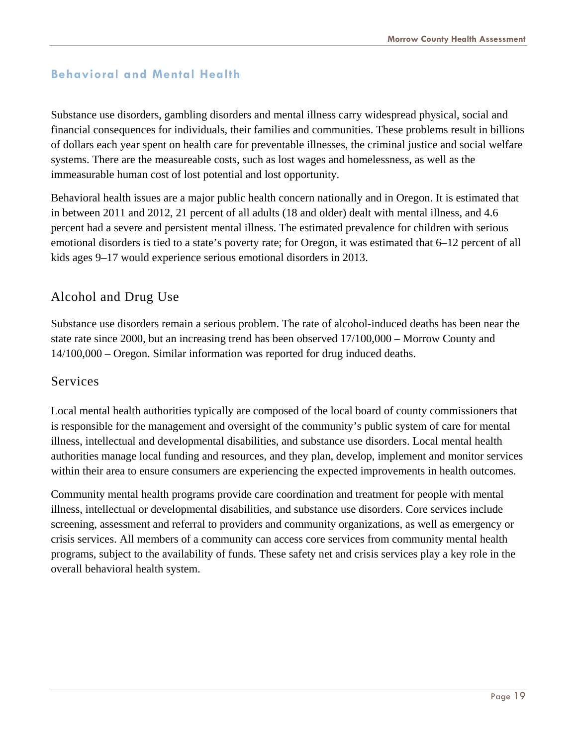## Behavioral and Mental Health

Substance use disorders, gambling disorders and mental illness carry widespread physical, social and financial consequences for individuals, their families and communities. These problems result in billions of dollars each year spent on health care for preventable illnesses, the criminal justice and social welfare systems. There are the measureable costs, such as lost wages and homelessness, as well as the immeasurable human cost of lost potential and lost opportunity.

Behavioral health issues are a major public health concern nationally and in Oregon. It is estimated that in between 2011 and 2012, 21 percent of all adults (18 and older) dealt with mental illness, and 4.6 percent had a severe and persistent mental illness. The estimated prevalence for children with serious emotional disorders is tied to a state's poverty rate; for Oregon, it was estimated that 6–12 percent of all kids ages 9–17 would experience serious emotional disorders in 2013.

### Alcohol and Drug Use

Substance use disorders remain a serious problem. The rate of alcohol-induced deaths has been near the state rate since 2000, but an increasing trend has been observed 17/100,000 – Morrow County and 14/100,000 – Oregon. Similar information was reported for drug induced deaths.

### Services

Local mental health authorities typically are composed of the local board of county commissioners that is responsible for the management and oversight of the community's public system of care for mental illness, intellectual and developmental disabilities, and substance use disorders. Local mental health authorities manage local funding and resources, and they plan, develop, implement and monitor services within their area to ensure consumers are experiencing the expected improvements in health outcomes.

Community mental health programs provide care coordination and treatment for people with mental illness, intellectual or developmental disabilities, and substance use disorders. Core services include screening, assessment and referral to providers and community organizations, as well as emergency or crisis services. All members of a community can access core services from community mental health programs, subject to the availability of funds. These safety net and crisis services play a key role in the overall behavioral health system.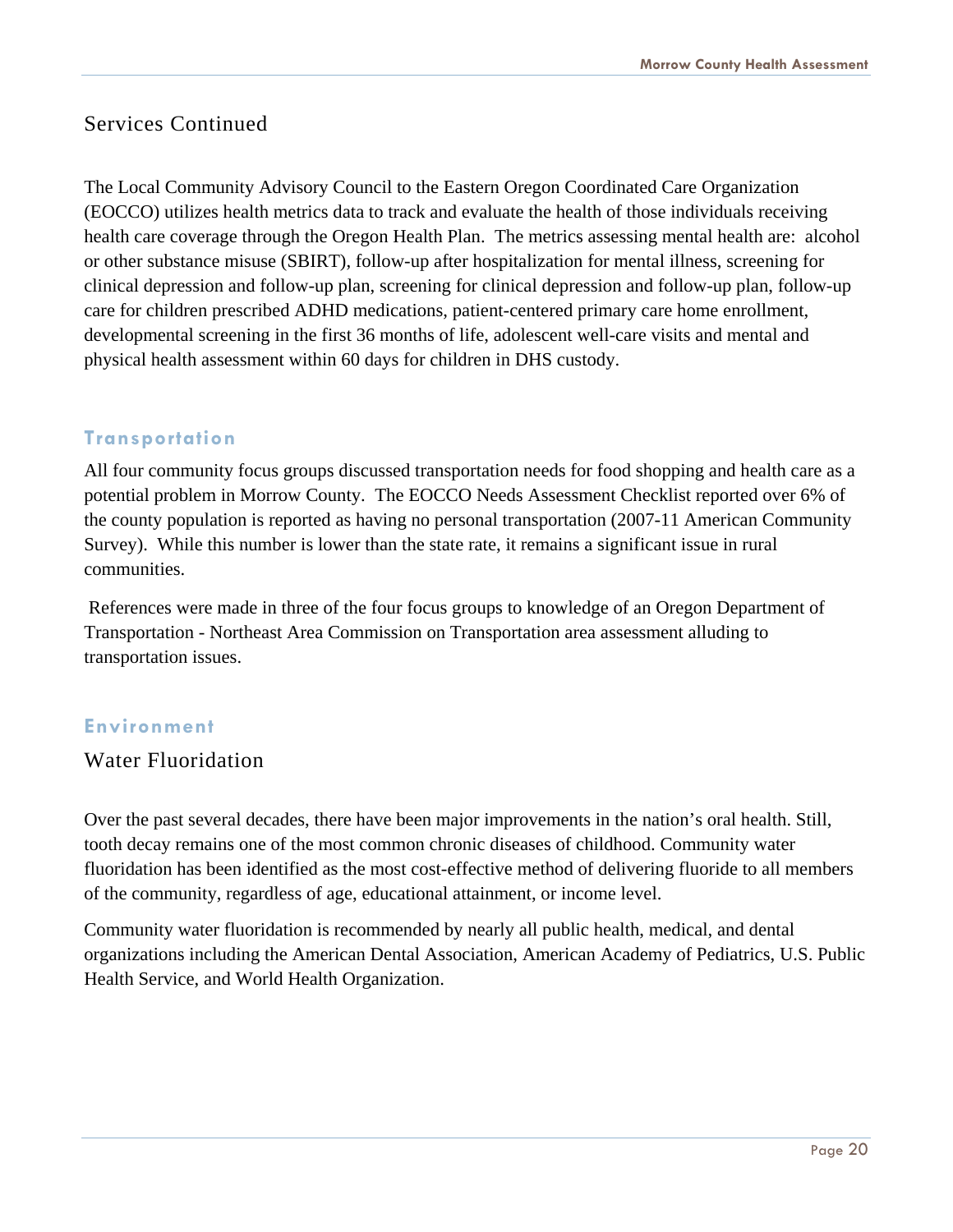## Services Continued

The Local Community Advisory Council to the Eastern Oregon Coordinated Care Organization (EOCCO) utilizes health metrics data to track and evaluate the health of those individuals receiving health care coverage through the Oregon Health Plan. The metrics assessing mental health are: alcohol or other substance misuse (SBIRT), follow-up after hospitalization for mental illness, screening for clinical depression and follow-up plan, screening for clinical depression and follow-up plan, follow-up care for children prescribed ADHD medications, patient-centered primary care home enrollment, developmental screening in the first 36 months of life, adolescent well-care visits and mental and physical health assessment within 60 days for children in DHS custody.

## Transportation

All four community focus groups discussed transportation needs for food shopping and health care as a potential problem in Morrow County. The EOCCO Needs Assessment Checklist reported over 6% of the county population is reported as having no personal transportation (2007-11 American Community Survey). While this number is lower than the state rate, it remains a significant issue in rural communities.

References were made in three of the four focus groups to knowledge of an Oregon Department of Transportation - Northeast Area Commission on Transportation area assessment alluding to transportation issues.

## Environment

### Water Fluoridation

Over the past several decades, there have been major improvements in the nation's oral health. Still, tooth decay remains one of the most common chronic diseases of childhood. Community water fluoridation has been identified as the most cost-effective method of delivering fluoride to all members of the community, regardless of age, educational attainment, or income level.

Community water fluoridation is recommended by nearly all public health, medical, and dental organizations including the American Dental Association, American Academy of Pediatrics, U.S. Public Health Service, and World Health Organization.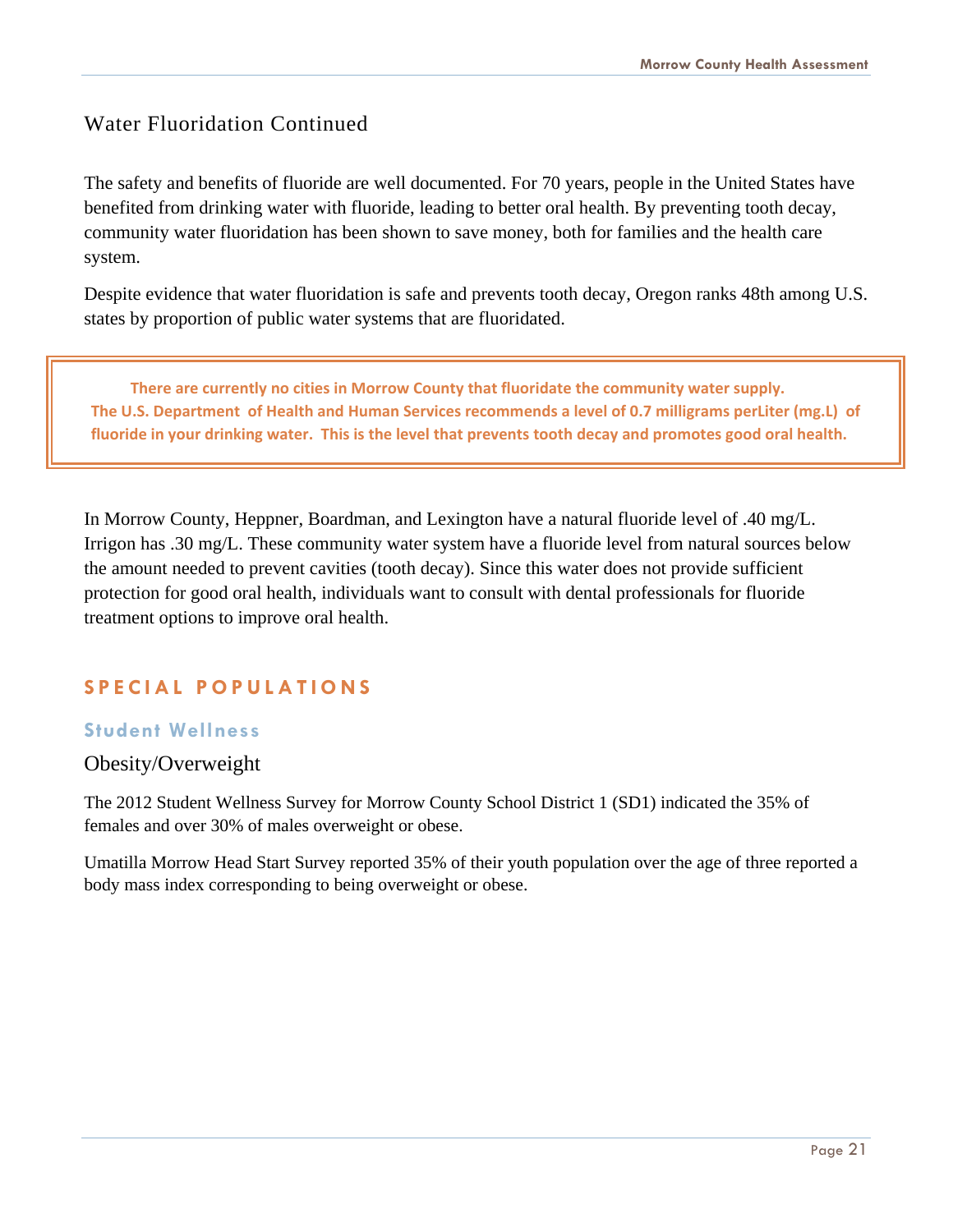## Water Fluoridation Continued

The safety and benefits of fluoride are well documented. For 70 years, people in the United States have benefited from drinking water with fluoride, leading to better oral health. By preventing tooth decay, community water fluoridation has been shown to save money, both for families and the health care system.

Despite evidence that water fluoridation is safe and prevents tooth decay, Oregon ranks 48th among U.S. states by proportion of public water systems that are fluoridated.

> **There are currently no cities in Morrow County that fluoridate the community water supply. The U.S. Department of Health and Human Services recommends a level of 0.7 milligrams perLiter (mg.L) of fluoride in your drinking water. This is the level that prevents tooth decay and promotes good oral health.**

In Morrow County, Heppner, Boardman, and Lexington have a natural fluoride level of .40 mg/L. Irrigon has .30 mg/L. These community water system have a fluoride level from natural sources below the amount needed to prevent cavities (tooth decay). Since this water does not provide sufficient protection for good oral health, individuals want to consult with dental professionals for fluoride treatment options to improve oral health.

# SPECIAL POPULATIONS

## Student Wellness

### Obesity/Overweight

The 2012 Student Wellness Survey for Morrow County School District 1 (SD1) indicated the 35% of females and over 30% of males overweight or obese.

Umatilla Morrow Head Start Survey reported 35% of their youth population over the age of three reported a body mass index corresponding to being overweight or obese.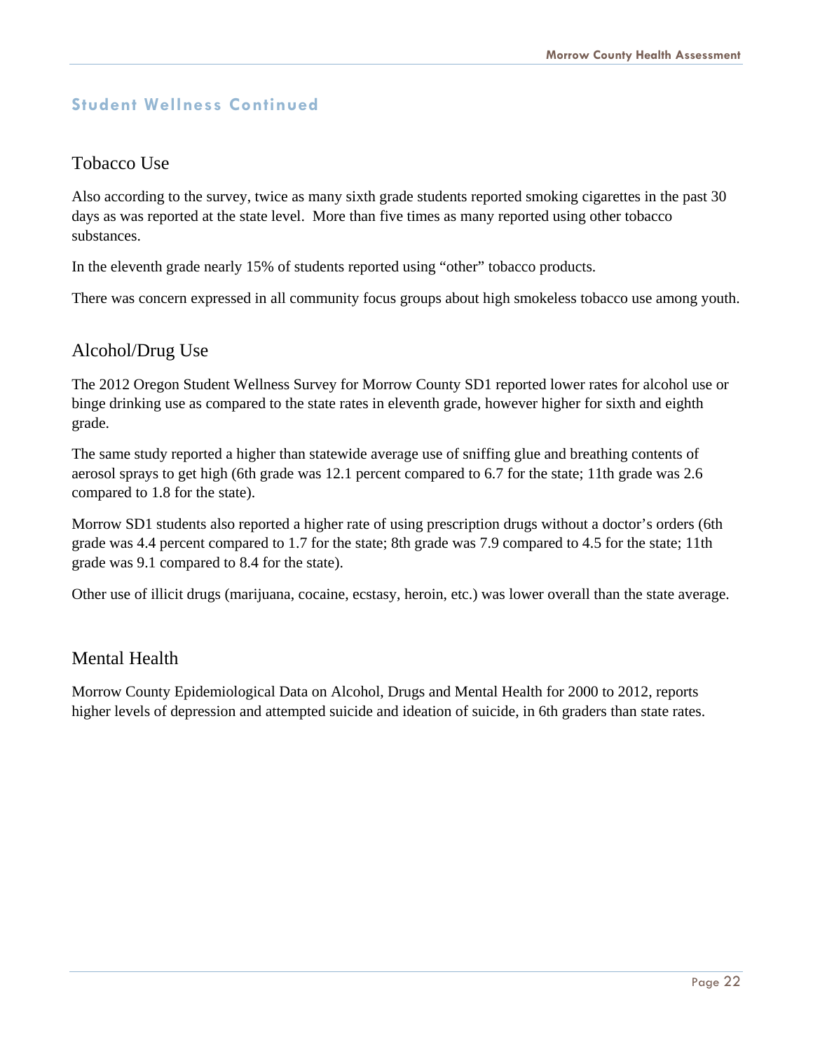## Student Wellness Continued

### Tobacco Use

Also according to the survey, twice as many sixth grade students reported smoking cigarettes in the past 30 days as was reported at the state level. More than five times as many reported using other tobacco substances.

In the eleventh grade nearly 15% of students reported using "other" tobacco products.

There was concern expressed in all community focus groups about high smokeless tobacco use among youth.

### Alcohol/Drug Use

The 2012 Oregon Student Wellness Survey for Morrow County SD1 reported lower rates for alcohol use or binge drinking use as compared to the state rates in eleventh grade, however higher for sixth and eighth grade.

The same study reported a higher than statewide average use of sniffing glue and breathing contents of aerosol sprays to get high (6th grade was 12.1 percent compared to 6.7 for the state; 11th grade was 2.6 compared to 1.8 for the state).

Morrow SD1 students also reported a higher rate of using prescription drugs without a doctor's orders (6th grade was 4.4 percent compared to 1.7 for the state; 8th grade was 7.9 compared to 4.5 for the state; 11th grade was 9.1 compared to 8.4 for the state).

Other use of illicit drugs (marijuana, cocaine, ecstasy, heroin, etc.) was lower overall than the state average.

### Mental Health

Morrow County Epidemiological Data on Alcohol, Drugs and Mental Health for 2000 to 2012, reports higher levels of depression and attempted suicide and ideation of suicide, in 6th graders than state rates.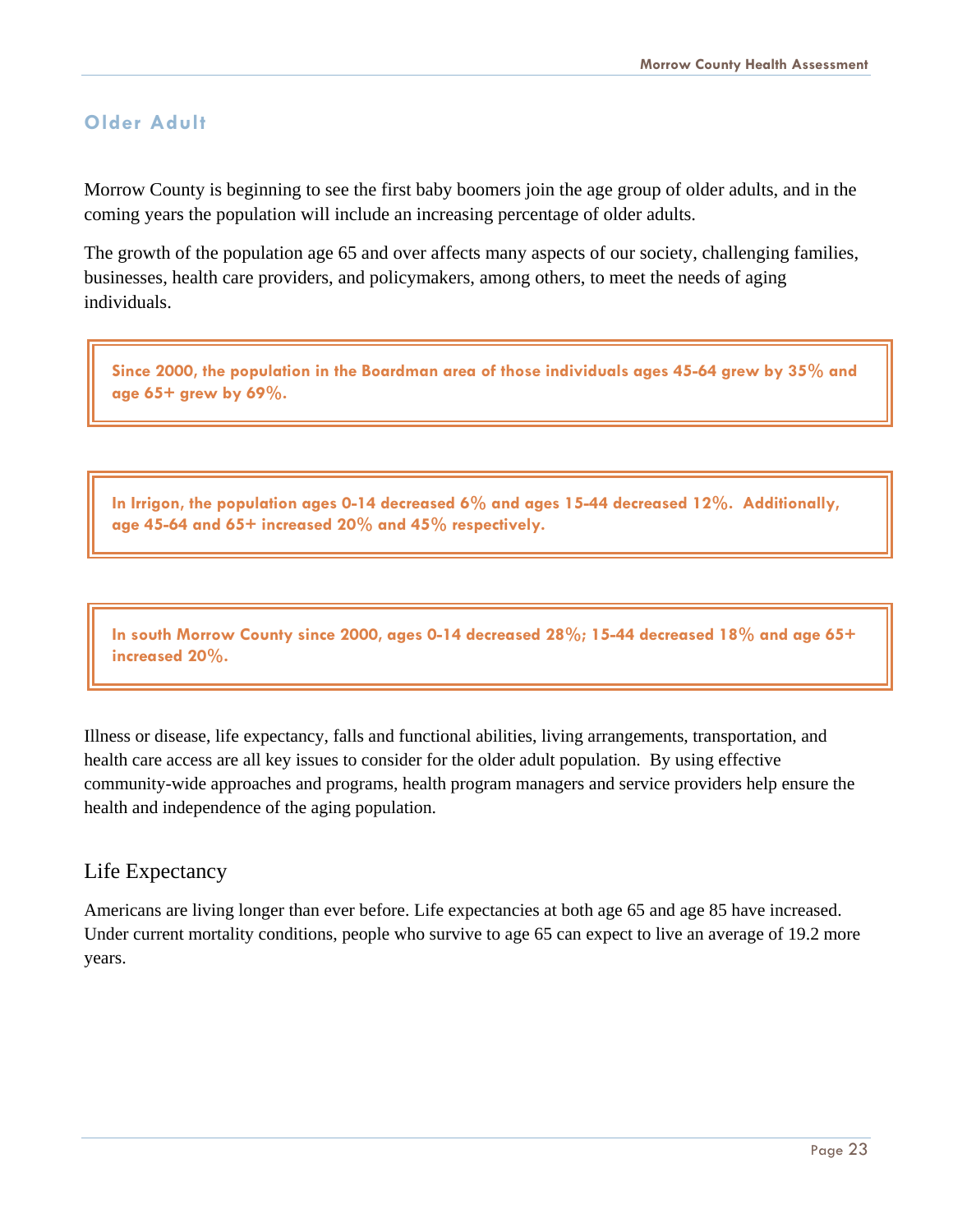## Older Adult

Morrow County is beginning to see the first baby boomers join the age group of older adults, and in the coming years the population will include an increasing percentage of older adults.

The growth of the population age 65 and over affects many aspects of our society, challenging families, businesses, health care providers, and policymakers, among others, to meet the needs of aging individuals.

> **Since 2000, the population in the Boardman area of those individuals ages 45-64 grew by 35% and age 65+ grew by 69%.**

> **In Irrigon, the population ages 0-14 decreased 6% and ages 15-44 decreased 12%. Additionally, age 45-64 and 65+ increased 20% and 45% respectively.**

> **In south Morrow County since 2000, ages 0-14 decreased 28%; 15-44 decreased 18% and age 65+ increased 20%.**

Illness or disease, life expectancy, falls and functional abilities, living arrangements, transportation, and health care access are all key issues to consider for the older adult population. By using effective community-wide approaches and programs, health program managers and service providers help ensure the health and independence of the aging population.

### Life Expectancy

Americans are living longer than ever before. Life expectancies at both age 65 and age 85 have increased. Under current mortality conditions, people who survive to age 65 can expect to live an average of 19.2 more years.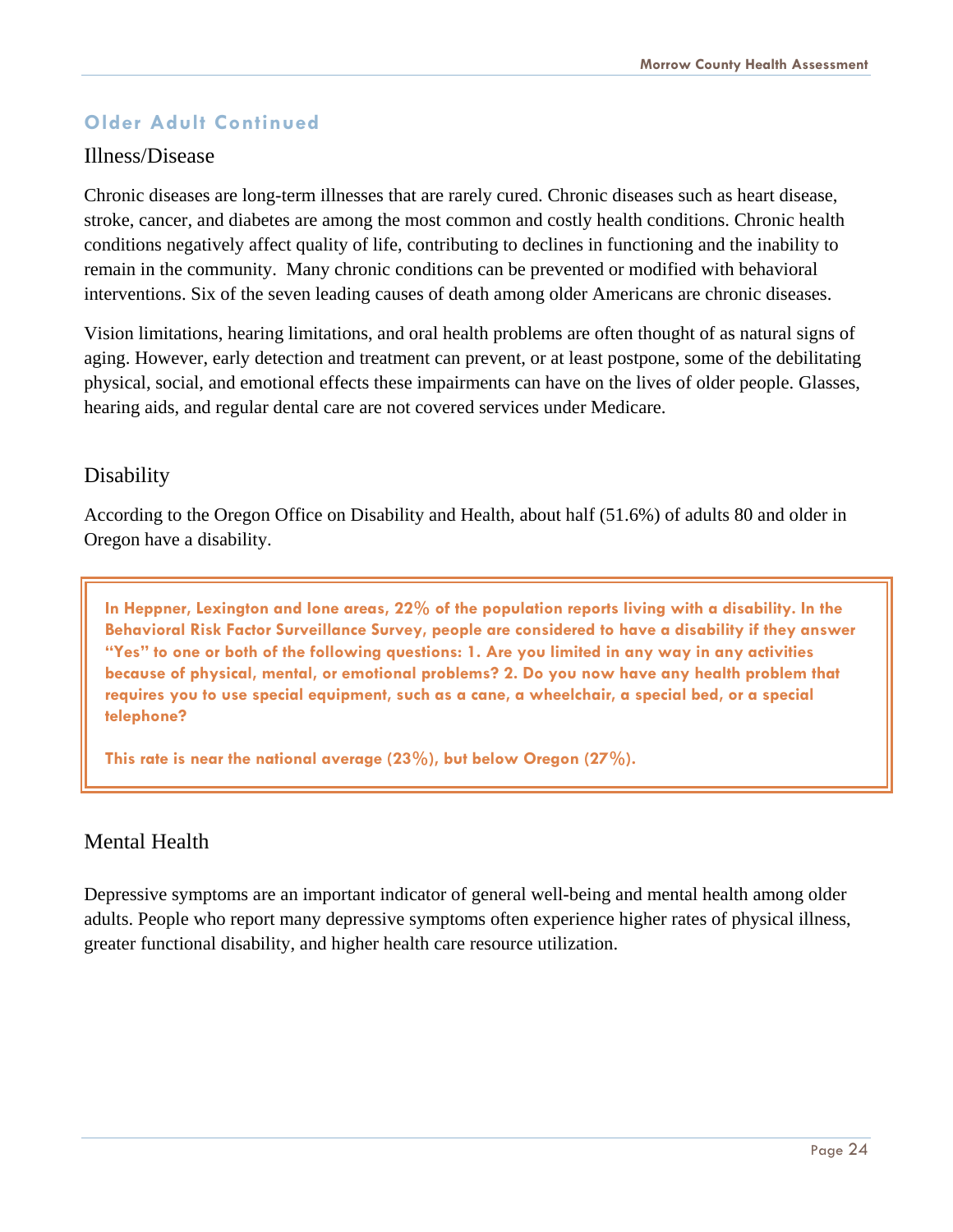## Older Adult Continued

### Illness/Disease

Chronic diseases are long-term illnesses that are rarely cured. Chronic diseases such as heart disease, stroke, cancer, and diabetes are among the most common and costly health conditions. Chronic health conditions negatively affect quality of life, contributing to declines in functioning and the inability to remain in the community. Many chronic conditions can be prevented or modified with behavioral interventions. Six of the seven leading causes of death among older Americans are chronic diseases.

Vision limitations, hearing limitations, and oral health problems are often thought of as natural signs of aging. However, early detection and treatment can prevent, or at least postpone, some of the debilitating physical, social, and emotional effects these impairments can have on the lives of older people. Glasses, hearing aids, and regular dental care are not covered services under Medicare.

### Disability

According to the Oregon Office on Disability and Health, about half (51.6%) of adults 80 and older in Oregon have a disability.

**In Heppner, Lexington and Ione areas, 22% of the population reports living with a disability. In the Behavioral Risk Factor Surveillance Survey, people are considered to have a disability if they answer "Yes" to one or both of the following questions: 1. Are you limited in any way in any activities because of physical, mental, or emotional problems? 2. Do you now have any health problem that requires you to use special equipment, such as a cane, a wheelchair, a special bed, or a special telephone?**

**This rate is near the national average (23%), but below Oregon (27%).**

### Mental Health

Depressive symptoms are an important indicator of general well-being and mental health among older adults. People who report many depressive symptoms often experience higher rates of physical illness, greater functional disability, and higher health care resource utilization.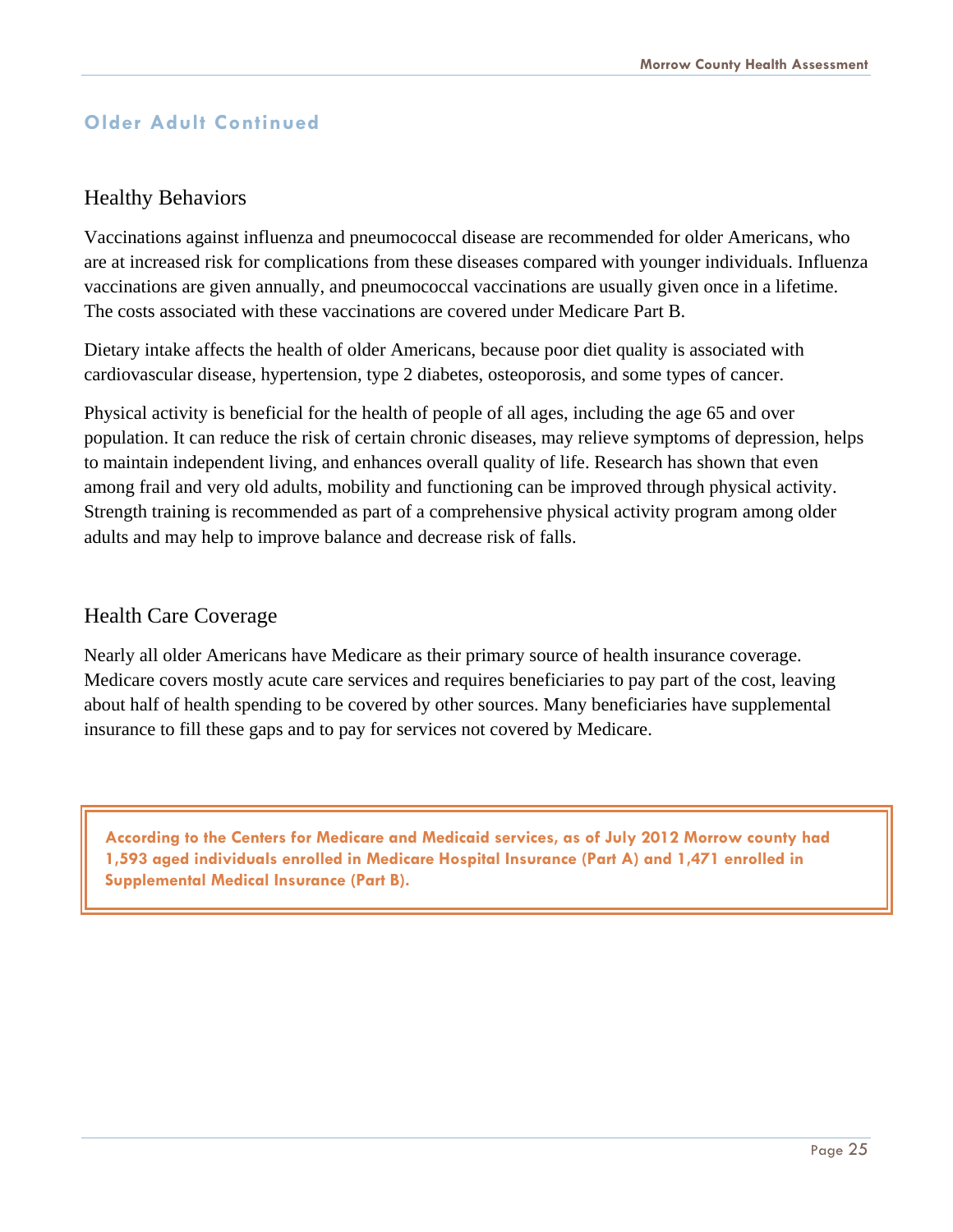## Older Adult Continued

### Healthy Behaviors

Vaccinations against influenza and pneumococcal disease are recommended for older Americans, who are at increased risk for complications from these diseases compared with younger individuals. Influenza vaccinations are given annually, and pneumococcal vaccinations are usually given once in a lifetime. The costs associated with these vaccinations are covered under Medicare Part B.

Dietary intake affects the health of older Americans, because poor diet quality is associated with cardiovascular disease, hypertension, type 2 diabetes, osteoporosis, and some types of cancer.

Physical activity is beneficial for the health of people of all ages, including the age 65 and over population. It can reduce the risk of certain chronic diseases, may relieve symptoms of depression, helps to maintain independent living, and enhances overall quality of life. Research has shown that even among frail and very old adults, mobility and functioning can be improved through physical activity. Strength training is recommended as part of a comprehensive physical activity program among older adults and may help to improve balance and decrease risk of falls.

### Health Care Coverage

Nearly all older Americans have Medicare as their primary source of health insurance coverage. Medicare covers mostly acute care services and requires beneficiaries to pay part of the cost, leaving about half of health spending to be covered by other sources. Many beneficiaries have supplemental insurance to fill these gaps and to pay for services not covered by Medicare.

**According to the Centers for Medicare and Medicaid services, as of July 2012 Morrow county had 1,593 aged individuals enrolled in Medicare Hospital Insurance (Part A) and 1,471 enrolled in Supplemental Medical Insurance (Part B).**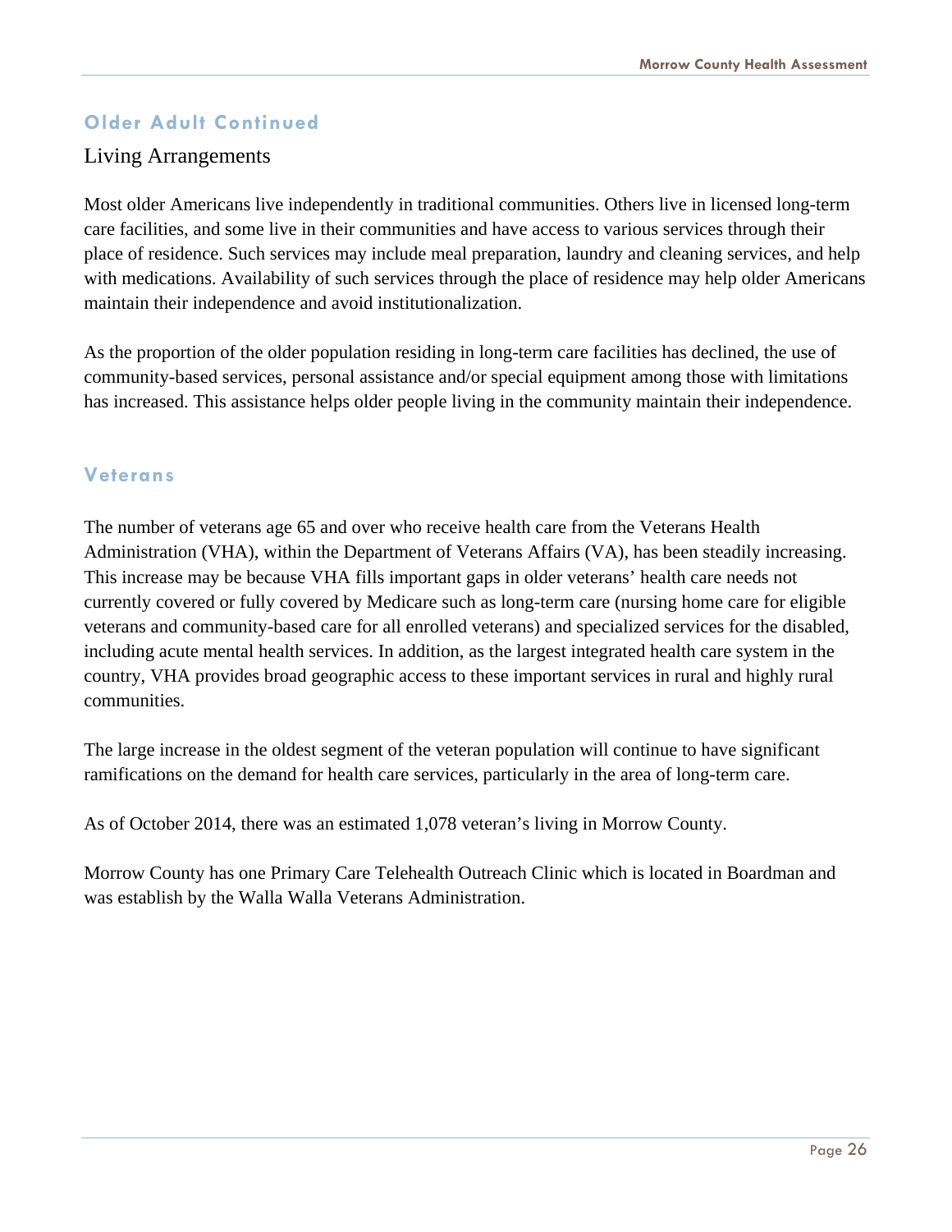## Older Adult Continued

### Living Arrangements

Most older Americans live independently in traditional communities. Others live in licensed long-term care facilities, and some live in their communities and have access to various services through their place of residence. Such services may include meal preparation, laundry and cleaning services, and help with medications. Availability of such services through the place of residence may help older Americans maintain their independence and avoid institutionalization.

As the proportion of the older population residing in long-term care facilities has declined, the use of community-based services, personal assistance and/or special equipment among those with limitations has increased. This assistance helps older people living in the community maintain their independence.

## Veterans

The number of veterans age 65 and over who receive health care from the Veterans Health Administration (VHA), within the Department of Veterans Affairs (VA), has been steadily increasing. This increase may be because VHA fills important gaps in older veterans' health care needs not currently covered or fully covered by Medicare such as long-term care (nursing home care for eligible veterans and community-based care for all enrolled veterans) and specialized services for the disabled, including acute mental health services. In addition, as the largest integrated health care system in the country, VHA provides broad geographic access to these important services in rural and highly rural communities.

The large increase in the oldest segment of the veteran population will continue to have significant ramifications on the demand for health care services, particularly in the area of long-term care.

As of October 2014, there was an estimated 1,078 veteran's living in Morrow County.

Morrow County has one Primary Care Telehealth Outreach Clinic which is located in Boardman and was establish by the Walla Walla Veterans Administration.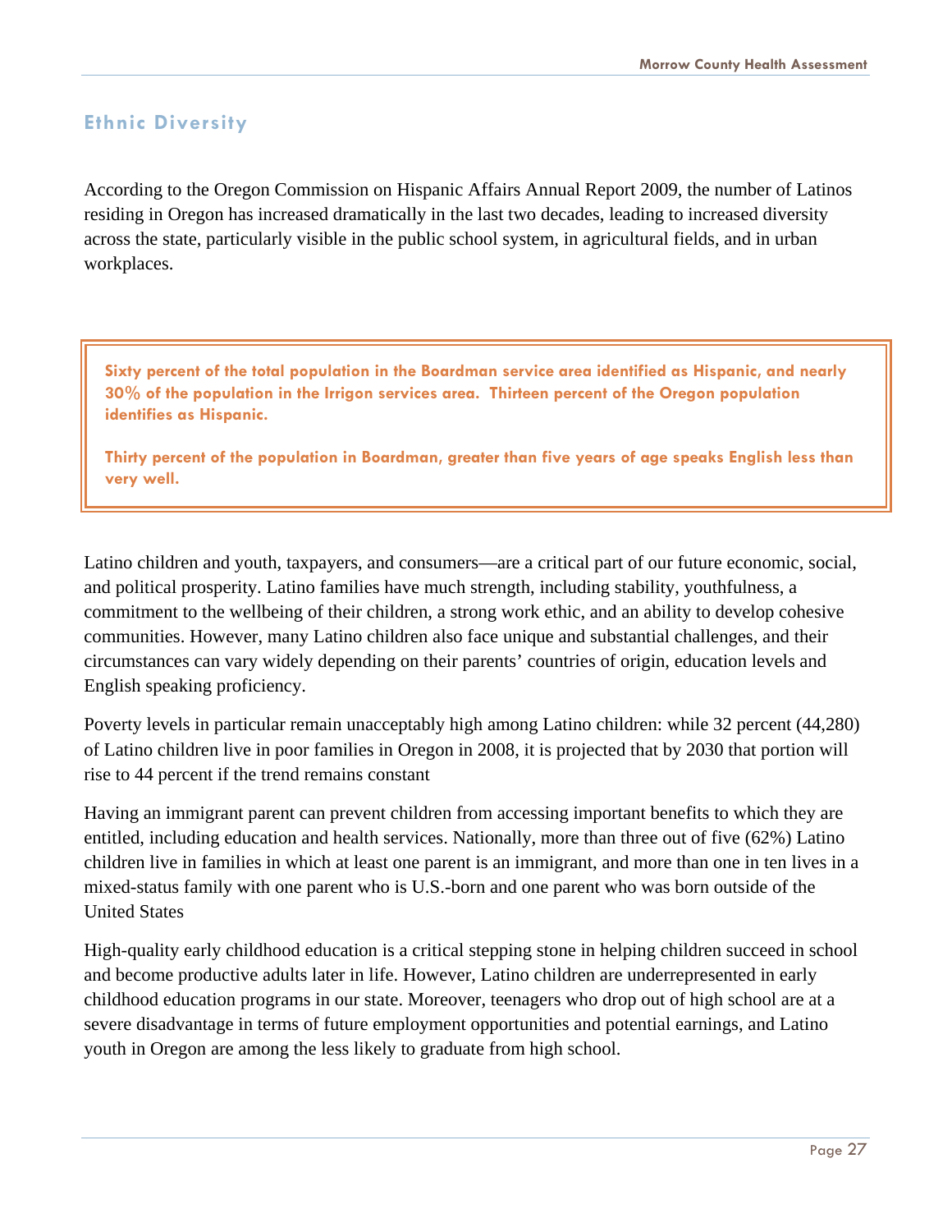## Ethnic Diversity

According to the Oregon Commission on Hispanic Affairs Annual Report 2009, the number of Latinos residing in Oregon has increased dramatically in the last two decades, leading to increased diversity across the state, particularly visible in the public school system, in agricultural fields, and in urban workplaces.

> **Sixty percent of the total population in the Boardman service area identified as Hispanic, and nearly 30% of the population in the Irrigon services area. Thirteen percent of the Oregon population identifies as Hispanic.**
>
> **Thirty percent of the population in Boardman, greater than five years of age speaks English less than very well.**

Latino children and youth, taxpayers, and consumers—are a critical part of our future economic, social, and political prosperity. Latino families have much strength, including stability, youthfulness, a commitment to the wellbeing of their children, a strong work ethic, and an ability to develop cohesive communities. However, many Latino children also face unique and substantial challenges, and their circumstances can vary widely depending on their parents' countries of origin, education levels and English speaking proficiency.

Poverty levels in particular remain unacceptably high among Latino children: while 32 percent (44,280) of Latino children live in poor families in Oregon in 2008, it is projected that by 2030 that portion will rise to 44 percent if the trend remains constant

Having an immigrant parent can prevent children from accessing important benefits to which they are entitled, including education and health services. Nationally, more than three out of five (62%) Latino children live in families in which at least one parent is an immigrant, and more than one in ten lives in a mixed-status family with one parent who is U.S.-born and one parent who was born outside of the United States

High-quality early childhood education is a critical stepping stone in helping children succeed in school and become productive adults later in life. However, Latino children are underrepresented in early childhood education programs in our state. Moreover, teenagers who drop out of high school are at a severe disadvantage in terms of future employment opportunities and potential earnings, and Latino youth in Oregon are among the less likely to graduate from high school.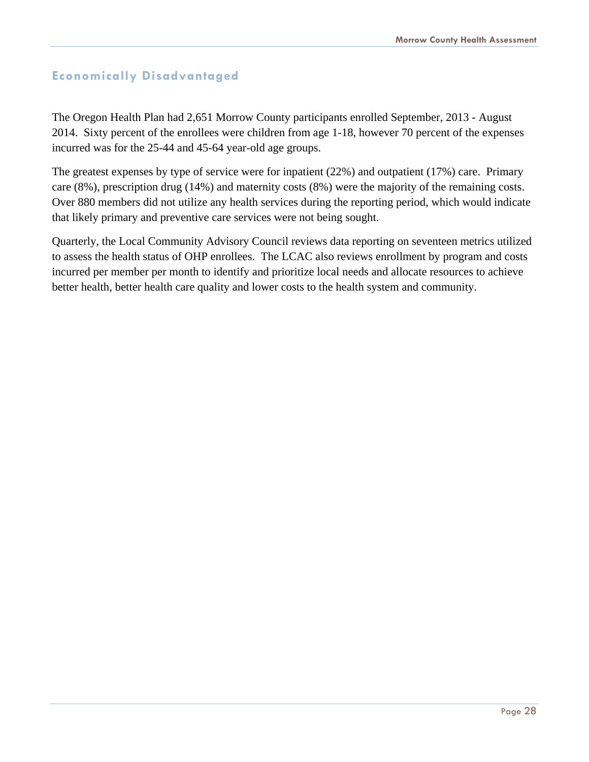## Economically Disadvantaged

The Oregon Health Plan had 2,651 Morrow County participants enrolled September, 2013 - August 2014. Sixty percent of the enrollees were children from age 1-18, however 70 percent of the expenses incurred was for the 25-44 and 45-64 year-old age groups.

The greatest expenses by type of service were for inpatient (22%) and outpatient (17%) care. Primary care (8%), prescription drug (14%) and maternity costs (8%) were the majority of the remaining costs. Over 880 members did not utilize any health services during the reporting period, which would indicate that likely primary and preventive care services were not being sought.

Quarterly, the Local Community Advisory Council reviews data reporting on seventeen metrics utilized to assess the health status of OHP enrollees. The LCAC also reviews enrollment by program and costs incurred per member per month to identify and prioritize local needs and allocate resources to achieve better health, better health care quality and lower costs to the health system and community.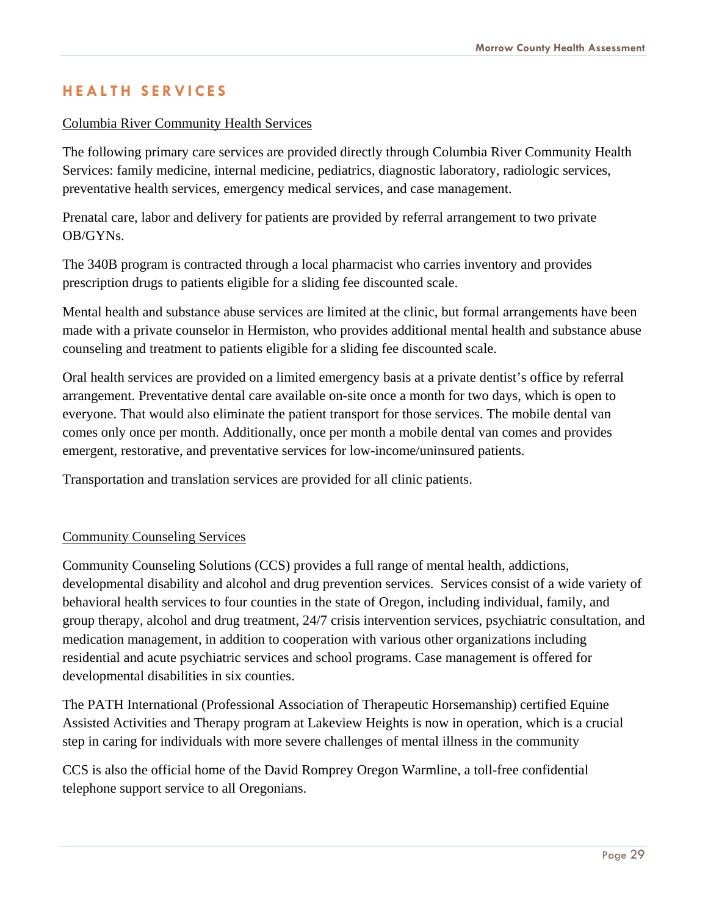## HEALTH SERVICES

Columbia River Community Health Services

The following primary care services are provided directly through Columbia River Community Health Services: family medicine, internal medicine, pediatrics, diagnostic laboratory, radiologic services, preventative health services, emergency medical services, and case management.

Prenatal care, labor and delivery for patients are provided by referral arrangement to two private OB/GYNs.

The 340B program is contracted through a local pharmacist who carries inventory and provides prescription drugs to patients eligible for a sliding fee discounted scale.

Mental health and substance abuse services are limited at the clinic, but formal arrangements have been made with a private counselor in Hermiston, who provides additional mental health and substance abuse counseling and treatment to patients eligible for a sliding fee discounted scale.

Oral health services are provided on a limited emergency basis at a private dentist's office by referral arrangement. Preventative dental care available on-site once a month for two days, which is open to everyone. That would also eliminate the patient transport for those services. The mobile dental van comes only once per month. Additionally, once per month a mobile dental van comes and provides emergent, restorative, and preventative services for low-income/uninsured patients.

Transportation and translation services are provided for all clinic patients.

Community Counseling Services

Community Counseling Solutions (CCS) provides a full range of mental health, addictions, developmental disability and alcohol and drug prevention services. Services consist of a wide variety of behavioral health services to four counties in the state of Oregon, including individual, family, and group therapy, alcohol and drug treatment, 24/7 crisis intervention services, psychiatric consultation, and medication management, in addition to cooperation with various other organizations including residential and acute psychiatric services and school programs. Case management is offered for developmental disabilities in six counties.

The PATH International (Professional Association of Therapeutic Horsemanship) certified Equine Assisted Activities and Therapy program at Lakeview Heights is now in operation, which is a crucial step in caring for individuals with more severe challenges of mental illness in the community

CCS is also the official home of the David Romprey Oregon Warmline, a toll-free confidential telephone support service to all Oregonians.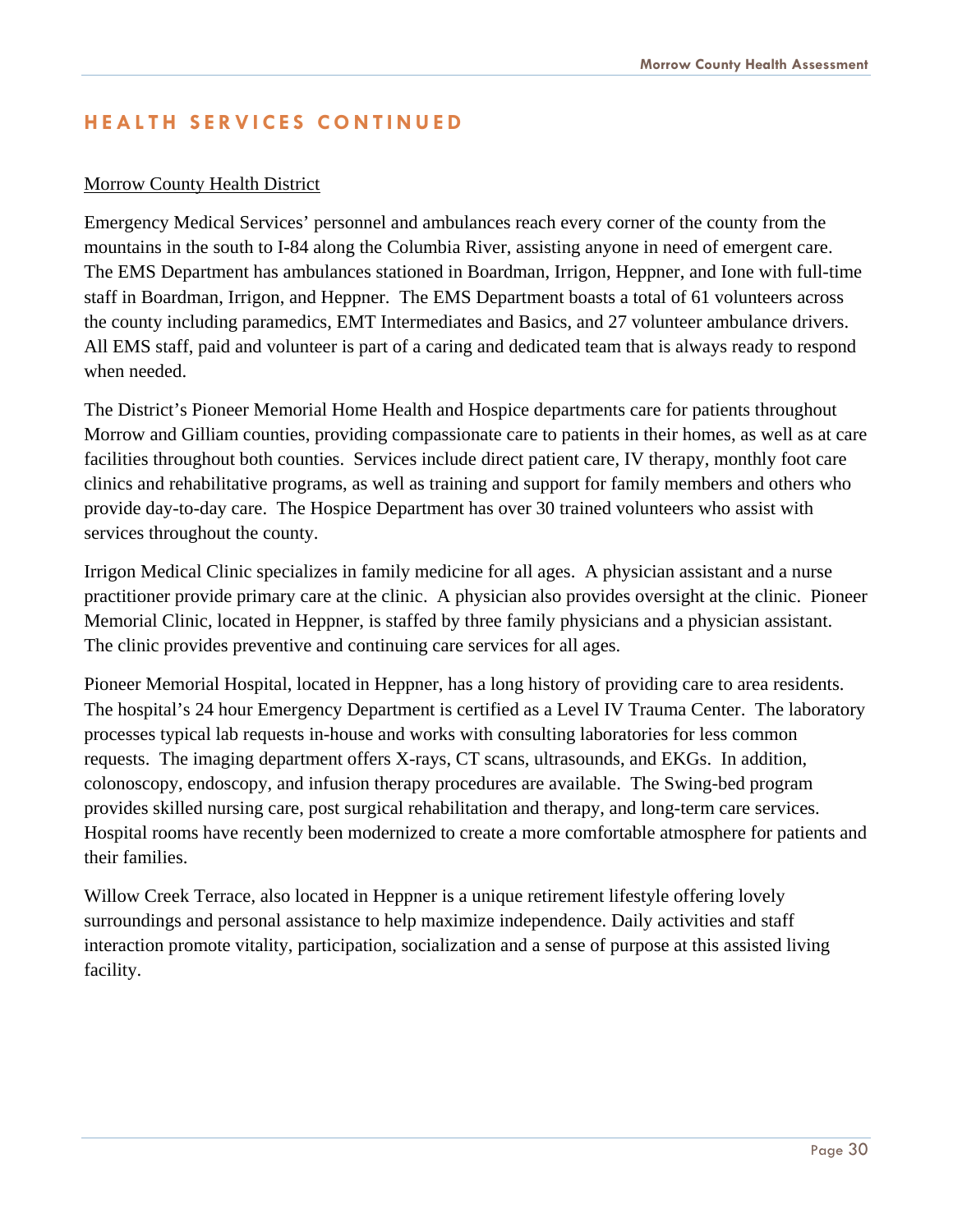## HEALTH SERVICES CONTINUED

Morrow County Health District

Emergency Medical Services' personnel and ambulances reach every corner of the county from the mountains in the south to I-84 along the Columbia River, assisting anyone in need of emergent care. The EMS Department has ambulances stationed in Boardman, Irrigon, Heppner, and Ione with full-time staff in Boardman, Irrigon, and Heppner. The EMS Department boasts a total of 61 volunteers across the county including paramedics, EMT Intermediates and Basics, and 27 volunteer ambulance drivers. All EMS staff, paid and volunteer is part of a caring and dedicated team that is always ready to respond when needed.

The District's Pioneer Memorial Home Health and Hospice departments care for patients throughout Morrow and Gilliam counties, providing compassionate care to patients in their homes, as well as at care facilities throughout both counties. Services include direct patient care, IV therapy, monthly foot care clinics and rehabilitative programs, as well as training and support for family members and others who provide day-to-day care. The Hospice Department has over 30 trained volunteers who assist with services throughout the county.

Irrigon Medical Clinic specializes in family medicine for all ages. A physician assistant and a nurse practitioner provide primary care at the clinic. A physician also provides oversight at the clinic. Pioneer Memorial Clinic, located in Heppner, is staffed by three family physicians and a physician assistant. The clinic provides preventive and continuing care services for all ages.

Pioneer Memorial Hospital, located in Heppner, has a long history of providing care to area residents. The hospital's 24 hour Emergency Department is certified as a Level IV Trauma Center. The laboratory processes typical lab requests in-house and works with consulting laboratories for less common requests. The imaging department offers X-rays, CT scans, ultrasounds, and EKGs. In addition, colonoscopy, endoscopy, and infusion therapy procedures are available. The Swing-bed program provides skilled nursing care, post surgical rehabilitation and therapy, and long-term care services. Hospital rooms have recently been modernized to create a more comfortable atmosphere for patients and their families.

Willow Creek Terrace, also located in Heppner is a unique retirement lifestyle offering lovely surroundings and personal assistance to help maximize independence. Daily activities and staff interaction promote vitality, participation, socialization and a sense of purpose at this assisted living facility.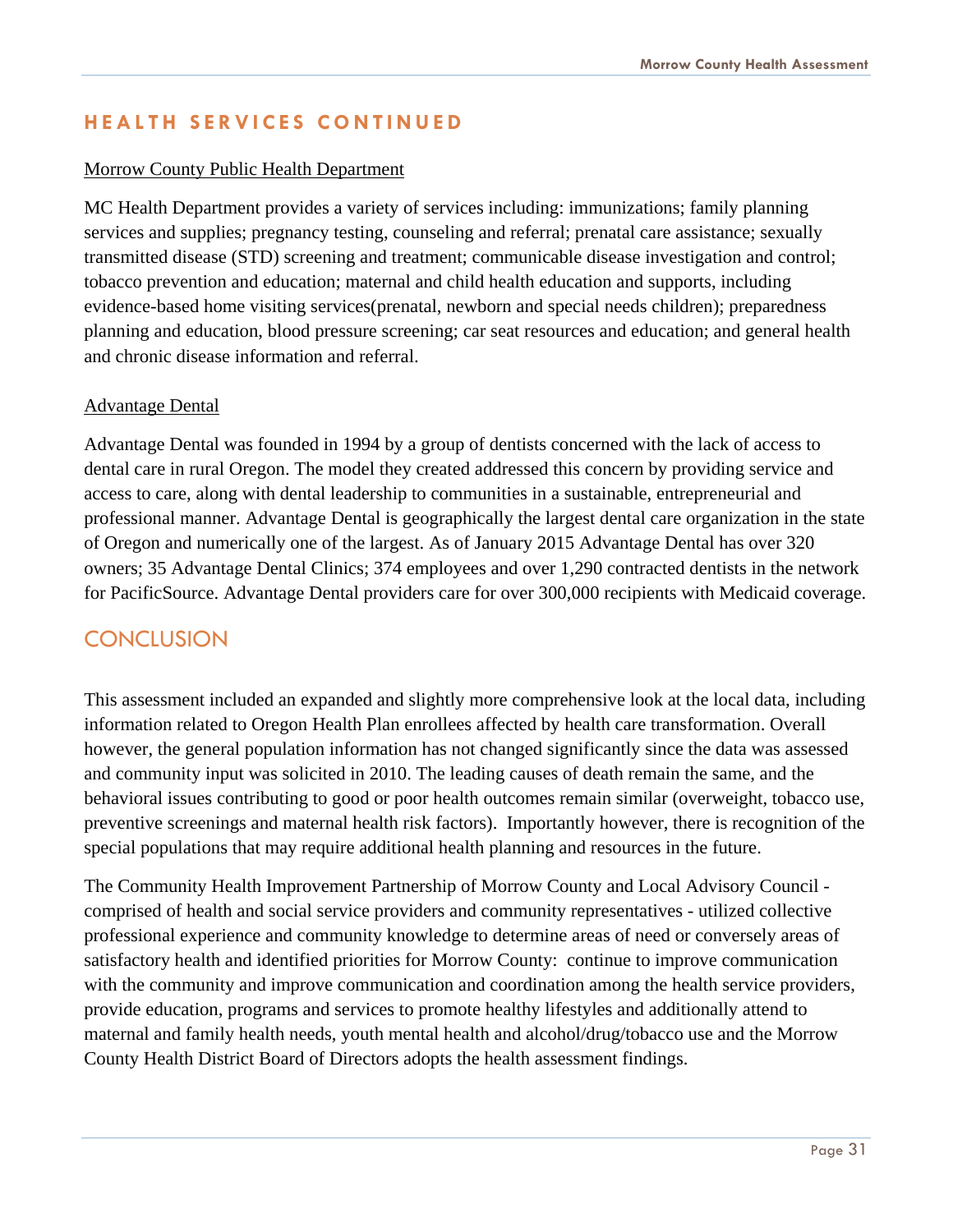## HEALTH SERVICES CONTINUED

Morrow County Public Health Department

MC Health Department provides a variety of services including: immunizations; family planning services and supplies; pregnancy testing, counseling and referral; prenatal care assistance; sexually transmitted disease (STD) screening and treatment; communicable disease investigation and control; tobacco prevention and education; maternal and child health education and supports, including evidence-based home visiting services(prenatal, newborn and special needs children); preparedness planning and education, blood pressure screening; car seat resources and education; and general health and chronic disease information and referral.

Advantage Dental

Advantage Dental was founded in 1994 by a group of dentists concerned with the lack of access to dental care in rural Oregon. The model they created addressed this concern by providing service and access to care, along with dental leadership to communities in a sustainable, entrepreneurial and professional manner. Advantage Dental is geographically the largest dental care organization in the state of Oregon and numerically one of the largest. As of January 2015 Advantage Dental has over 320 owners; 35 Advantage Dental Clinics; 374 employees and over 1,290 contracted dentists in the network for PacificSource. Advantage Dental providers care for over 300,000 recipients with Medicaid coverage.

## CONCLUSION

This assessment included an expanded and slightly more comprehensive look at the local data, including information related to Oregon Health Plan enrollees affected by health care transformation. Overall however, the general population information has not changed significantly since the data was assessed and community input was solicited in 2010. The leading causes of death remain the same, and the behavioral issues contributing to good or poor health outcomes remain similar (overweight, tobacco use, preventive screenings and maternal health risk factors). Importantly however, there is recognition of the special populations that may require additional health planning and resources in the future.

The Community Health Improvement Partnership of Morrow County and Local Advisory Council - comprised of health and social service providers and community representatives - utilized collective professional experience and community knowledge to determine areas of need or conversely areas of satisfactory health and identified priorities for Morrow County: continue to improve communication with the community and improve communication and coordination among the health service providers, provide education, programs and services to promote healthy lifestyles and additionally attend to maternal and family health needs, youth mental health and alcohol/drug/tobacco use and the Morrow County Health District Board of Directors adopts the health assessment findings.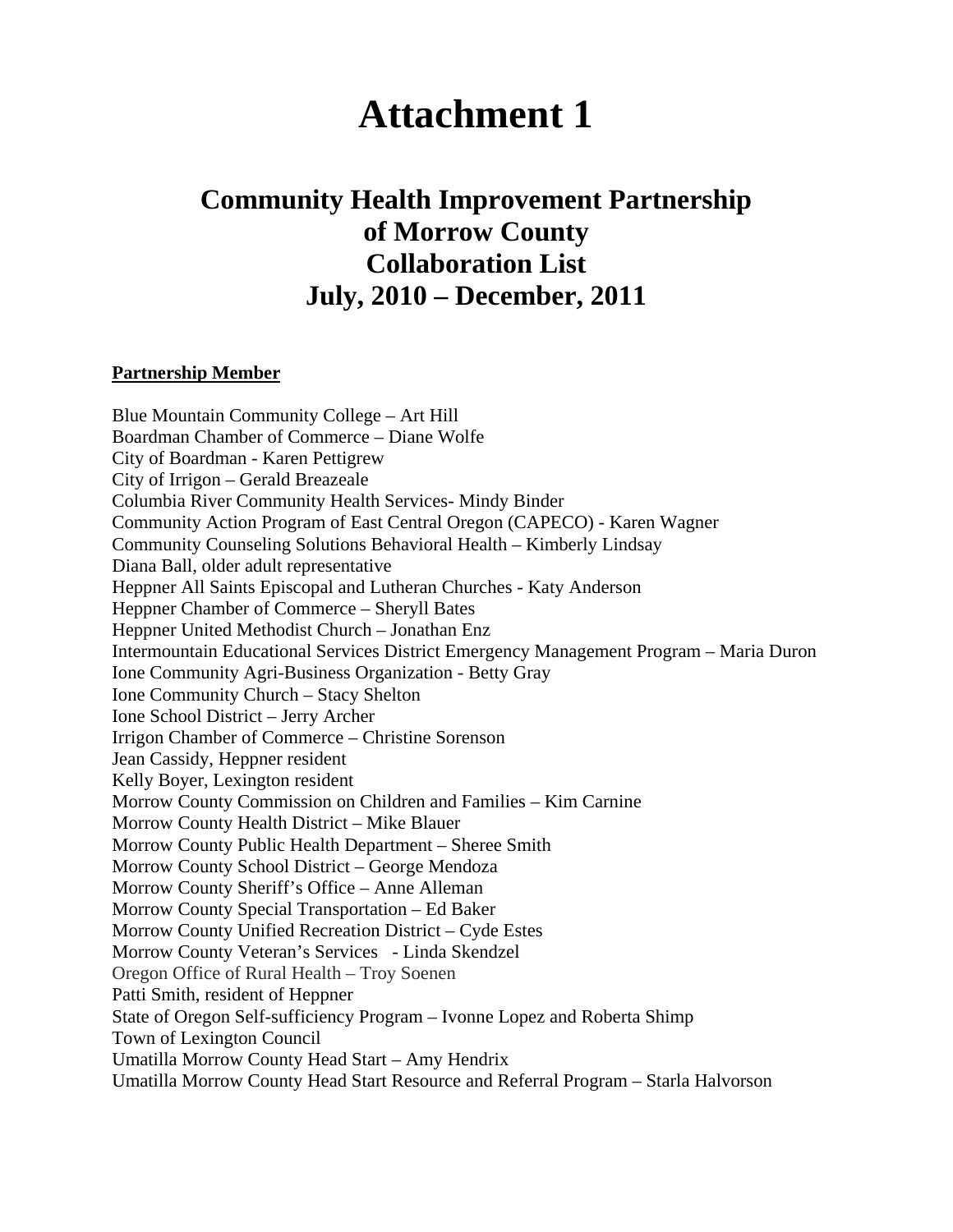# Attachment 1

## Community Health Improvement Partnership of Morrow County Collaboration List July, 2010 – December, 2011

**Partnership Member**

Blue Mountain Community College – Art Hill
Boardman Chamber of Commerce – Diane Wolfe
City of Boardman - Karen Pettigrew
City of Irrigon – Gerald Breazeale
Columbia River Community Health Services- Mindy Binder
Community Action Program of East Central Oregon (CAPECO) - Karen Wagner
Community Counseling Solutions Behavioral Health – Kimberly Lindsay
Diana Ball, older adult representative
Heppner All Saints Episcopal and Lutheran Churches - Katy Anderson
Heppner Chamber of Commerce – Sheryll Bates
Heppner United Methodist Church – Jonathan Enz
Intermountain Educational Services District Emergency Management Program – Maria Duron
Ione Community Agri-Business Organization - Betty Gray
Ione Community Church – Stacy Shelton
Ione School District – Jerry Archer
Irrigon Chamber of Commerce – Christine Sorenson
Jean Cassidy, Heppner resident
Kelly Boyer, Lexington resident
Morrow County Commission on Children and Families – Kim Carnine
Morrow County Health District – Mike Blauer
Morrow County Public Health Department – Sheree Smith
Morrow County School District – George Mendoza
Morrow County Sheriff's Office – Anne Alleman
Morrow County Special Transportation – Ed Baker
Morrow County Unified Recreation District – Cyde Estes
Morrow County Veteran's Services - Linda Skendzel
Oregon Office of Rural Health – Troy Soenen
Patti Smith, resident of Heppner
State of Oregon Self-sufficiency Program – Ivonne Lopez and Roberta Shimp
Town of Lexington Council
Umatilla Morrow County Head Start – Amy Hendrix
Umatilla Morrow County Head Start Resource and Referral Program – Starla Halvorson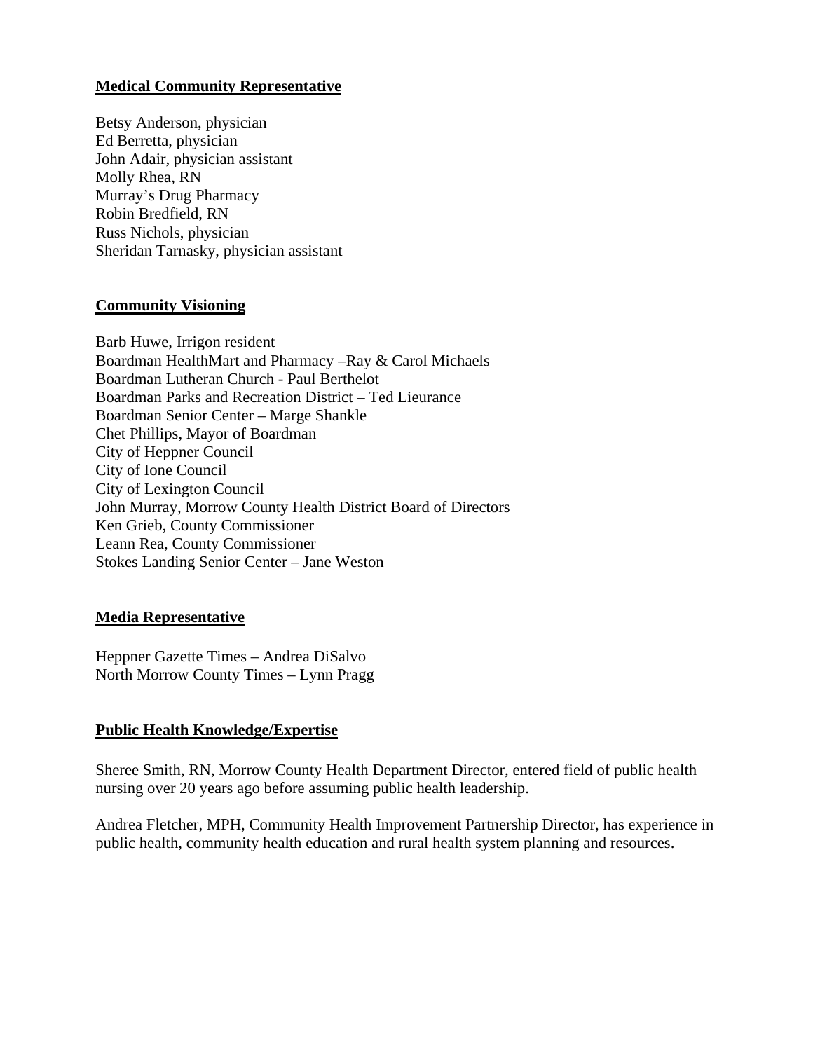**Medical Community Representative**

Betsy Anderson, physician
Ed Berretta, physician
John Adair, physician assistant
Molly Rhea, RN
Murray's Drug Pharmacy
Robin Bredfield, RN
Russ Nichols, physician
Sheridan Tarnasky, physician assistant

**Community Visioning**

Barb Huwe, Irrigon resident
Boardman HealthMart and Pharmacy –Ray & Carol Michaels
Boardman Lutheran Church - Paul Berthelot
Boardman Parks and Recreation District – Ted Lieurance
Boardman Senior Center – Marge Shankle
Chet Phillips, Mayor of Boardman
City of Heppner Council
City of Ione Council
City of Lexington Council
John Murray, Morrow County Health District Board of Directors
Ken Grieb, County Commissioner
Leann Rea, County Commissioner
Stokes Landing Senior Center – Jane Weston

**Media Representative**

Heppner Gazette Times – Andrea DiSalvo
North Morrow County Times – Lynn Pragg

**Public Health Knowledge/Expertise**

Sheree Smith, RN, Morrow County Health Department Director, entered field of public health nursing over 20 years ago before assuming public health leadership.

Andrea Fletcher, MPH, Community Health Improvement Partnership Director, has experience in public health, community health education and rural health system planning and resources.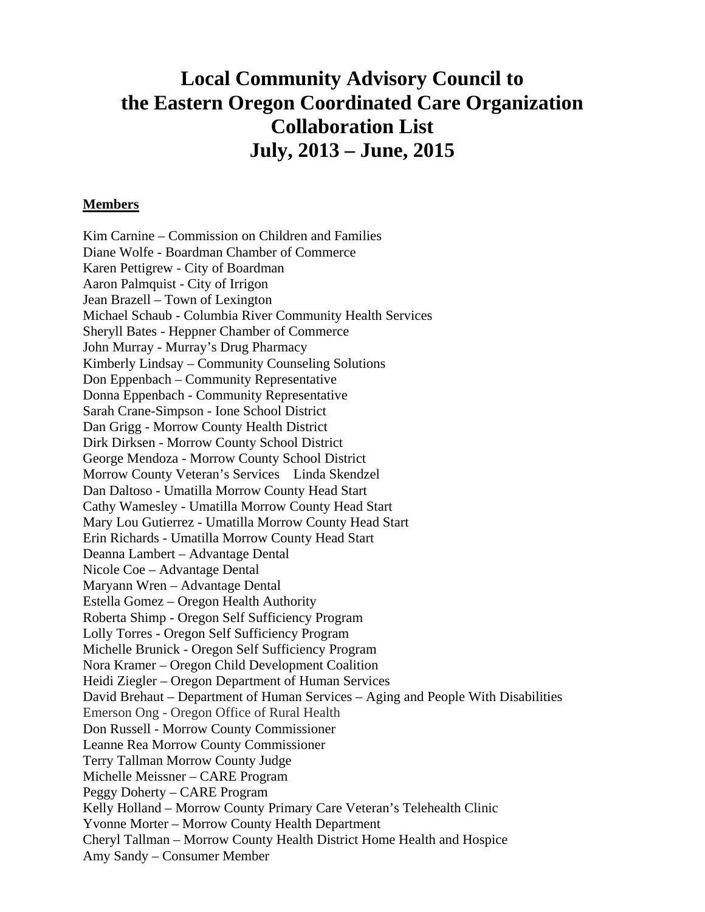# Local Community Advisory Council to the Eastern Oregon Coordinated Care Organization Collaboration List July, 2013 – June, 2015

**Members**

Kim Carnine – Commission on Children and Families
Diane Wolfe - Boardman Chamber of Commerce
Karen Pettigrew - City of Boardman
Aaron Palmquist - City of Irrigon
Jean Brazell – Town of Lexington
Michael Schaub - Columbia River Community Health Services
Sheryll Bates - Heppner Chamber of Commerce
John Murray - Murray's Drug Pharmacy
Kimberly Lindsay – Community Counseling Solutions
Don Eppenbach – Community Representative
Donna Eppenbach - Community Representative
Sarah Crane-Simpson - Ione School District
Dan Grigg - Morrow County Health District
Dirk Dirksen - Morrow County School District
George Mendoza - Morrow County School District
Morrow County Veteran's Services Linda Skendzel
Dan Daltoso - Umatilla Morrow County Head Start
Cathy Wamesley - Umatilla Morrow County Head Start
Mary Lou Gutierrez - Umatilla Morrow County Head Start
Erin Richards - Umatilla Morrow County Head Start
Deanna Lambert – Advantage Dental
Nicole Coe – Advantage Dental
Maryann Wren – Advantage Dental
Estella Gomez – Oregon Health Authority
Roberta Shimp - Oregon Self Sufficiency Program
Lolly Torres - Oregon Self Sufficiency Program
Michelle Brunick - Oregon Self Sufficiency Program
Nora Kramer – Oregon Child Development Coalition
Heidi Ziegler – Oregon Department of Human Services
David Brehaut – Department of Human Services – Aging and People With Disabilities
Emerson Ong - Oregon Office of Rural Health
Don Russell - Morrow County Commissioner
Leanne Rea Morrow County Commissioner
Terry Tallman Morrow County Judge
Michelle Meissner – CARE Program
Peggy Doherty – CARE Program
Kelly Holland – Morrow County Primary Care Veteran's Telehealth Clinic
Yvonne Morter – Morrow County Health Department
Cheryl Tallman – Morrow County Health District Home Health and Hospice
Amy Sandy – Consumer Member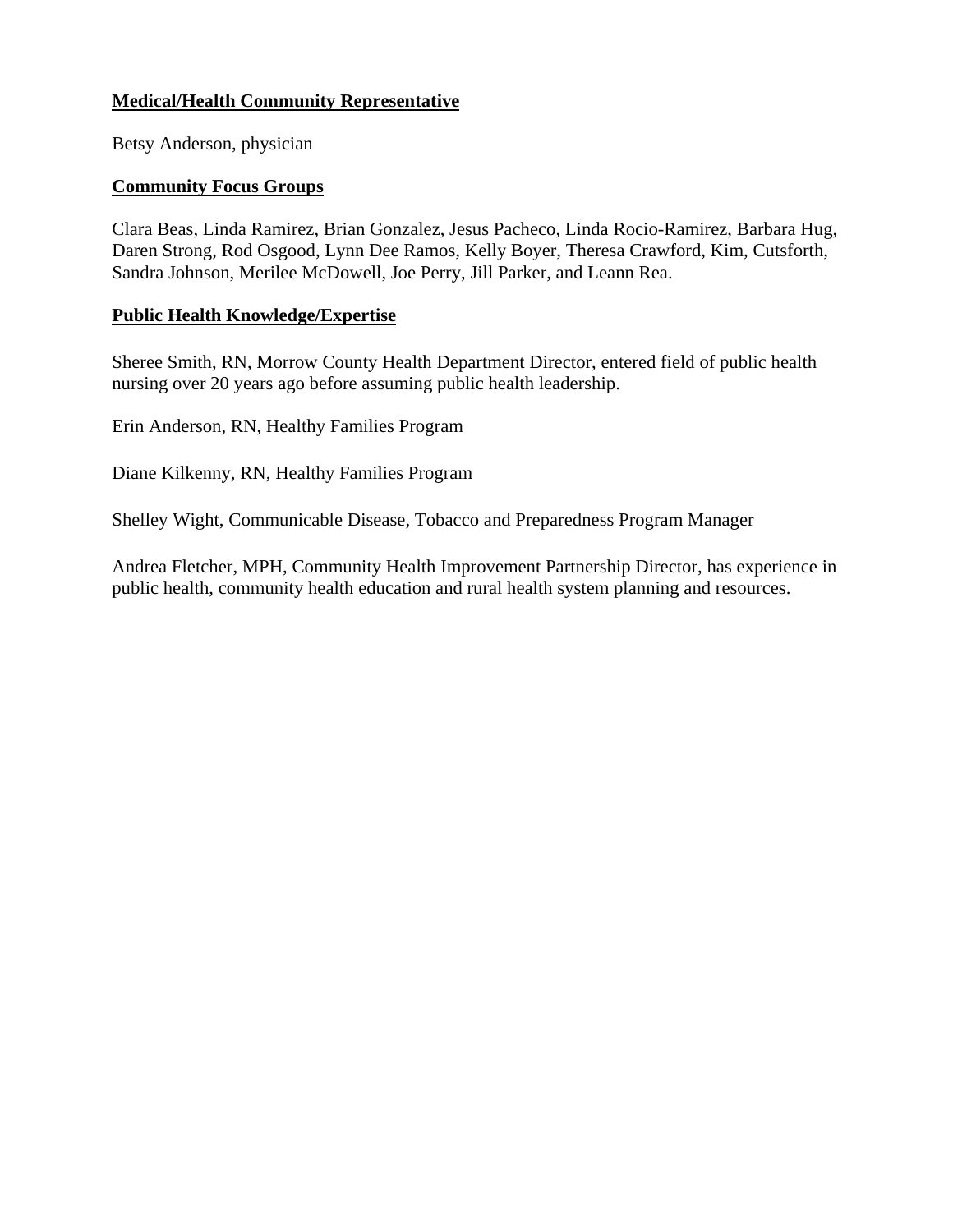**Medical/Health Community Representative**

Betsy Anderson, physician

**Community Focus Groups**

Clara Beas, Linda Ramirez, Brian Gonzalez, Jesus Pacheco, Linda Rocio-Ramirez, Barbara Hug, Daren Strong, Rod Osgood, Lynn Dee Ramos, Kelly Boyer, Theresa Crawford, Kim, Cutsforth, Sandra Johnson, Merilee McDowell, Joe Perry, Jill Parker, and Leann Rea.

**Public Health Knowledge/Expertise**

Sheree Smith, RN, Morrow County Health Department Director, entered field of public health nursing over 20 years ago before assuming public health leadership.

Erin Anderson, RN, Healthy Families Program

Diane Kilkenny, RN, Healthy Families Program

Shelley Wight, Communicable Disease, Tobacco and Preparedness Program Manager

Andrea Fletcher, MPH, Community Health Improvement Partnership Director, has experience in public health, community health education and rural health system planning and resources.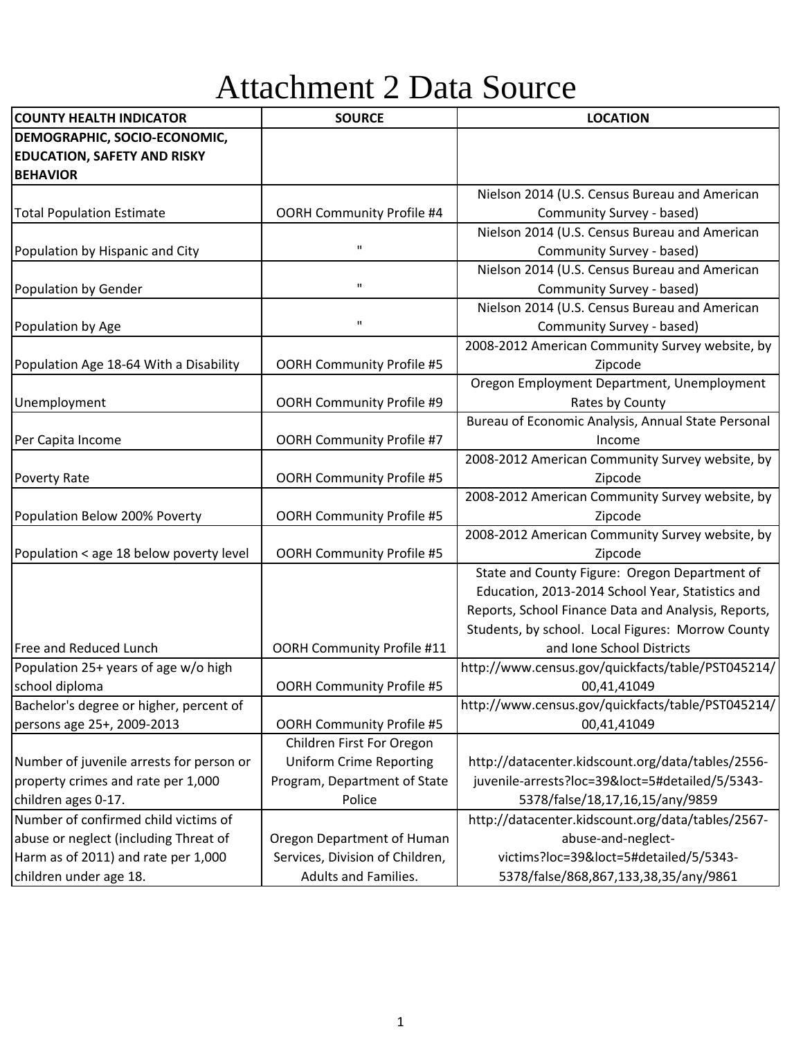# Attachment 2 Data Source

| COUNTY HEALTH INDICATOR | SOURCE | LOCATION |
|---|---|---|
| **DEMOGRAPHIC, SOCIO-ECONOMIC, EDUCATION, SAFETY AND RISKY BEHAVIOR** | | |
| Total Population Estimate | OORH Community Profile #4 | Nielson 2014 (U.S. Census Bureau and American Community Survey - based) |
| Population by Hispanic and City | " | Nielson 2014 (U.S. Census Bureau and American Community Survey - based) |
| Population by Gender | " | Nielson 2014 (U.S. Census Bureau and American Community Survey - based) |
| Population by Age | " | Nielson 2014 (U.S. Census Bureau and American Community Survey - based) |
| Population Age 18-64 With a Disability | OORH Community Profile #5 | 2008-2012 American Community Survey website, by Zipcode |
| Unemployment | OORH Community Profile #9 | Oregon Employment Department, Unemployment Rates by County |
| Per Capita Income | OORH Community Profile #7 | Bureau of Economic Analysis, Annual State Personal Income |
| Poverty Rate | OORH Community Profile #5 | 2008-2012 American Community Survey website, by Zipcode |
| Population Below 200% Poverty | OORH Community Profile #5 | 2008-2012 American Community Survey website, by Zipcode |
| Population < age 18 below poverty level | OORH Community Profile #5 | 2008-2012 American Community Survey website, by Zipcode |
| Free and Reduced Lunch | OORH Community Profile #11 | State and County Figure: Oregon Department of Education, 2013-2014 School Year, Statistics and Reports, School Finance Data and Analysis, Reports, Students, by school. Local Figures: Morrow County and Ione School Districts |
| Population 25+ years of age w/o high school diploma | OORH Community Profile #5 | http://www.census.gov/quickfacts/table/PST045214/00,41,41049 |
| Bachelor's degree or higher, percent of persons age 25+, 2009-2013 | OORH Community Profile #5 | http://www.census.gov/quickfacts/table/PST045214/00,41,41049 |
| Number of juvenile arrests for person or property crimes and rate per 1,000 children ages 0-17. | Children First For Oregon Uniform Crime Reporting Program, Department of State Police | http://datacenter.kidscount.org/data/tables/2556-juvenile-arrests?loc=39&loct=5#detailed/5/5343-5378/false/18,17,16,15/any/9859 |
| Number of confirmed child victims of abuse or neglect (including Threat of Harm as of 2011) and rate per 1,000 children under age 18. | Oregon Department of Human Services, Division of Children, Adults and Families. | http://datacenter.kidscount.org/data/tables/2567-abuse-and-neglect-victims?loc=39&loct=5#detailed/5/5343-5378/false/868,867,133,38,35/any/9861 |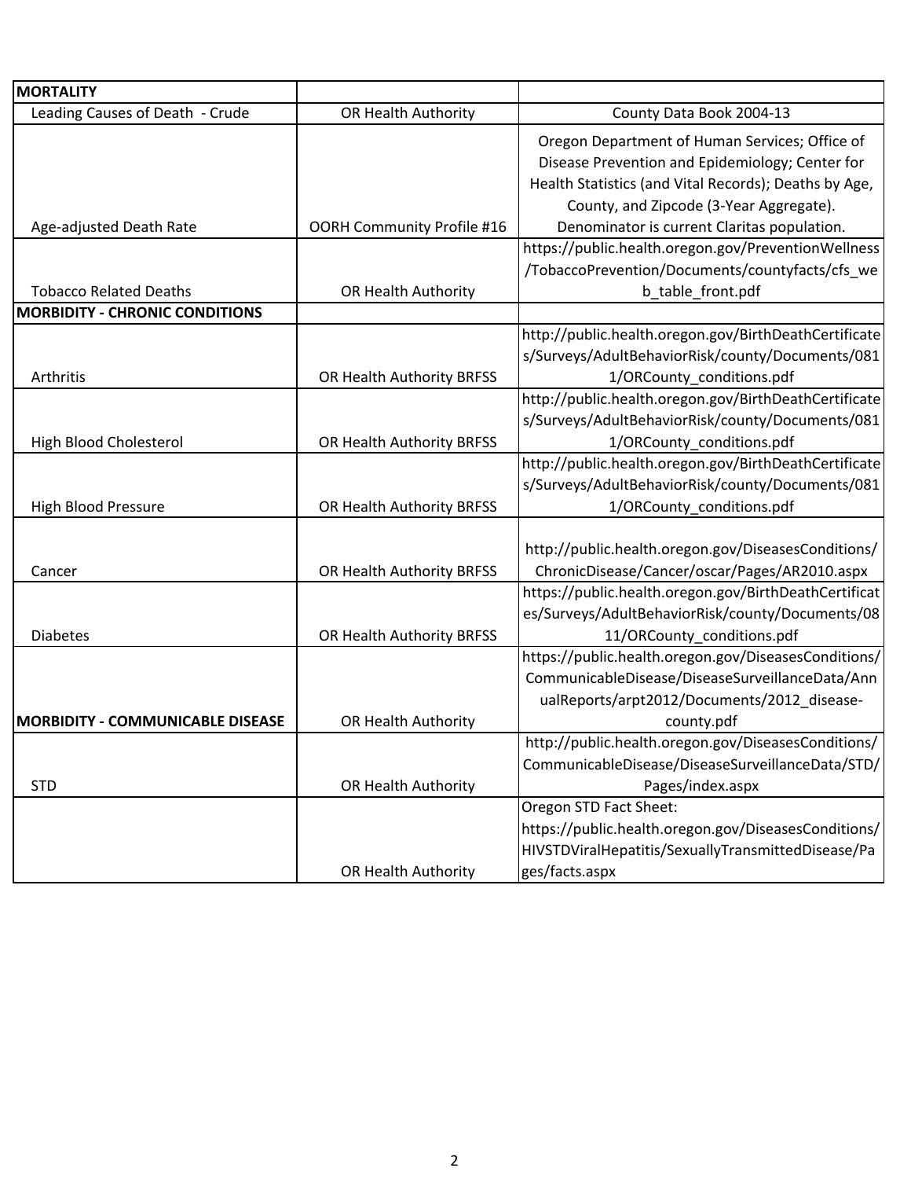| | | |
|---|---|---|
| **MORTALITY** | | |
| Leading Causes of Death - Crude | OR Health Authority | County Data Book 2004-13 |
| Age-adjusted Death Rate | OORH Community Profile #16 | Oregon Department of Human Services; Office of Disease Prevention and Epidemiology; Center for Health Statistics (and Vital Records); Deaths by Age, County, and Zipcode (3-Year Aggregate). Denominator is current Claritas population. |
| Tobacco Related Deaths | OR Health Authority | https://public.health.oregon.gov/PreventionWellness/TobaccoPrevention/Documents/countyfacts/cfs_web_table_front.pdf |
| **MORBIDITY - CHRONIC CONDITIONS** | | |
| Arthritis | OR Health Authority BRFSS | http://public.health.oregon.gov/BirthDeathCertificates/Surveys/AdultBehaviorRisk/county/Documents/0811/ORCounty_conditions.pdf |
| High Blood Cholesterol | OR Health Authority BRFSS | http://public.health.oregon.gov/BirthDeathCertificates/Surveys/AdultBehaviorRisk/county/Documents/0811/ORCounty_conditions.pdf |
| High Blood Pressure | OR Health Authority BRFSS | http://public.health.oregon.gov/BirthDeathCertificates/Surveys/AdultBehaviorRisk/county/Documents/0811/ORCounty_conditions.pdf |
| Cancer | OR Health Authority BRFSS | http://public.health.oregon.gov/DiseasesConditions/ChronicDisease/Cancer/oscar/Pages/AR2010.aspx |
| Diabetes | OR Health Authority BRFSS | https://public.health.oregon.gov/BirthDeathCertificates/Surveys/AdultBehaviorRisk/county/Documents/0811/ORCounty_conditions.pdf |
| **MORBIDITY - COMMUNICABLE DISEASE** | OR Health Authority | https://public.health.oregon.gov/DiseasesConditions/CommunicableDisease/DiseaseSurveillanceData/AnnualReports/arpt2012/Documents/2012_disease-county.pdf |
| STD | OR Health Authority | http://public.health.oregon.gov/DiseasesConditions/CommunicableDisease/DiseaseSurveillanceData/STD/Pages/index.aspx |
| | OR Health Authority | Oregon STD Fact Sheet: https://public.health.oregon.gov/DiseasesConditions/HIVSTDViralHepatitis/SexuallyTransmittedDisease/Pages/facts.aspx |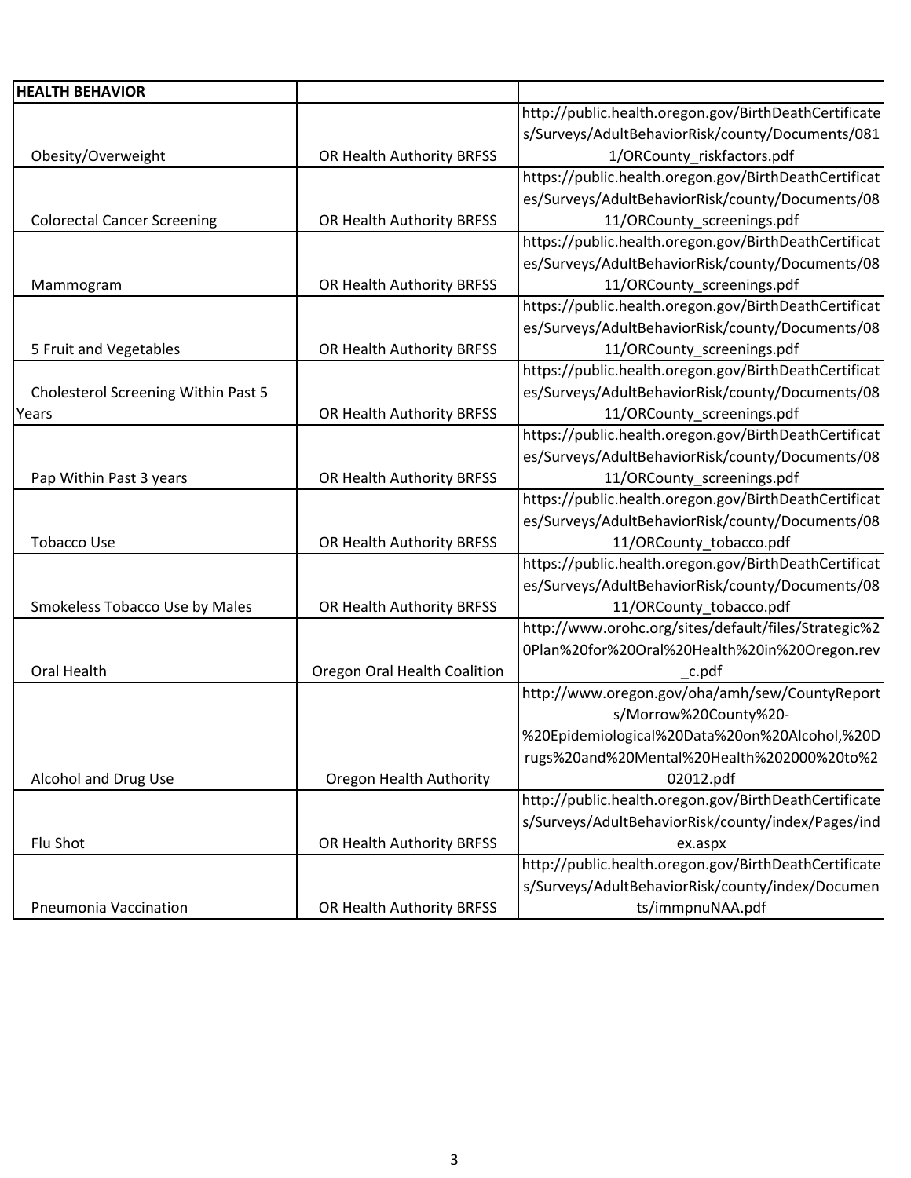| HEALTH BEHAVIOR | | |
|---|---|---|
| Obesity/Overweight | OR Health Authority BRFSS | http://public.health.oregon.gov/BirthDeathCertificates/Surveys/AdultBehaviorRisk/county/Documents/0811/ORCounty_riskfactors.pdf |
| Colorectal Cancer Screening | OR Health Authority BRFSS | https://public.health.oregon.gov/BirthDeathCertificates/Surveys/AdultBehaviorRisk/county/Documents/0811/ORCounty_screenings.pdf |
| Mammogram | OR Health Authority BRFSS | https://public.health.oregon.gov/BirthDeathCertificates/Surveys/AdultBehaviorRisk/county/Documents/0811/ORCounty_screenings.pdf |
| 5 Fruit and Vegetables | OR Health Authority BRFSS | https://public.health.oregon.gov/BirthDeathCertificates/Surveys/AdultBehaviorRisk/county/Documents/0811/ORCounty_screenings.pdf |
| Cholesterol Screening Within Past 5 Years | OR Health Authority BRFSS | https://public.health.oregon.gov/BirthDeathCertificates/Surveys/AdultBehaviorRisk/county/Documents/0811/ORCounty_screenings.pdf |
| Pap Within Past 3 years | OR Health Authority BRFSS | https://public.health.oregon.gov/BirthDeathCertificates/Surveys/AdultBehaviorRisk/county/Documents/0811/ORCounty_screenings.pdf |
| Tobacco Use | OR Health Authority BRFSS | https://public.health.oregon.gov/BirthDeathCertificates/Surveys/AdultBehaviorRisk/county/Documents/0811/ORCounty_tobacco.pdf |
| Smokeless Tobacco Use by Males | OR Health Authority BRFSS | https://public.health.oregon.gov/BirthDeathCertificates/Surveys/AdultBehaviorRisk/county/Documents/0811/ORCounty_tobacco.pdf |
| Oral Health | Oregon Oral Health Coalition | http://www.orohc.org/sites/default/files/Strategic%20Plan%20for%20Oral%20Health%20in%20Oregon.rev_c.pdf |
| Alcohol and Drug Use | Oregon Health Authority | http://www.oregon.gov/oha/amh/sew/CountyReports/Morrow%20County%20-%20Epidemiological%20Data%20on%20Alcohol,%20Drugs%20and%20Mental%20Health%202000%20to%202012.pdf |
| Flu Shot | OR Health Authority BRFSS | http://public.health.oregon.gov/BirthDeathCertificates/Surveys/AdultBehaviorRisk/county/index/Pages/index.aspx |
| Pneumonia Vaccination | OR Health Authority BRFSS | http://public.health.oregon.gov/BirthDeathCertificates/Surveys/AdultBehaviorRisk/county/index/Documents/immpnuNAA.pdf |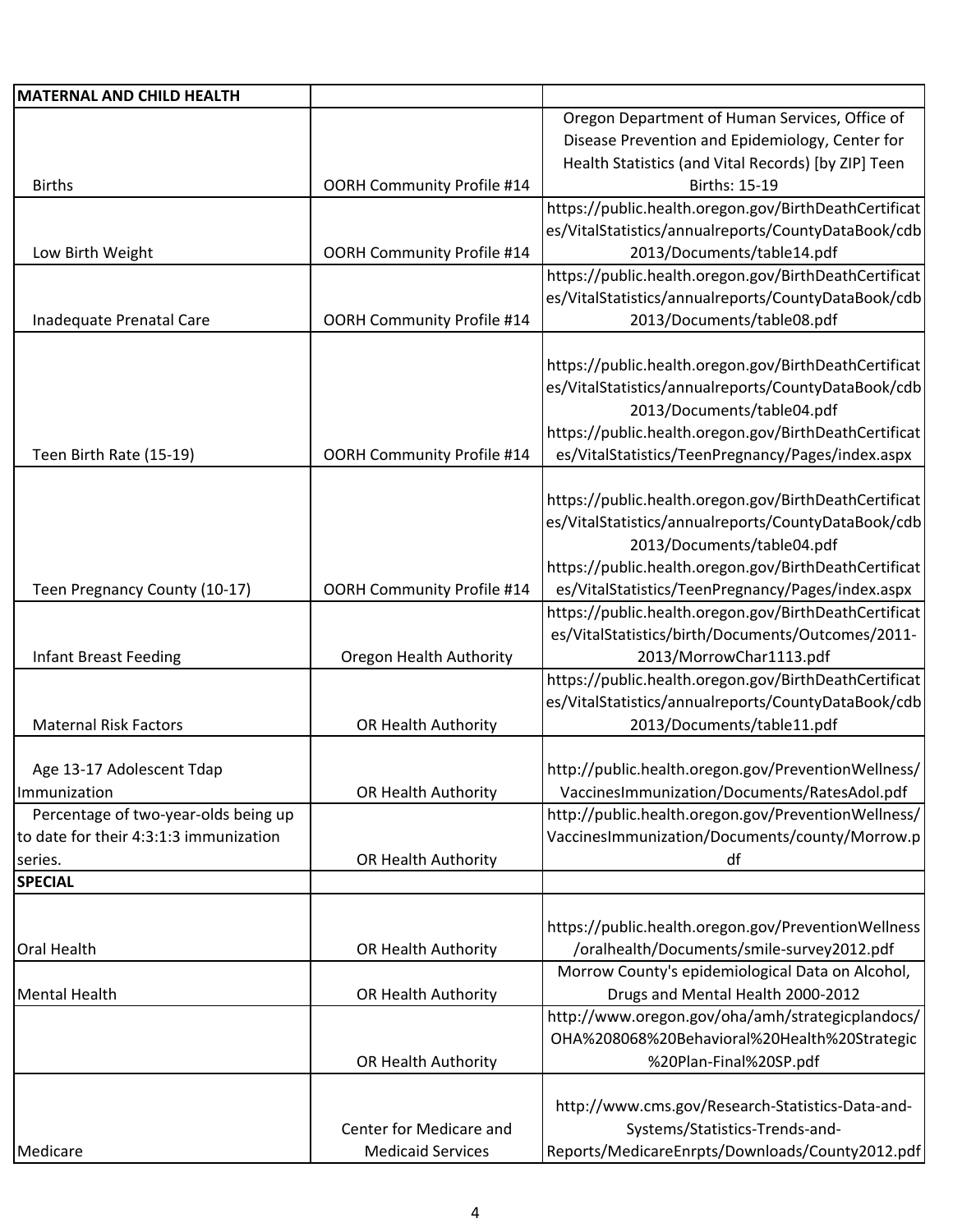| MATERNAL AND CHILD HEALTH | | |
|---|---|---|
| Births | OORH Community Profile #14 | Oregon Department of Human Services, Office of Disease Prevention and Epidemiology, Center for Health Statistics (and Vital Records) [by ZIP] Teen Births: 15-19 |
| Low Birth Weight | OORH Community Profile #14 | https://public.health.oregon.gov/BirthDeathCertificates/VitalStatistics/annualreports/CountyDataBook/cdb2013/Documents/table14.pdf |
| Inadequate Prenatal Care | OORH Community Profile #14 | https://public.health.oregon.gov/BirthDeathCertificates/VitalStatistics/annualreports/CountyDataBook/cdb2013/Documents/table08.pdf |
| Teen Birth Rate (15-19) | OORH Community Profile #14 | https://public.health.oregon.gov/BirthDeathCertificates/VitalStatistics/annualreports/CountyDataBook/cdb2013/Documents/table04.pdf https://public.health.oregon.gov/BirthDeathCertificates/VitalStatistics/TeenPregnancy/Pages/index.aspx |
| Teen Pregnancy County (10-17) | OORH Community Profile #14 | https://public.health.oregon.gov/BirthDeathCertificates/VitalStatistics/annualreports/CountyDataBook/cdb2013/Documents/table04.pdf https://public.health.oregon.gov/BirthDeathCertificates/VitalStatistics/TeenPregnancy/Pages/index.aspx |
| Infant Breast Feeding | Oregon Health Authority | https://public.health.oregon.gov/BirthDeathCertificates/VitalStatistics/birth/Documents/Outcomes/2011-2013/MorrowChar1113.pdf |
| Maternal Risk Factors | OR Health Authority | https://public.health.oregon.gov/BirthDeathCertificates/VitalStatistics/annualreports/CountyDataBook/cdb2013/Documents/table11.pdf |
| Age 13-17 Adolescent Tdap Immunization | OR Health Authority | http://public.health.oregon.gov/PreventionWellness/VaccinesImmunization/Documents/RatesAdol.pdf |
| Percentage of two-year-olds being up to date for their 4:3:1:3 immunization series. | OR Health Authority | http://public.health.oregon.gov/PreventionWellness/VaccinesImmunization/Documents/county/Morrow.pdf |
| **SPECIAL** | | |
| Oral Health | OR Health Authority | https://public.health.oregon.gov/PreventionWellness/oralhealth/Documents/smile-survey2012.pdf |
| Mental Health | OR Health Authority | Morrow County's epidemiological Data on Alcohol, Drugs and Mental Health 2000-2012 |
| | OR Health Authority | http://www.oregon.gov/oha/amh/strategicplandocs/OHA%208068%20Behavioral%20Health%20Strategic%20Plan-Final%20SP.pdf |
| Medicare | Center for Medicare and Medicaid Services | http://www.cms.gov/Research-Statistics-Data-and-Systems/Statistics-Trends-and-Reports/MedicareEnrpts/Downloads/County2012.pdf |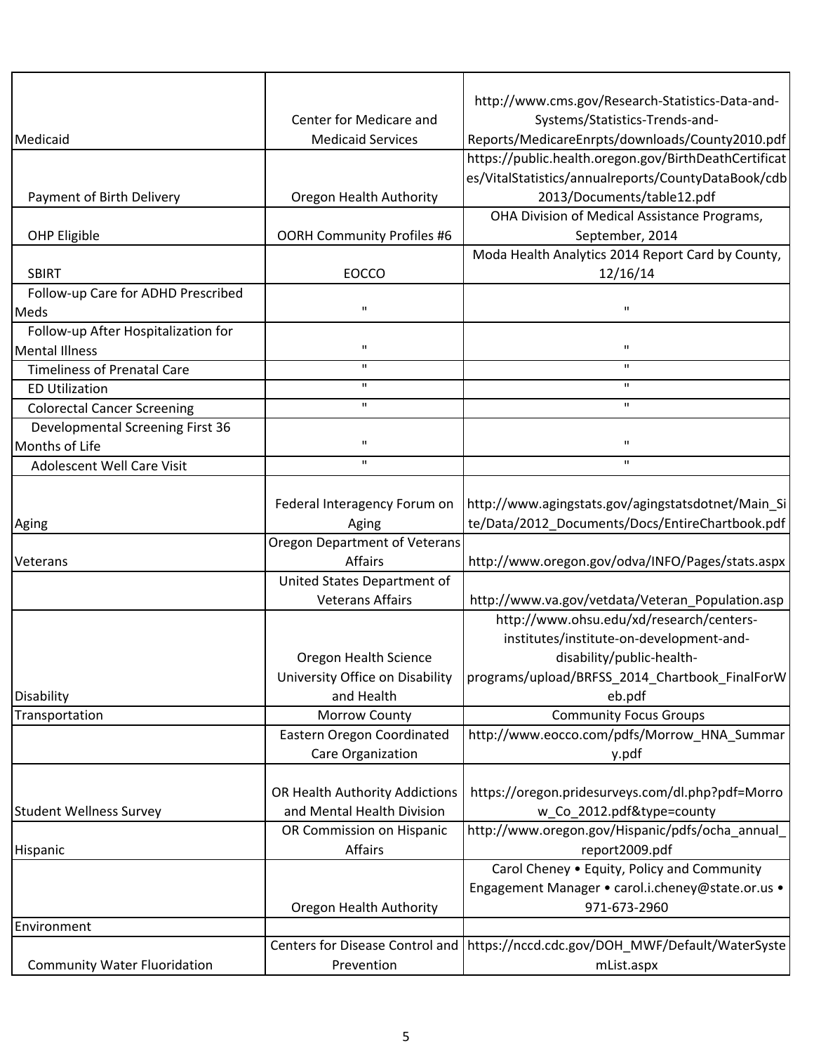| | | |
|---|---|---|
| Medicaid | Center for Medicare and Medicaid Services | http://www.cms.gov/Research-Statistics-Data-and-Systems/Statistics-Trends-and-Reports/MedicareEnrpts/downloads/County2010.pdf |
| Payment of Birth Delivery | Oregon Health Authority | https://public.health.oregon.gov/BirthDeathCertificates/VitalStatistics/annualreports/CountyDataBook/cdb2013/Documents/table12.pdf |
| OHP Eligible | OORH Community Profiles #6 | OHA Division of Medical Assistance Programs, September, 2014 |
| SBIRT | EOCCO | Moda Health Analytics 2014 Report Card by County, 12/16/14 |
| Follow-up Care for ADHD Prescribed Meds | " | " |
| Follow-up After Hospitalization for Mental Illness | " | " |
| Timeliness of Prenatal Care | " | " |
| ED Utilization | " | " |
| Colorectal Cancer Screening | " | " |
| Developmental Screening First 36 Months of Life | " | " |
| Adolescent Well Care Visit | " | " |
| Aging | Federal Interagency Forum on Aging | http://www.agingstats.gov/agingstatsdotnet/Main_Site/Data/2012_Documents/Docs/EntireChartbook.pdf |
| Veterans | Oregon Department of Veterans Affairs | http://www.oregon.gov/odva/INFO/Pages/stats.aspx |
| | United States Department of Veterans Affairs | http://www.va.gov/vetdata/Veteran_Population.asp |
| Disability | Oregon Health Science University Office on Disability and Health | http://www.ohsu.edu/xd/research/centers-institutes/institute-on-development-and-disability/public-health-programs/upload/BRFSS_2014_Chartbook_FinalForWeb.pdf |
| Transportation | Morrow County | Community Focus Groups |
| | Eastern Oregon Coordinated Care Organization | http://www.eocco.com/pdfs/Morrow_HNA_Summary.pdf |
| Student Wellness Survey | OR Health Authority Addictions and Mental Health Division | https://oregon.pridesurveys.com/dl.php?pdf=Morrow_Co_2012.pdf&type=county |
| Hispanic | OR Commission on Hispanic Affairs | http://www.oregon.gov/Hispanic/pdfs/ocha_annual_report2009.pdf |
| | Oregon Health Authority | Carol Cheney • Equity, Policy and Community Engagement Manager • carol.i.cheney@state.or.us • 971-673-2960 |
| Environment | | |
| Community Water Fluoridation | Centers for Disease Control and Prevention | https://nccd.cdc.gov/DOH_MWF/Default/WaterSystemList.aspx |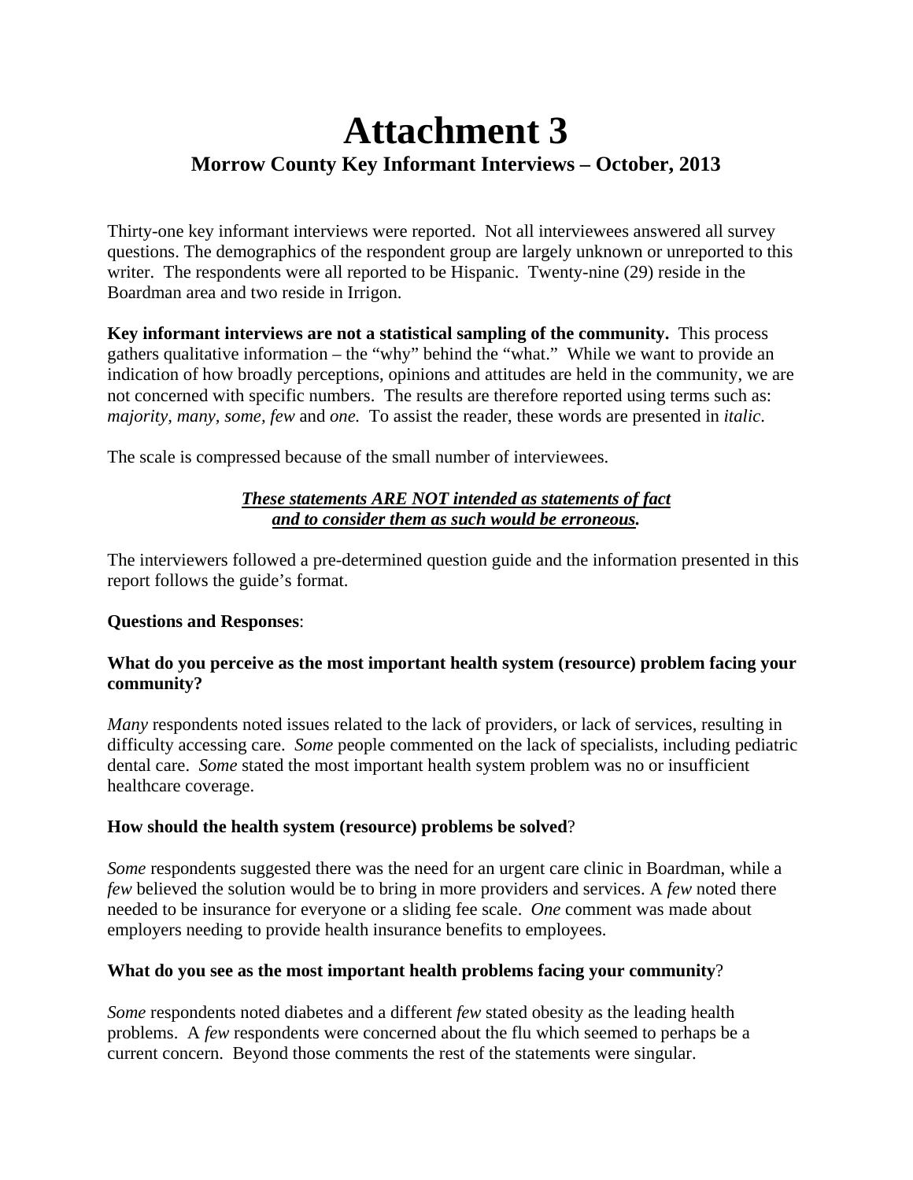# Attachment 3

## Morrow County Key Informant Interviews – October, 2013

Thirty-one key informant interviews were reported. Not all interviewees answered all survey questions. The demographics of the respondent group are largely unknown or unreported to this writer. The respondents were all reported to be Hispanic. Twenty-nine (29) reside in the Boardman area and two reside in Irrigon.

**Key informant interviews are not a statistical sampling of the community.** This process gathers qualitative information – the "why" behind the "what." While we want to provide an indication of how broadly perceptions, opinions and attitudes are held in the community, we are not concerned with specific numbers. The results are therefore reported using terms such as: *majority, many, some, few* and *one.* To assist the reader, these words are presented in *italic*.

The scale is compressed because of the small number of interviewees.

***These statements ARE NOT intended as statements of fact and to consider them as such would be erroneous.***

The interviewers followed a pre-determined question guide and the information presented in this report follows the guide's format.

**Questions and Responses**:

**What do you perceive as the most important health system (resource) problem facing your community?**

*Many* respondents noted issues related to the lack of providers, or lack of services, resulting in difficulty accessing care. *Some* people commented on the lack of specialists, including pediatric dental care. *Some* stated the most important health system problem was no or insufficient healthcare coverage.

**How should the health system (resource) problems be solved**?

*Some* respondents suggested there was the need for an urgent care clinic in Boardman, while a *few* believed the solution would be to bring in more providers and services. A *few* noted there needed to be insurance for everyone or a sliding fee scale. *One* comment was made about employers needing to provide health insurance benefits to employees.

**What do you see as the most important health problems facing your community**?

*Some* respondents noted diabetes and a different *few* stated obesity as the leading health problems. A *few* respondents were concerned about the flu which seemed to perhaps be a current concern. Beyond those comments the rest of the statements were singular.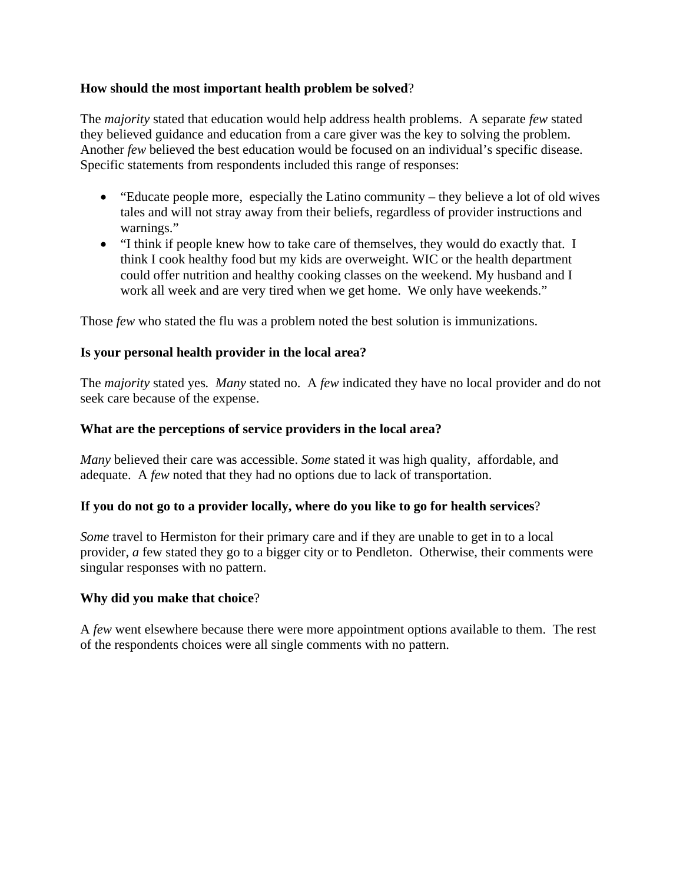**How should the most important health problem be solved**?

The *majority* stated that education would help address health problems. A separate *few* stated they believed guidance and education from a care giver was the key to solving the problem. Another *few* believed the best education would be focused on an individual's specific disease. Specific statements from respondents included this range of responses:

- "Educate people more, especially the Latino community – they believe a lot of old wives tales and will not stray away from their beliefs, regardless of provider instructions and warnings."
- "I think if people knew how to take care of themselves, they would do exactly that. I think I cook healthy food but my kids are overweight. WIC or the health department could offer nutrition and healthy cooking classes on the weekend. My husband and I work all week and are very tired when we get home. We only have weekends."

Those *few* who stated the flu was a problem noted the best solution is immunizations.

**Is your personal health provider in the local area?**

The *majority* stated yes. *Many* stated no. A *few* indicated they have no local provider and do not seek care because of the expense.

**What are the perceptions of service providers in the local area?**

*Many* believed their care was accessible. *Some* stated it was high quality, affordable, and adequate. A *few* noted that they had no options due to lack of transportation.

**If you do not go to a provider locally, where do you like to go for health services**?

*Some* travel to Hermiston for their primary care and if they are unable to get in to a local provider, *a* few stated they go to a bigger city or to Pendleton. Otherwise, their comments were singular responses with no pattern.

**Why did you make that choice**?

A *few* went elsewhere because there were more appointment options available to them. The rest of the respondents choices were all single comments with no pattern.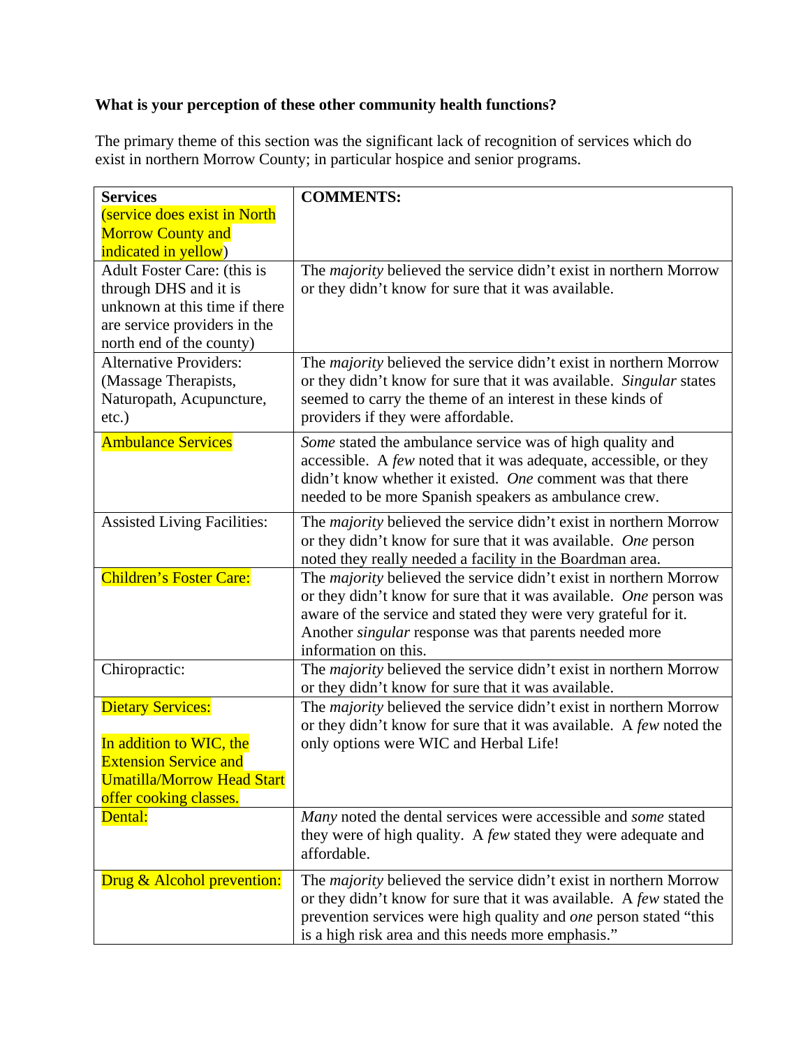**What is your perception of these other community health functions?**

The primary theme of this section was the significant lack of recognition of services which do exist in northern Morrow County; in particular hospice and senior programs.

| **Services** (service does exist in North Morrow County and indicated in yellow) | **COMMENTS:** |
|---|---|
| Adult Foster Care: (this is through DHS and it is unknown at this time if there are service providers in the north end of the county) | The *majority* believed the service didn't exist in northern Morrow or they didn't know for sure that it was available. |
| Alternative Providers: (Massage Therapists, Naturopath, Acupuncture, etc.) | The *majority* believed the service didn't exist in northern Morrow or they didn't know for sure that it was available. *Singular* states seemed to carry the theme of an interest in these kinds of providers if they were affordable. |
| Ambulance Services | *Some* stated the ambulance service was of high quality and accessible. A *few* noted that it was adequate, accessible, or they didn't know whether it existed. *One* comment was that there needed to be more Spanish speakers as ambulance crew. |
| Assisted Living Facilities: | The *majority* believed the service didn't exist in northern Morrow or they didn't know for sure that it was available. *One* person noted they really needed a facility in the Boardman area. |
| Children's Foster Care: | The *majority* believed the service didn't exist in northern Morrow or they didn't know for sure that it was available. *One* person was aware of the service and stated they were very grateful for it. Another *singular* response was that parents needed more information on this. |
| Chiropractic: | The *majority* believed the service didn't exist in northern Morrow or they didn't know for sure that it was available. |
| Dietary Services: In addition to WIC, the Extension Service and Umatilla/Morrow Head Start offer cooking classes. | The *majority* believed the service didn't exist in northern Morrow or they didn't know for sure that it was available. A *few* noted the only options were WIC and Herbal Life! |
| Dental: | *Many* noted the dental services were accessible and *some* stated they were of high quality. A *few* stated they were adequate and affordable. |
| Drug & Alcohol prevention: | The *majority* believed the service didn't exist in northern Morrow or they didn't know for sure that it was available. A *few* stated the prevention services were high quality and *one* person stated "this is a high risk area and this needs more emphasis." |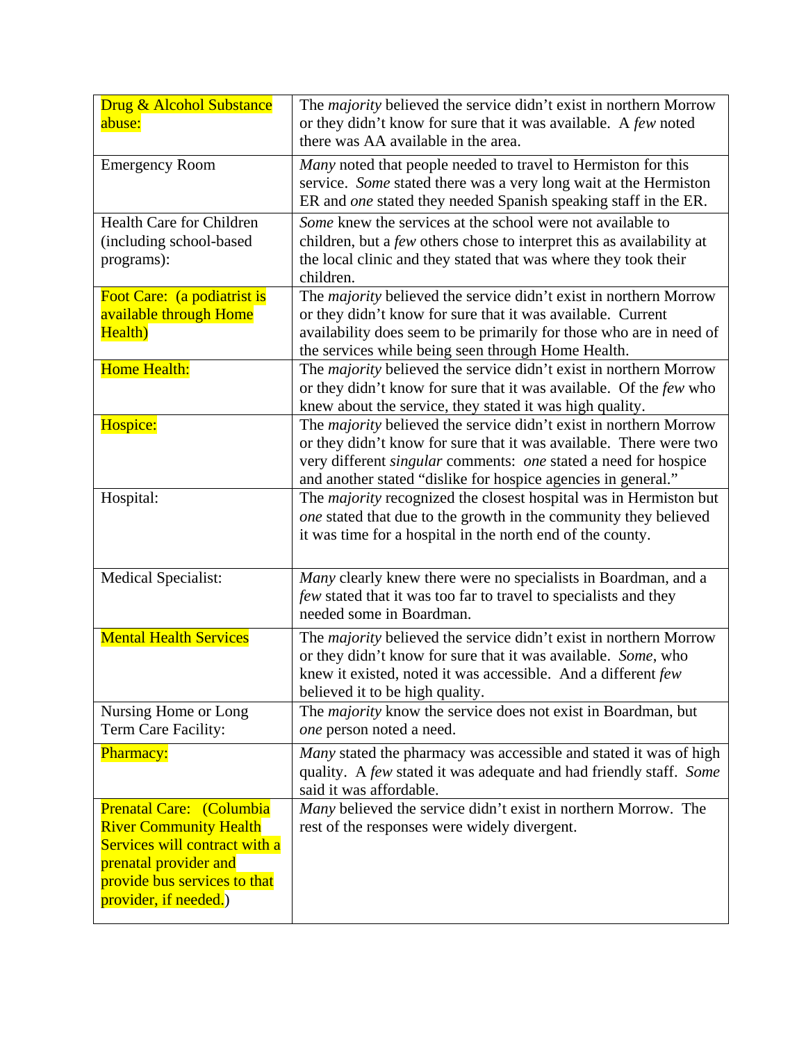| | |
|---|---|
| Drug & Alcohol Substance abuse: | The *majority* believed the service didn't exist in northern Morrow or they didn't know for sure that it was available. A *few* noted there was AA available in the area. |
| Emergency Room | *Many* noted that people needed to travel to Hermiston for this service. *Some* stated there was a very long wait at the Hermiston ER and *one* stated they needed Spanish speaking staff in the ER. |
| Health Care for Children (including school-based programs): | *Some* knew the services at the school were not available to children, but a *few* others chose to interpret this as availability at the local clinic and they stated that was where they took their children. |
| Foot Care: (a podiatrist is available through Home Health) | The *majority* believed the service didn't exist in northern Morrow or they didn't know for sure that it was available. Current availability does seem to be primarily for those who are in need of the services while being seen through Home Health. |
| Home Health: | The *majority* believed the service didn't exist in northern Morrow or they didn't know for sure that it was available. Of the *few* who knew about the service, they stated it was high quality. |
| Hospice: | The *majority* believed the service didn't exist in northern Morrow or they didn't know for sure that it was available. There were two very different *singular* comments: *one* stated a need for hospice and another stated "dislike for hospice agencies in general." |
| Hospital: | The *majority* recognized the closest hospital was in Hermiston but *one* stated that due to the growth in the community they believed it was time for a hospital in the north end of the county. |
| Medical Specialist: | *Many* clearly knew there were no specialists in Boardman, and a *few* stated that it was too far to travel to specialists and they needed some in Boardman. |
| Mental Health Services | The *majority* believed the service didn't exist in northern Morrow or they didn't know for sure that it was available. *Some*, who knew it existed, noted it was accessible. And a different *few* believed it to be high quality. |
| Nursing Home or Long Term Care Facility: | The *majority* know the service does not exist in Boardman, but *one* person noted a need. |
| Pharmacy: | *Many* stated the pharmacy was accessible and stated it was of high quality. A *few* stated it was adequate and had friendly staff. *Some* said it was affordable. |
| Prenatal Care: (Columbia River Community Health Services will contract with a prenatal provider and provide bus services to that provider, if needed.) | *Many* believed the service didn't exist in northern Morrow. The rest of the responses were widely divergent. |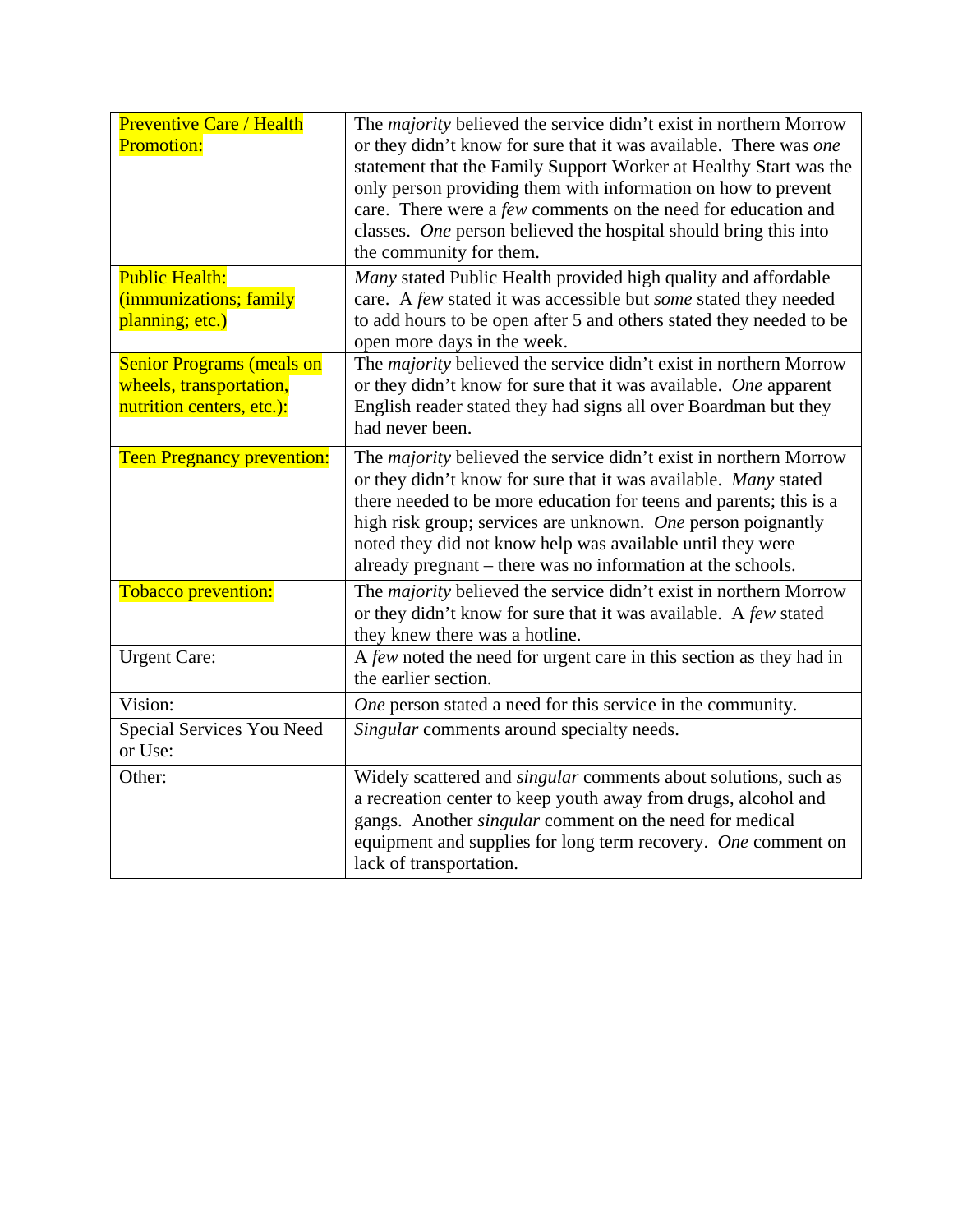| | |
|---|---|
| Preventive Care / Health Promotion: | The *majority* believed the service didn't exist in northern Morrow or they didn't know for sure that it was available. There was *one* statement that the Family Support Worker at Healthy Start was the only person providing them with information on how to prevent care. There were a *few* comments on the need for education and classes. *One* person believed the hospital should bring this into the community for them. |
| Public Health: (immunizations; family planning; etc.) | *Many* stated Public Health provided high quality and affordable care. A *few* stated it was accessible but *some* stated they needed to add hours to be open after 5 and others stated they needed to be open more days in the week. |
| Senior Programs (meals on wheels, transportation, nutrition centers, etc.): | The *majority* believed the service didn't exist in northern Morrow or they didn't know for sure that it was available. *One* apparent English reader stated they had signs all over Boardman but they had never been. |
| Teen Pregnancy prevention: | The *majority* believed the service didn't exist in northern Morrow or they didn't know for sure that it was available. *Many* stated there needed to be more education for teens and parents; this is a high risk group; services are unknown. *One* person poignantly noted they did not know help was available until they were already pregnant – there was no information at the schools. |
| Tobacco prevention: | The *majority* believed the service didn't exist in northern Morrow or they didn't know for sure that it was available. A *few* stated they knew there was a hotline. |
| Urgent Care: | A *few* noted the need for urgent care in this section as they had in the earlier section. |
| Vision: | *One* person stated a need for this service in the community. |
| Special Services You Need or Use: | *Singular* comments around specialty needs. |
| Other: | Widely scattered and *singular* comments about solutions, such as a recreation center to keep youth away from drugs, alcohol and gangs. Another *singular* comment on the need for medical equipment and supplies for long term recovery. *One* comment on lack of transportation. |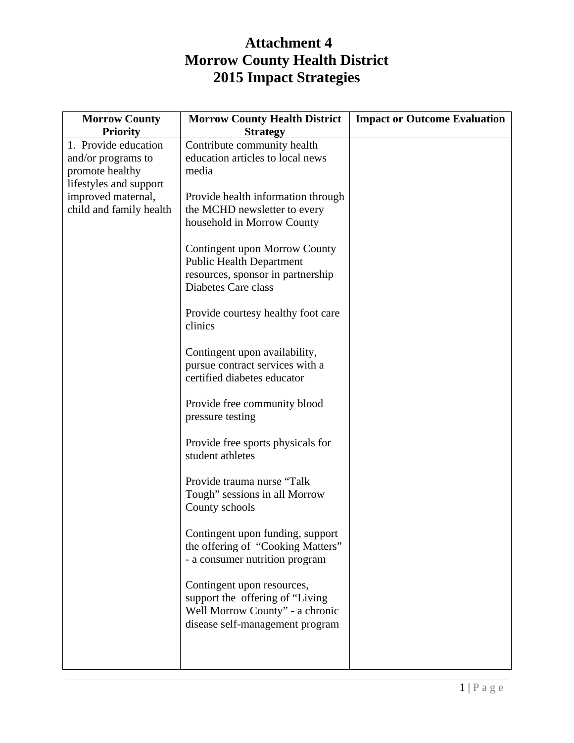# Attachment 4
# Morrow County Health District
# 2015 Impact Strategies

| Morrow County Priority | Morrow County Health District Strategy | Impact or Outcome Evaluation |
|---|---|---|
| 1. Provide education and/or programs to promote healthy lifestyles and support improved maternal, child and family health | Contribute community health education articles to local news media<br><br>Provide health information through the MCHD newsletter to every household in Morrow County<br><br>Contingent upon Morrow County Public Health Department resources, sponsor in partnership Diabetes Care class<br><br>Provide courtesy healthy foot care clinics<br><br>Contingent upon availability, pursue contract services with a certified diabetes educator<br><br>Provide free community blood pressure testing<br><br>Provide free sports physicals for student athletes<br><br>Provide trauma nurse "Talk Tough" sessions in all Morrow County schools<br><br>Contingent upon funding, support the offering of "Cooking Matters" - a consumer nutrition program<br><br>Contingent upon resources, support the offering of "Living Well Morrow County" - a chronic disease self-management program | |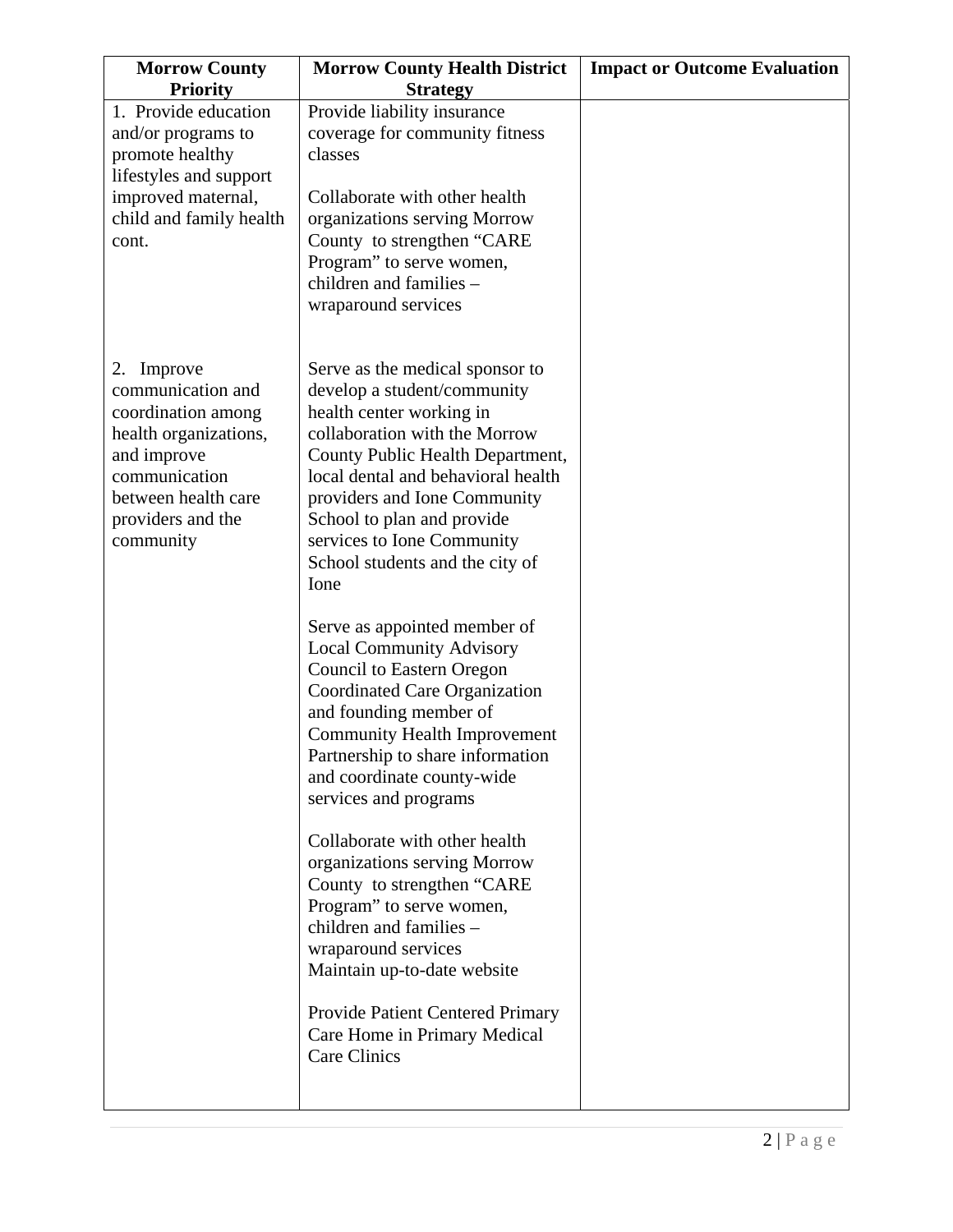| Morrow County Priority | Morrow County Health District Strategy | Impact or Outcome Evaluation |
|---|---|---|
| 1. Provide education and/or programs to promote healthy lifestyles and support improved maternal, child and family health cont. | Provide liability insurance coverage for community fitness classes<br><br>Collaborate with other health organizations serving Morrow County to strengthen "CARE Program" to serve women, children and families – wraparound services | |
| 2. Improve communication and coordination among health organizations, and improve communication between health care providers and the community | Serve as the medical sponsor to develop a student/community health center working in collaboration with the Morrow County Public Health Department, local dental and behavioral health providers and Ione Community School to plan and provide services to Ione Community School students and the city of Ione<br><br>Serve as appointed member of Local Community Advisory Council to Eastern Oregon Coordinated Care Organization and founding member of Community Health Improvement Partnership to share information and coordinate county-wide services and programs<br><br>Collaborate with other health organizations serving Morrow County to strengthen "CARE Program" to serve women, children and families – wraparound services<br>Maintain up-to-date website<br><br>Provide Patient Centered Primary Care Home in Primary Medical Care Clinics | |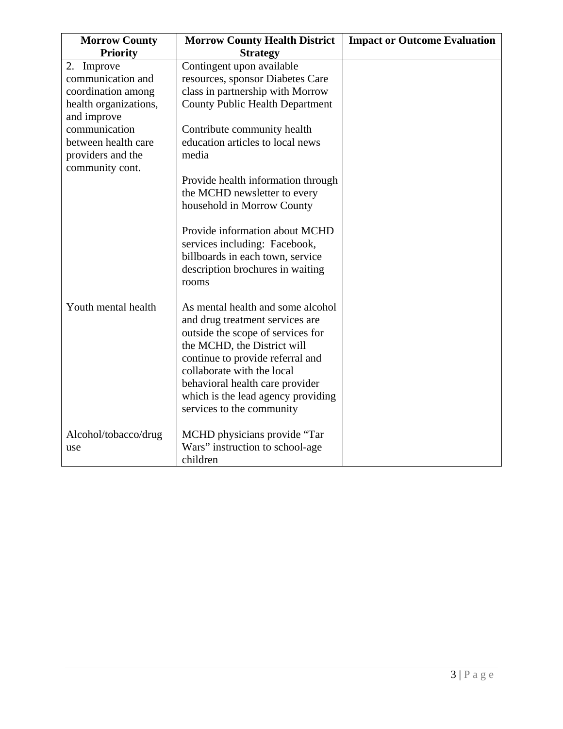| Morrow County Priority | Morrow County Health District Strategy | Impact or Outcome Evaluation |
|---|---|---|
| 2. Improve communication and coordination among health organizations, and improve communication between health care providers and the community cont. | Contingent upon available resources, sponsor Diabetes Care class in partnership with Morrow County Public Health Department<br><br>Contribute community health education articles to local news media<br><br>Provide health information through the MCHD newsletter to every household in Morrow County<br><br>Provide information about MCHD services including: Facebook, billboards in each town, service description brochures in waiting rooms | |
| Youth mental health | As mental health and some alcohol and drug treatment services are outside the scope of services for the MCHD, the District will continue to provide referral and collaborate with the local behavioral health care provider which is the lead agency providing services to the community | |
| Alcohol/tobacco/drug use | MCHD physicians provide "Tar Wars" instruction to school-age children | |